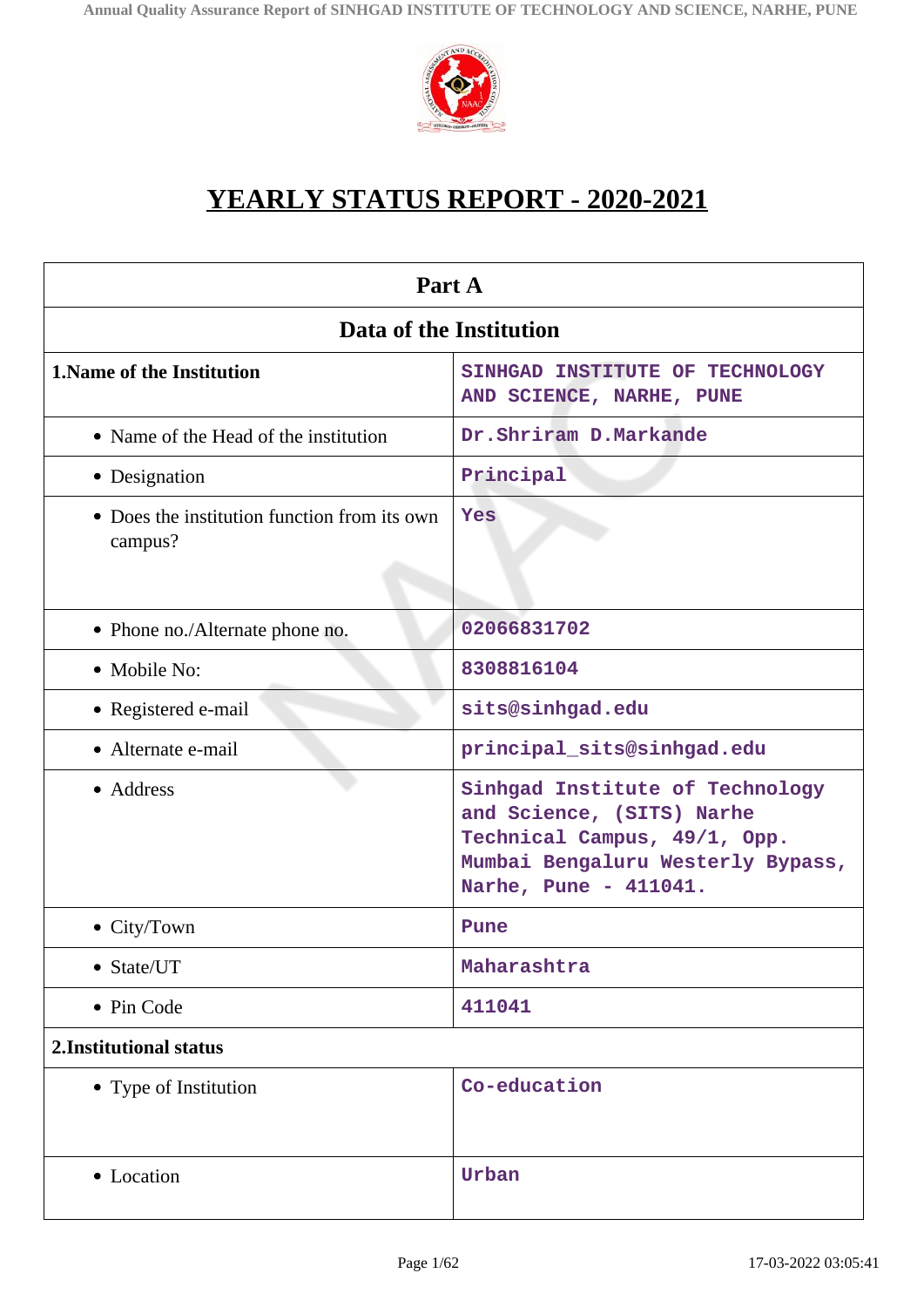# YEARLY STATUS REPORT - 2020-2021

| Part A | |
|---|---|
| **Data of the Institution** | |
| **1.Name of the Institution** | SINHGAD INSTITUTE OF TECHNOLOGY AND SCIENCE, NARHE, PUNE |
| • Name of the Head of the institution | Dr.Shriram D.Markande |
| • Designation | Principal |
| • Does the institution function from its own campus? | Yes |
| • Phone no./Alternate phone no. | 02066831702 |
| • Mobile No: | 8308816104 |
| • Registered e-mail | sits@sinhgad.edu |
| • Alternate e-mail | principal_sits@sinhgad.edu |
| • Address | Sinhgad Institute of Technology and Science, (SITS) Narhe Technical Campus, 49/1, Opp. Mumbai Bengaluru Westerly Bypass, Narhe, Pune - 411041. |
| • City/Town | Pune |
| • State/UT | Maharashtra |
| • Pin Code | 411041 |
| **2.Institutional status** | |
| • Type of Institution | Co-education |
| • Location | Urban |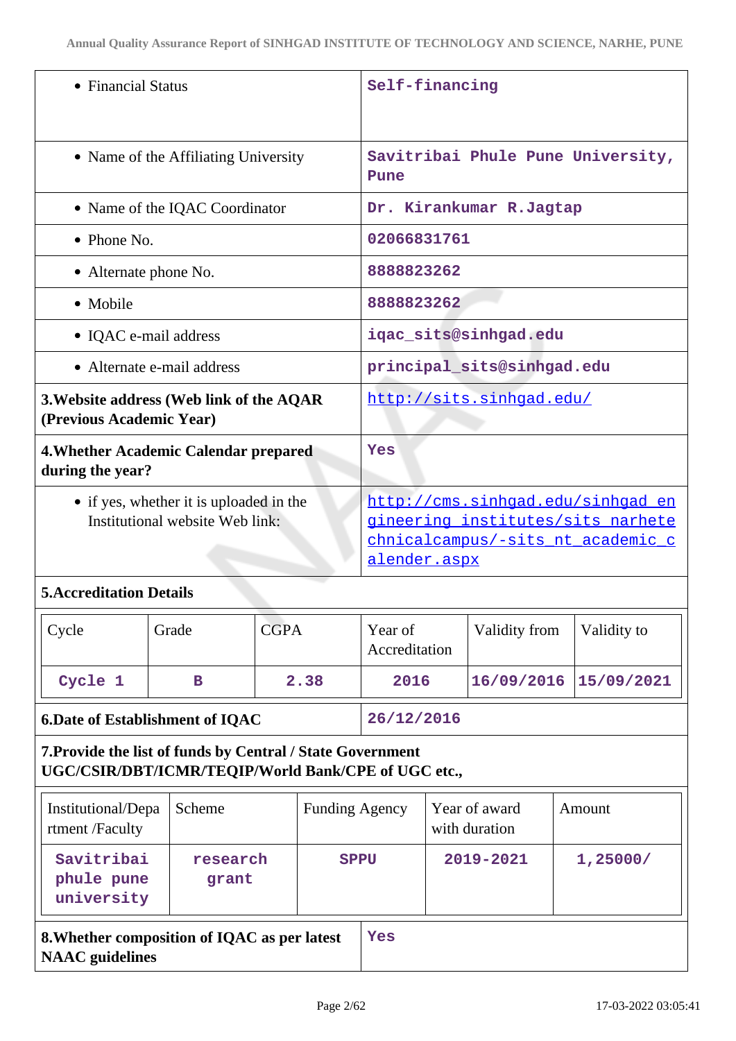| | |
|---|---|
| • Financial Status | Self-financing |
| • Name of the Affiliating University | Savitribai Phule Pune University, Pune |
| • Name of the IQAC Coordinator | Dr. Kirankumar R.Jagtap |
| • Phone No. | 02066831761 |
| • Alternate phone No. | 8888823262 |
| • Mobile | 8888823262 |
| • IQAC e-mail address | iqac_sits@sinhgad.edu |
| • Alternate e-mail address | principal_sits@sinhgad.edu |
| **3.Website address (Web link of the AQAR (Previous Academic Year)** | http://sits.sinhgad.edu/ |
| **4.Whether Academic Calendar prepared during the year?** | Yes |
| • if yes, whether it is uploaded in the Institutional website Web link: | http://cms.sinhgad.edu/sinhgad_engineering_institutes/sits_narhetechnicalcampus/-sits_nt_academic_calender.aspx |

**5.Accreditation Details**

| Cycle | Grade | CGPA | Year of Accreditation | Validity from | Validity to |
|---|---|---|---|---|---|
| Cycle 1 | B | 2.38 | 2016 | 16/09/2016 | 15/09/2021 |

| | |
|---|---|
| **6.Date of Establishment of IQAC** | 26/12/2016 |

**7.Provide the list of funds by Central / State Government UGC/CSIR/DBT/ICMR/TEQIP/World Bank/CPE of UGC etc.,**

| Institutional/Department /Faculty | Scheme | Funding Agency | Year of award with duration | Amount |
|---|---|---|---|---|
| Savitribai phule pune university | research grant | SPPU | 2019-2021 | 1,25000/ |

| | |
|---|---|
| **8.Whether composition of IQAC as per latest NAAC guidelines** | Yes |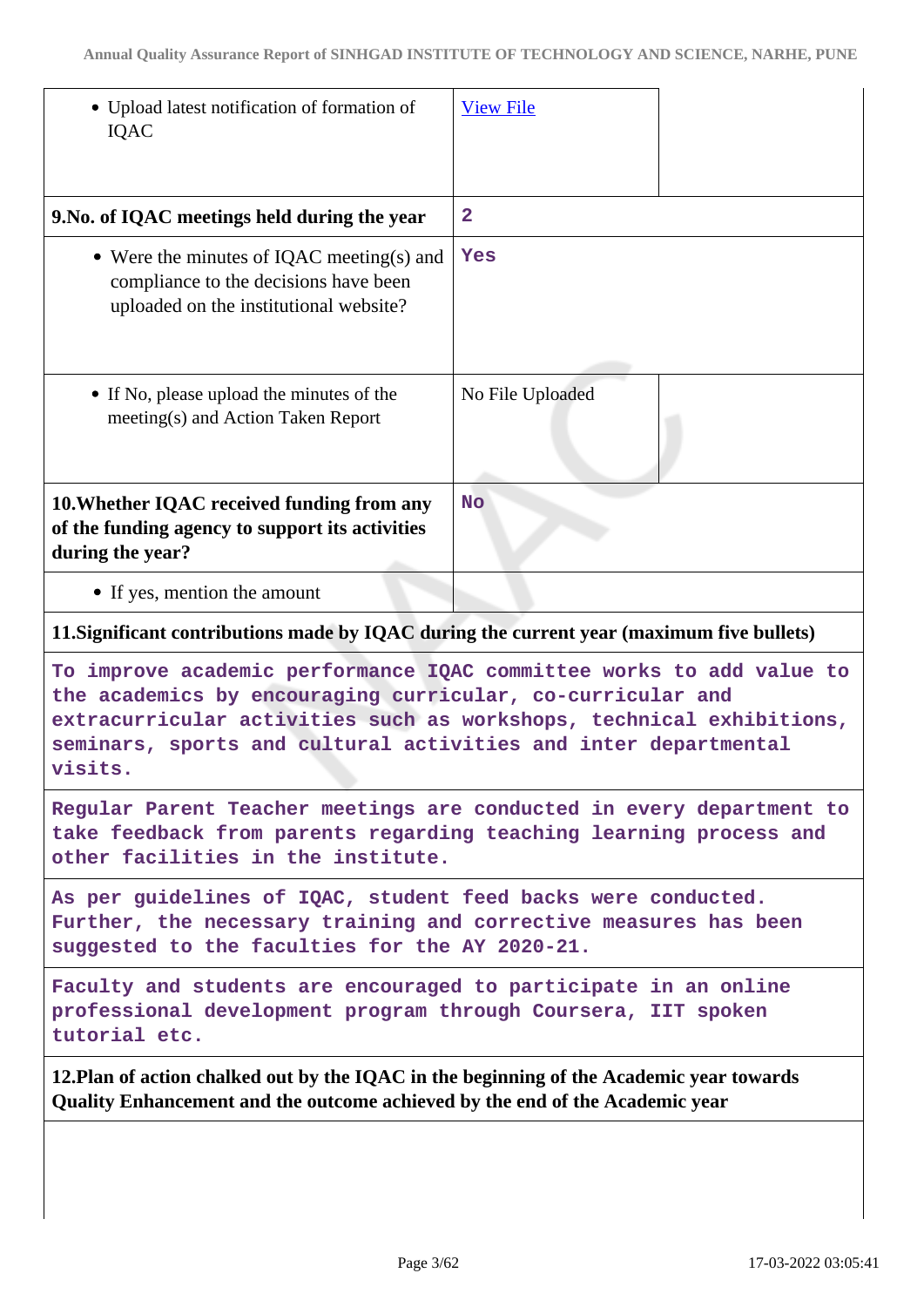| | |
|---|---|
| • Upload latest notification of formation of IQAC | View File |
| **9.No. of IQAC meetings held during the year** | **2** |
| • Were the minutes of IQAC meeting(s) and compliance to the decisions have been uploaded on the institutional website? | **Yes** |
| • If No, please upload the minutes of the meeting(s) and Action Taken Report | No File Uploaded |
| **10.Whether IQAC received funding from any of the funding agency to support its activities during the year?** | **No** |
| • If yes, mention the amount | |

**11.Significant contributions made by IQAC during the current year (maximum five bullets)**

| |
|---|
| To improve academic performance IQAC committee works to add value to the academics by encouraging curricular, co-curricular and extracurricular activities such as workshops, technical exhibitions, seminars, sports and cultural activities and inter departmental visits. |
| Regular Parent Teacher meetings are conducted in every department to take feedback from parents regarding teaching learning process and other facilities in the institute. |
| As per guidelines of IQAC, student feed backs were conducted. Further, the necessary training and corrective measures has been suggested to the faculties for the AY 2020-21. |
| Faculty and students are encouraged to participate in an online professional development program through Coursera, IIT spoken tutorial etc. |

**12.Plan of action chalked out by the IQAC in the beginning of the Academic year towards Quality Enhancement and the outcome achieved by the end of the Academic year**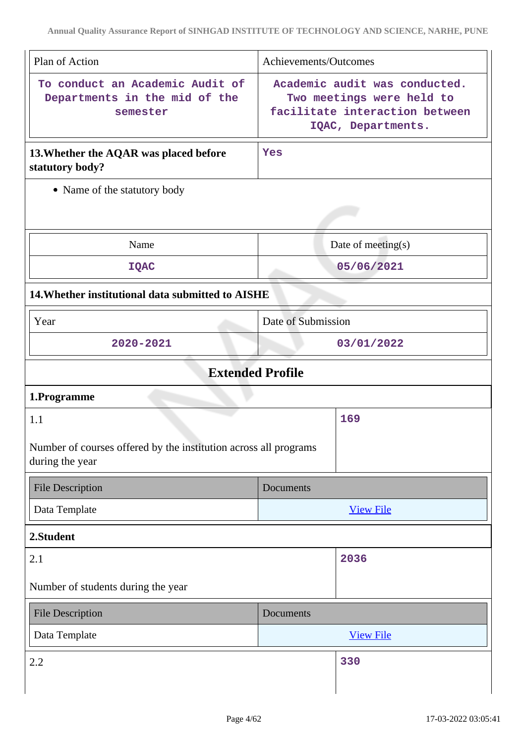| Plan of Action | Achievements/Outcomes |
|---|---|
| To conduct an Academic Audit of Departments in the mid of the semester | Academic audit was conducted. Two meetings were held to facilitate interaction between IQAC, Departments. |

| **13.Whether the AQAR was placed before statutory body?** | Yes |
|---|---|

- Name of the statutory body

| Name | Date of meeting(s) |
|---|---|
| IQAC | 05/06/2021 |

**14.Whether institutional data submitted to AISHE**

| Year | Date of Submission |
|---|---|
| 2020-2021 | 03/01/2022 |

## Extended Profile

### 1.Programme

| 1.1<br><br>Number of courses offered by the institution across all programs during the year | 169 |
|---|---|

| File Description | Documents |
|---|---|
| Data Template | View File |

### 2.Student

| 2.1<br><br>Number of students during the year | 2036 |
|---|---|

| File Description | Documents |
|---|---|
| Data Template | View File |

| 2.2 | 330 |
|---|---|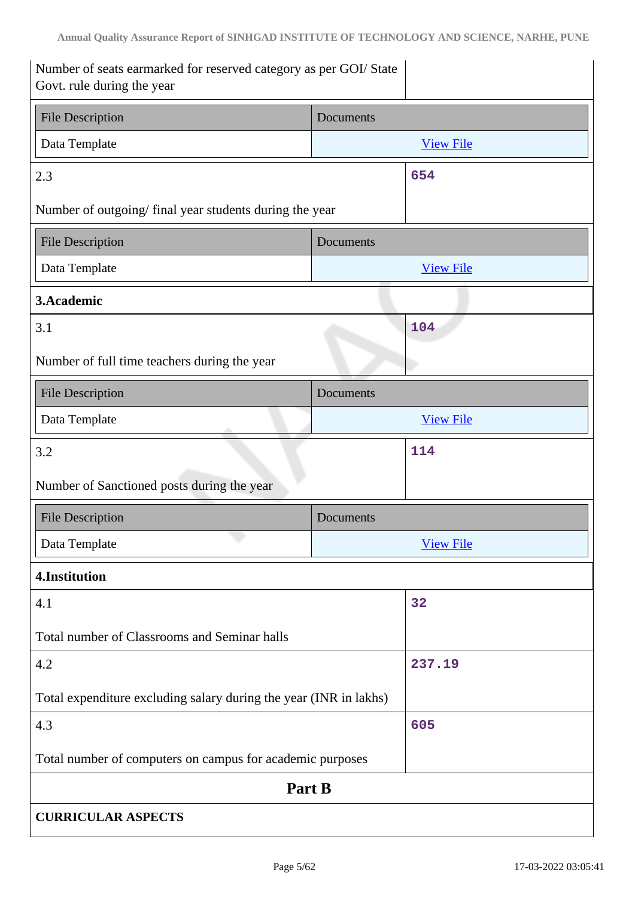| Number of seats earmarked for reserved category as per GOI/ State Govt. rule during the year | |
|---|---|

| File Description | Documents |
|---|---|
| Data Template | [View File]() |

| 2.3<br><br>Number of outgoing/ final year students during the year | 654 |
|---|---|

| File Description | Documents |
|---|---|
| Data Template | [View File]() |

**3.Academic**

| 3.1<br><br>Number of full time teachers during the year | 104 |
|---|---|

| File Description | Documents |
|---|---|
| Data Template | [View File]() |

| 3.2<br><br>Number of Sanctioned posts during the year | 114 |
|---|---|

| File Description | Documents |
|---|---|
| Data Template | [View File]() |

**4.Institution**

| 4.1<br><br>Total number of Classrooms and Seminar halls | 32 |
|---|---|
| 4.2<br><br>Total expenditure excluding salary during the year (INR in lakhs) | 237.19 |
| 4.3<br><br>Total number of computers on campus for academic purposes | 605 |

## Part B

**CURRICULAR ASPECTS**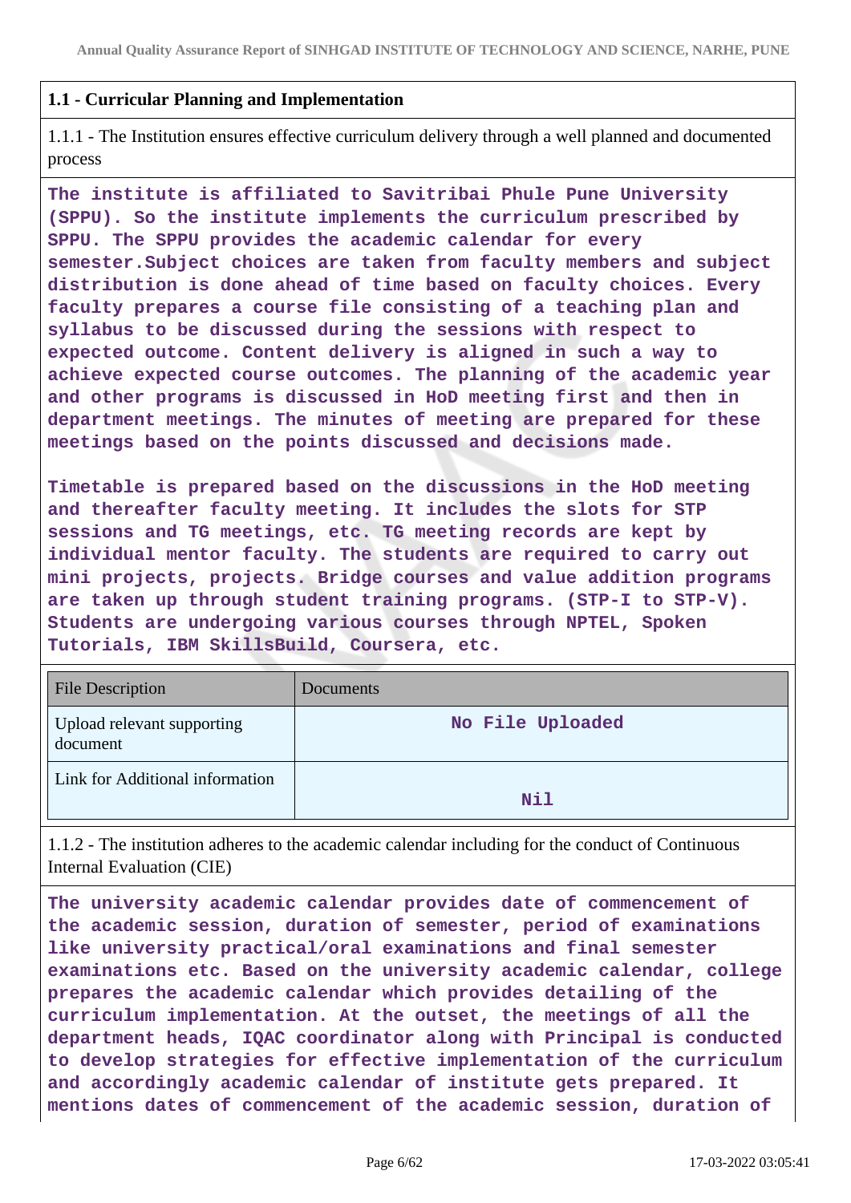## 1.1 - Curricular Planning and Implementation

1.1.1 - The Institution ensures effective curriculum delivery through a well planned and documented process

**The institute is affiliated to Savitribai Phule Pune University (SPPU). So the institute implements the curriculum prescribed by SPPU. The SPPU provides the academic calendar for every semester.Subject choices are taken from faculty members and subject distribution is done ahead of time based on faculty choices. Every faculty prepares a course file consisting of a teaching plan and syllabus to be discussed during the sessions with respect to expected outcome. Content delivery is aligned in such a way to achieve expected course outcomes. The planning of the academic year and other programs is discussed in HoD meeting first and then in department meetings. The minutes of meeting are prepared for these meetings based on the points discussed and decisions made.**

**Timetable is prepared based on the discussions in the HoD meeting and thereafter faculty meeting. It includes the slots for STP sessions and TG meetings, etc. TG meeting records are kept by individual mentor faculty. The students are required to carry out mini projects, projects. Bridge courses and value addition programs are taken up through student training programs. (STP-I to STP-V). Students are undergoing various courses through NPTEL, Spoken Tutorials, IBM SkillsBuild, Coursera, etc.**

| File Description | Documents |
|---|---|
| Upload relevant supporting document | No File Uploaded |
| Link for Additional information | Nil |

1.1.2 - The institution adheres to the academic calendar including for the conduct of Continuous Internal Evaluation (CIE)

**The university academic calendar provides date of commencement of the academic session, duration of semester, period of examinations like university practical/oral examinations and final semester examinations etc. Based on the university academic calendar, college prepares the academic calendar which provides detailing of the curriculum implementation. At the outset, the meetings of all the department heads, IQAC coordinator along with Principal is conducted to develop strategies for effective implementation of the curriculum and accordingly academic calendar of institute gets prepared. It mentions dates of commencement of the academic session, duration of**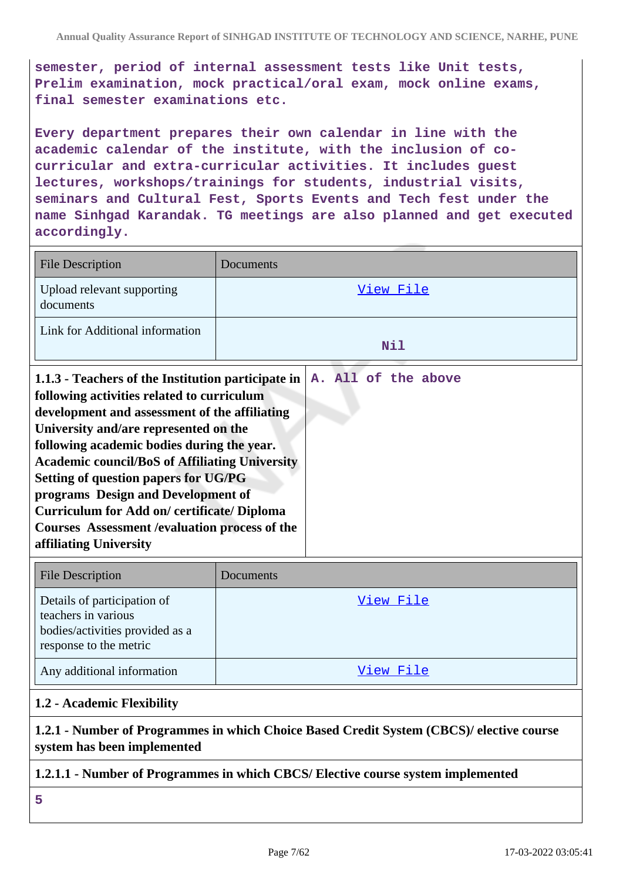semester, period of internal assessment tests like Unit tests, Prelim examination, mock practical/oral exam, mock online exams, final semester examinations etc.

Every department prepares their own calendar in line with the academic calendar of the institute, with the inclusion of co-curricular and extra-curricular activities. It includes guest lectures, workshops/trainings for students, industrial visits, seminars and Cultural Fest, Sports Events and Tech fest under the name Sinhgad Karandak. TG meetings are also planned and get executed accordingly.

| File Description | Documents |
|---|---|
| Upload relevant supporting documents | View File |
| Link for Additional information | Nil |

| **1.1.3 - Teachers of the Institution participate in following activities related to curriculum development and assessment of the affiliating University and/are represented on the following academic bodies during the year. Academic council/BoS of Affiliating University Setting of question papers for UG/PG programs Design and Development of Curriculum for Add on/ certificate/ Diploma Courses Assessment /evaluation process of the affiliating University** | A. All of the above |
|---|---|

| File Description | Documents |
|---|---|
| Details of participation of teachers in various bodies/activities provided as a response to the metric | View File |
| Any additional information | View File |

**1.2 - Academic Flexibility**

**1.2.1 - Number of Programmes in which Choice Based Credit System (CBCS)/ elective course system has been implemented**

**1.2.1.1 - Number of Programmes in which CBCS/ Elective course system implemented**

5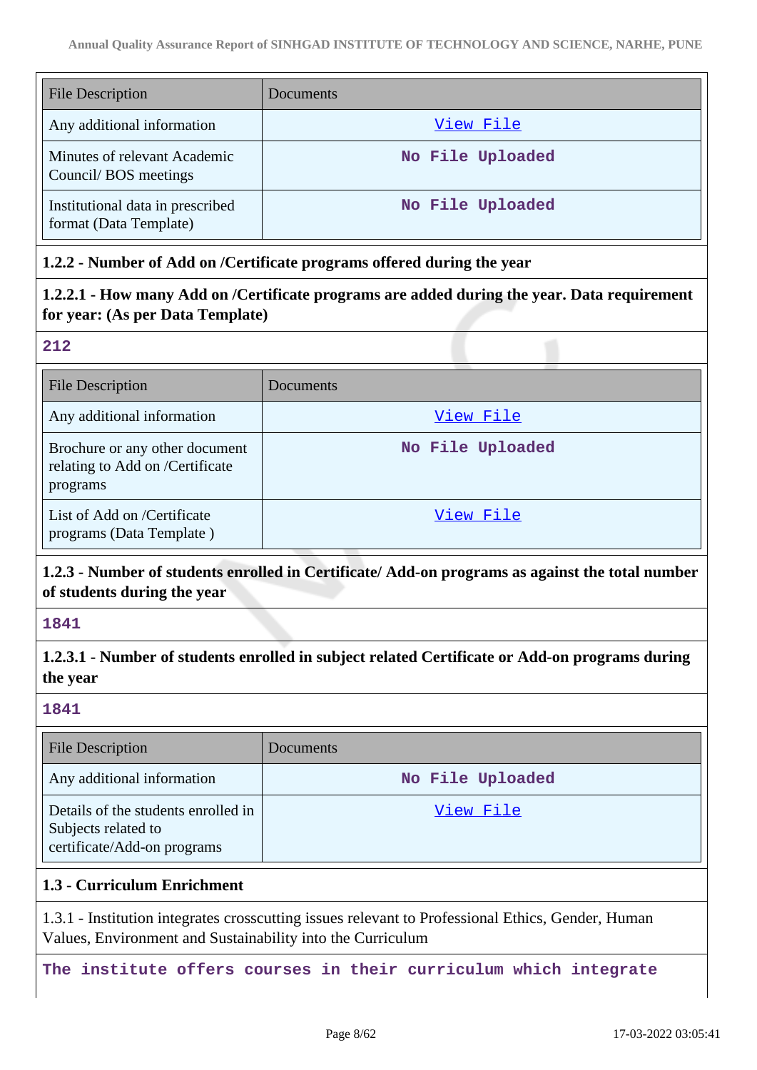| File Description | Documents |
|---|---|
| Any additional information | View File |
| Minutes of relevant Academic Council/ BOS meetings | No File Uploaded |
| Institutional data in prescribed format (Data Template) | No File Uploaded |

**1.2.2 - Number of Add on /Certificate programs offered during the year**

**1.2.2.1 - How many Add on /Certificate programs are added during the year. Data requirement for year: (As per Data Template)**

**212**

| File Description | Documents |
|---|---|
| Any additional information | View File |
| Brochure or any other document relating to Add on /Certificate programs | No File Uploaded |
| List of Add on /Certificate programs (Data Template ) | View File |

**1.2.3 - Number of students enrolled in Certificate/ Add-on programs as against the total number of students during the year**

**1841**

**1.2.3.1 - Number of students enrolled in subject related Certificate or Add-on programs during the year**

**1841**

| File Description | Documents |
|---|---|
| Any additional information | No File Uploaded |
| Details of the students enrolled in Subjects related to certificate/Add-on programs | View File |

**1.3 - Curriculum Enrichment**

1.3.1 - Institution integrates crosscutting issues relevant to Professional Ethics, Gender, Human Values, Environment and Sustainability into the Curriculum

**The institute offers courses in their curriculum which integrate**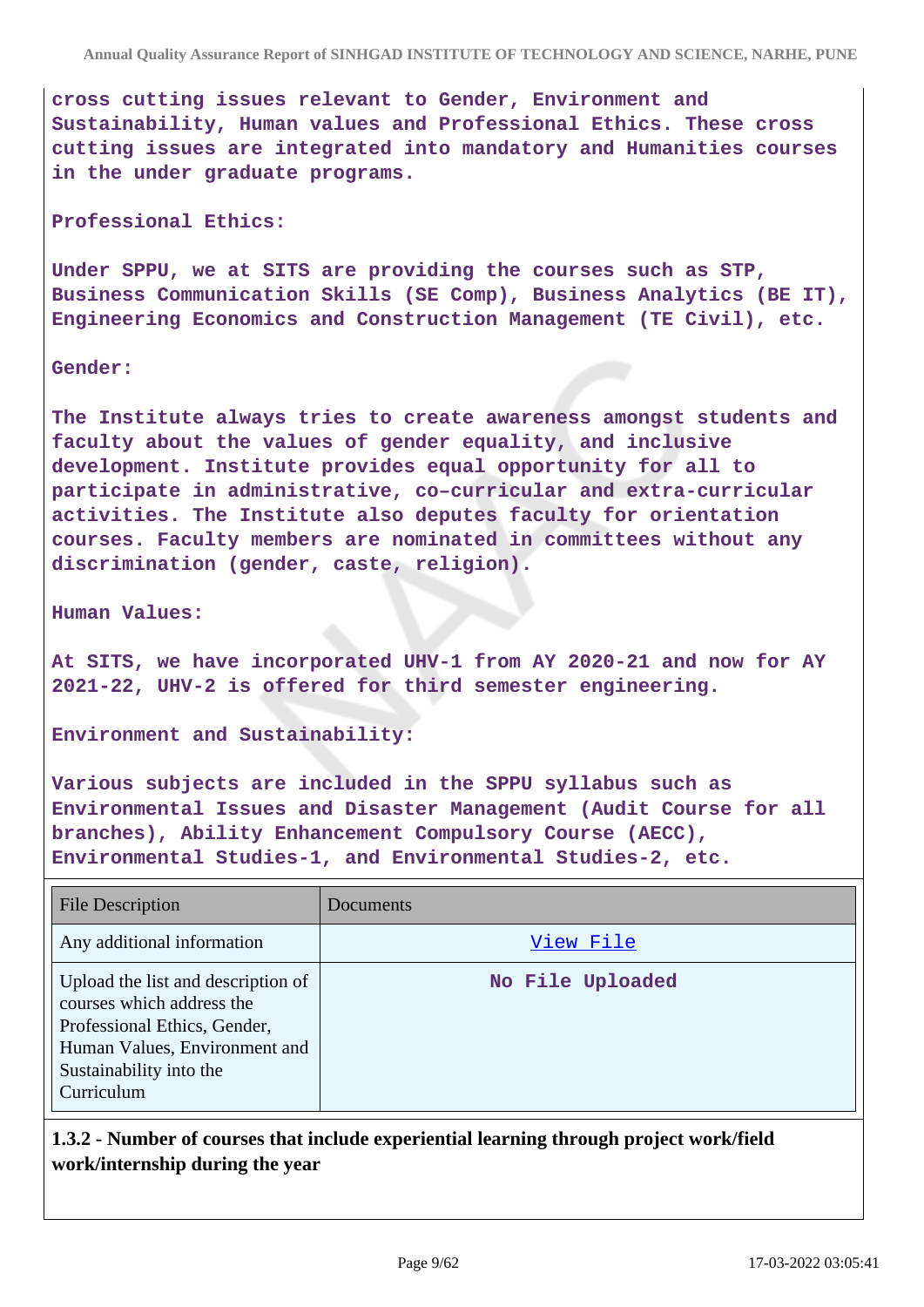cross cutting issues relevant to Gender, Environment and Sustainability, Human values and Professional Ethics. These cross cutting issues are integrated into mandatory and Humanities courses in the under graduate programs.

**Professional Ethics:**

Under SPPU, we at SITS are providing the courses such as STP, Business Communication Skills (SE Comp), Business Analytics (BE IT), Engineering Economics and Construction Management (TE Civil), etc.

**Gender:**

The Institute always tries to create awareness amongst students and faculty about the values of gender equality, and inclusive development. Institute provides equal opportunity for all to participate in administrative, co–curricular and extra-curricular activities. The Institute also deputes faculty for orientation courses. Faculty members are nominated in committees without any discrimination (gender, caste, religion).

**Human Values:**

At SITS, we have incorporated UHV-1 from AY 2020-21 and now for AY 2021-22, UHV-2 is offered for third semester engineering.

**Environment and Sustainability:**

Various subjects are included in the SPPU syllabus such as Environmental Issues and Disaster Management (Audit Course for all branches), Ability Enhancement Compulsory Course (AECC), Environmental Studies-1, and Environmental Studies-2, etc.

| File Description | Documents |
|---|---|
| Any additional information | View File |
| Upload the list and description of courses which address the Professional Ethics, Gender, Human Values, Environment and Sustainability into the Curriculum | No File Uploaded |

**1.3.2 - Number of courses that include experiential learning through project work/field work/internship during the year**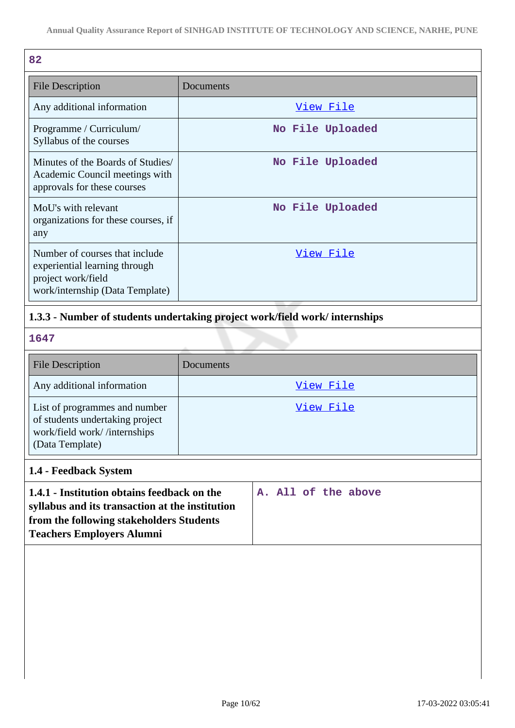82

| File Description | Documents |
| --- | --- |
| Any additional information | View File |
| Programme / Curriculum/ Syllabus of the courses | No File Uploaded |
| Minutes of the Boards of Studies/ Academic Council meetings with approvals for these courses | No File Uploaded |
| MoU's with relevant organizations for these courses, if any | No File Uploaded |
| Number of courses that include experiential learning through project work/field work/internship (Data Template) | View File |

**1.3.3 - Number of students undertaking project work/field work/ internships**

1647

| File Description | Documents |
| --- | --- |
| Any additional information | View File |
| List of programmes and number of students undertaking project work/field work/ /internships (Data Template) | View File |

**1.4 - Feedback System**

| **1.4.1 - Institution obtains feedback on the syllabus and its transaction at the institution from the following stakeholders Students Teachers Employers Alumni** | A. All of the above |
| --- | --- |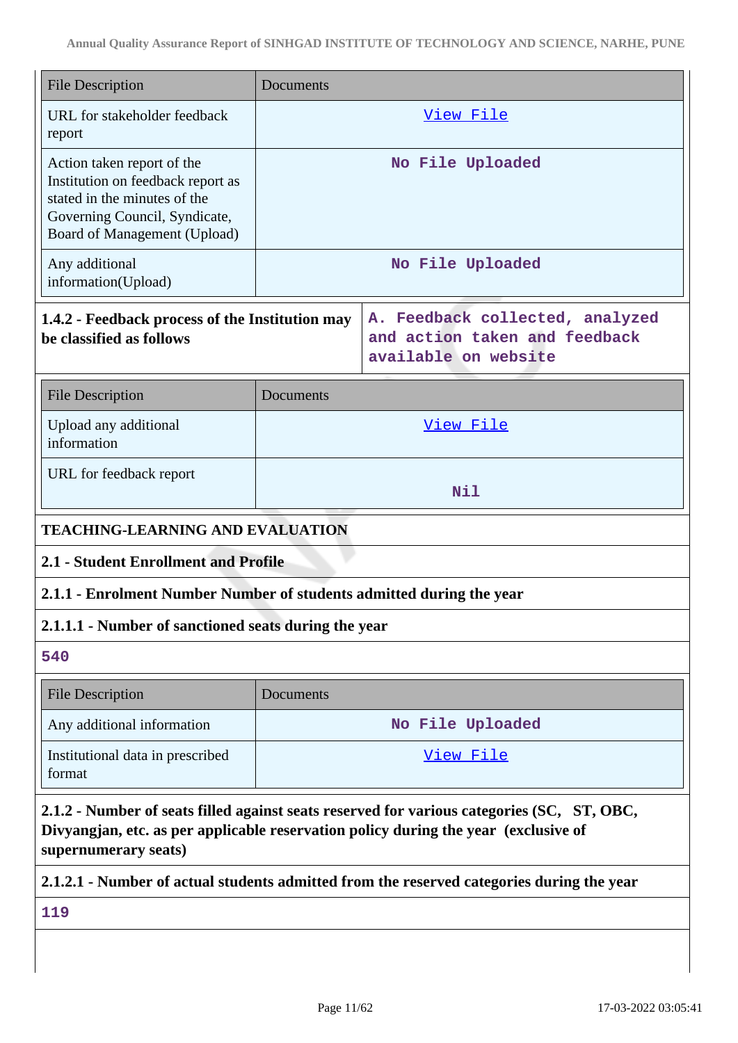| File Description | Documents |
| --- | --- |
| URL for stakeholder feedback report | View File |
| Action taken report of the Institution on feedback report as stated in the minutes of the Governing Council, Syndicate, Board of Management (Upload) | No File Uploaded |
| Any additional information(Upload) | No File Uploaded |

| **1.4.2 - Feedback process of the Institution may be classified as follows** | A. Feedback collected, analyzed and action taken and feedback available on website |
| --- | --- |

| File Description | Documents |
| --- | --- |
| Upload any additional information | View File |
| URL for feedback report | Nil |

## TEACHING-LEARNING AND EVALUATION

### 2.1 - Student Enrollment and Profile

**2.1.1 - Enrolment Number Number of students admitted during the year**

**2.1.1.1 - Number of sanctioned seats during the year**

540

| File Description | Documents |
| --- | --- |
| Any additional information | No File Uploaded |
| Institutional data in prescribed format | View File |

**2.1.2 - Number of seats filled against seats reserved for various categories (SC, ST, OBC, Divyangjan, etc. as per applicable reservation policy during the year (exclusive of supernumerary seats)**

**2.1.2.1 - Number of actual students admitted from the reserved categories during the year**

119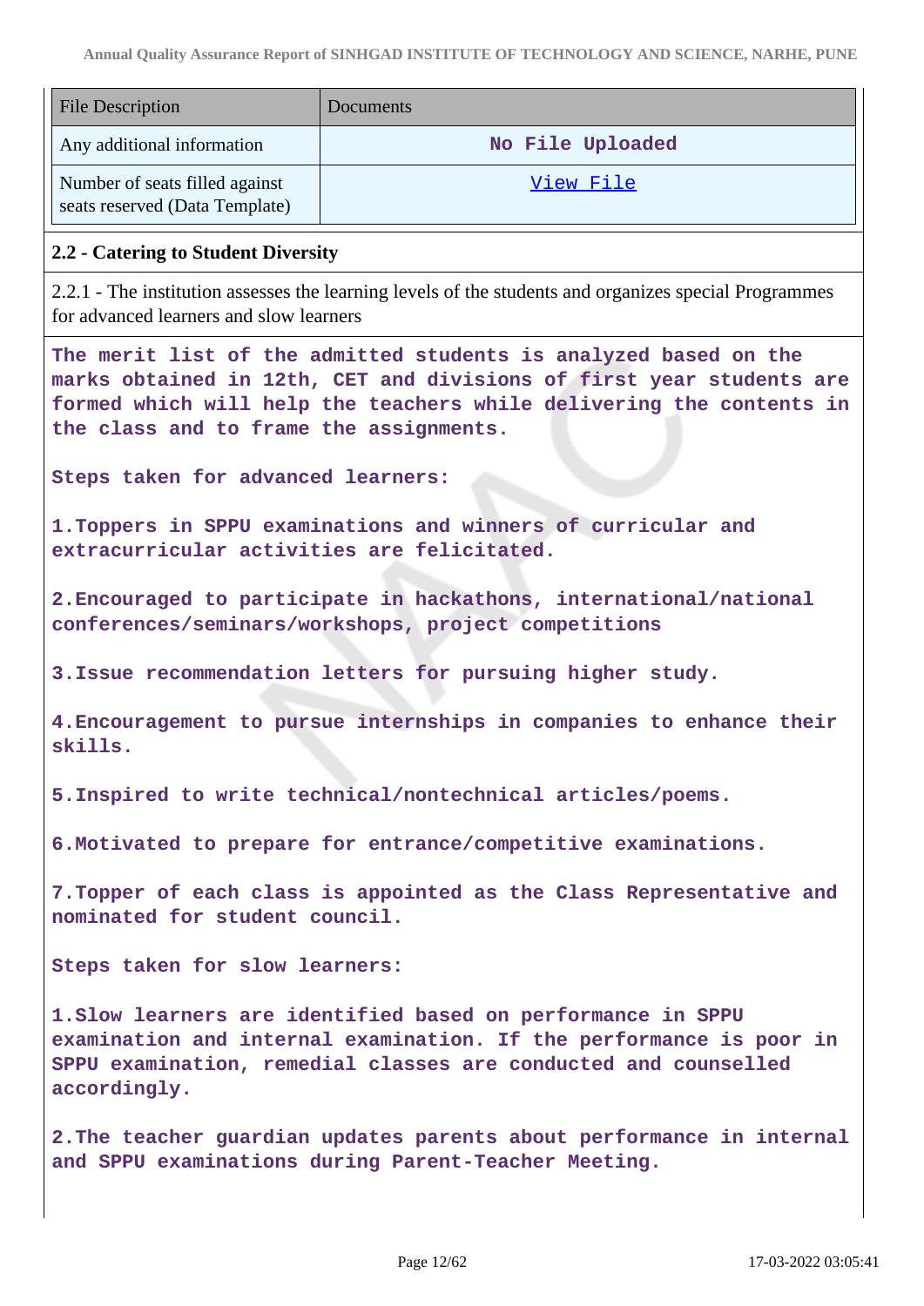| File Description | Documents |
| --- | --- |
| Any additional information | No File Uploaded |
| Number of seats filled against seats reserved (Data Template) | View File |

**2.2 - Catering to Student Diversity**

2.2.1 - The institution assesses the learning levels of the students and organizes special Programmes for advanced learners and slow learners

The merit list of the admitted students is analyzed based on the marks obtained in 12th, CET and divisions of first year students are formed which will help the teachers while delivering the contents in the class and to frame the assignments.

Steps taken for advanced learners:

1.Toppers in SPPU examinations and winners of curricular and extracurricular activities are felicitated.

2.Encouraged to participate in hackathons, international/national conferences/seminars/workshops, project competitions

3.Issue recommendation letters for pursuing higher study.

4.Encouragement to pursue internships in companies to enhance their skills.

5.Inspired to write technical/nontechnical articles/poems.

6.Motivated to prepare for entrance/competitive examinations.

7.Topper of each class is appointed as the Class Representative and nominated for student council.

Steps taken for slow learners:

1.Slow learners are identified based on performance in SPPU examination and internal examination. If the performance is poor in SPPU examination, remedial classes are conducted and counselled accordingly.

2.The teacher guardian updates parents about performance in internal and SPPU examinations during Parent-Teacher Meeting.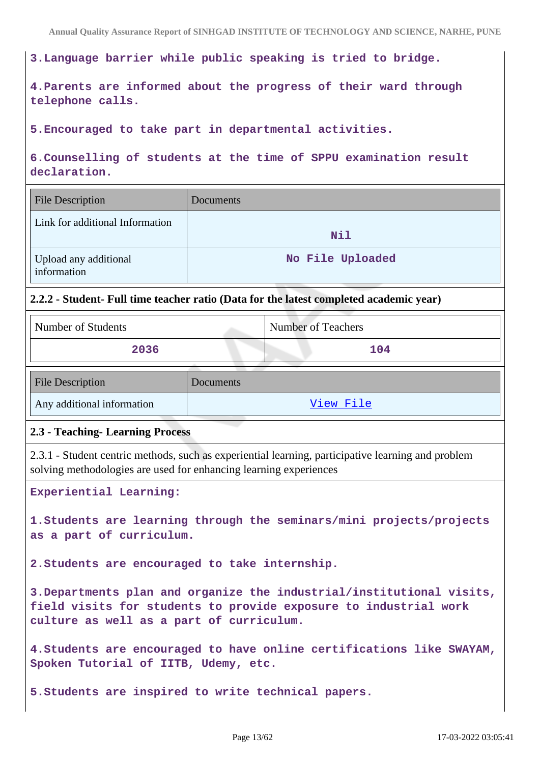3.Language barrier while public speaking is tried to bridge.

4.Parents are informed about the progress of their ward through telephone calls.

5.Encouraged to take part in departmental activities.

6.Counselling of students at the time of SPPU examination result declaration.

| File Description | Documents |
|---|---|
| Link for additional Information | Nil |
| Upload any additional information | No File Uploaded |

**2.2.2 - Student- Full time teacher ratio (Data for the latest completed academic year)**

| Number of Students | Number of Teachers |
|---|---|
| 2036 | 104 |

| File Description | Documents |
|---|---|
| Any additional information | View File |

**2.3 - Teaching- Learning Process**

2.3.1 - Student centric methods, such as experiential learning, participative learning and problem solving methodologies are used for enhancing learning experiences

Experiential Learning:

1.Students are learning through the seminars/mini projects/projects as a part of curriculum.

2.Students are encouraged to take internship.

3.Departments plan and organize the industrial/institutional visits, field visits for students to provide exposure to industrial work culture as well as a part of curriculum.

4.Students are encouraged to have online certifications like SWAYAM, Spoken Tutorial of IITB, Udemy, etc.

5.Students are inspired to write technical papers.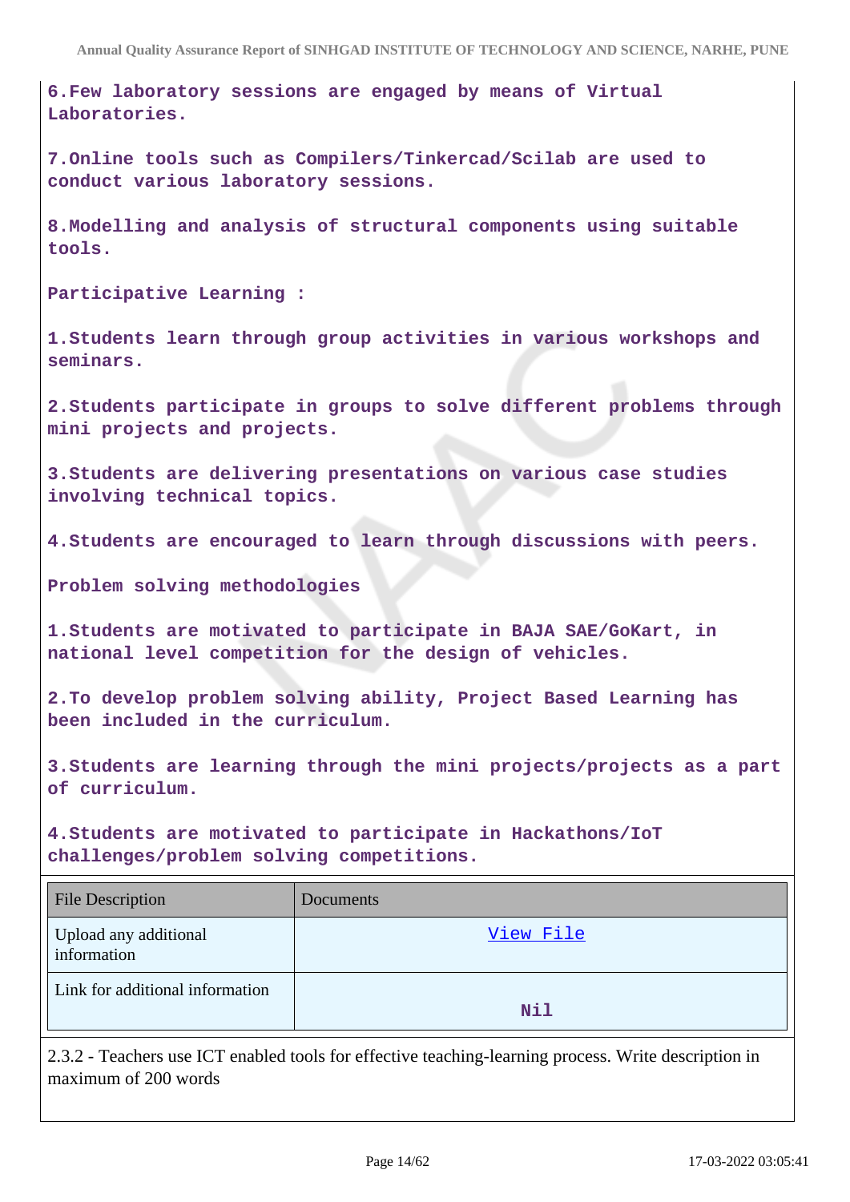6.Few laboratory sessions are engaged by means of Virtual Laboratories.

7.Online tools such as Compilers/Tinkercad/Scilab are used to conduct various laboratory sessions.

8.Modelling and analysis of structural components using suitable tools.

**Participative Learning :**

1.Students learn through group activities in various workshops and seminars.

2.Students participate in groups to solve different problems through mini projects and projects.

3.Students are delivering presentations on various case studies involving technical topics.

4.Students are encouraged to learn through discussions with peers.

**Problem solving methodologies**

1.Students are motivated to participate in BAJA SAE/GoKart, in national level competition for the design of vehicles.

2.To develop problem solving ability, Project Based Learning has been included in the curriculum.

3.Students are learning through the mini projects/projects as a part of curriculum.

4.Students are motivated to participate in Hackathons/IoT challenges/problem solving competitions.

| File Description | Documents |
| --- | --- |
| Upload any additional information | View File |
| Link for additional information | Nil |

2.3.2 - Teachers use ICT enabled tools for effective teaching-learning process. Write description in maximum of 200 words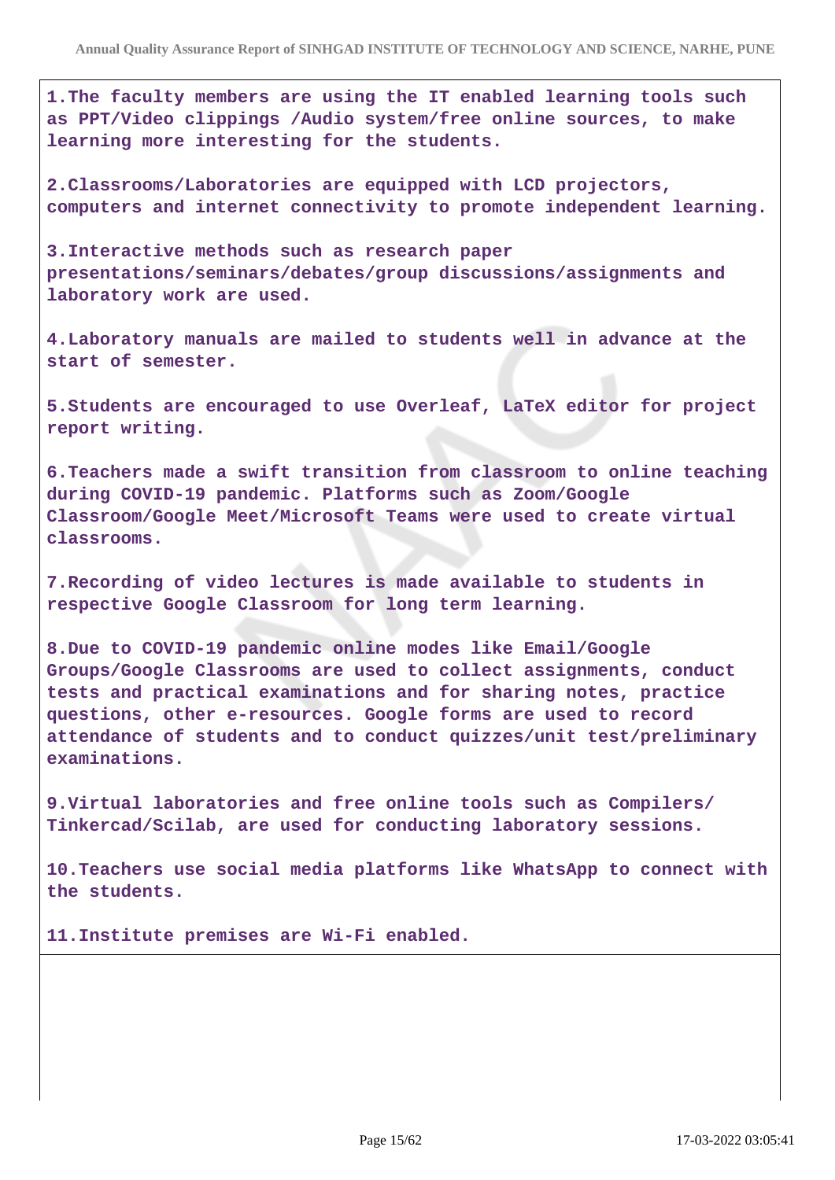1.The faculty members are using the IT enabled learning tools such as PPT/Video clippings /Audio system/free online sources, to make learning more interesting for the students.

2.Classrooms/Laboratories are equipped with LCD projectors, computers and internet connectivity to promote independent learning.

3.Interactive methods such as research paper presentations/seminars/debates/group discussions/assignments and laboratory work are used.

4.Laboratory manuals are mailed to students well in advance at the start of semester.

5.Students are encouraged to use Overleaf, LaTeX editor for project report writing.

6.Teachers made a swift transition from classroom to online teaching during COVID-19 pandemic. Platforms such as Zoom/Google Classroom/Google Meet/Microsoft Teams were used to create virtual classrooms.

7.Recording of video lectures is made available to students in respective Google Classroom for long term learning.

8.Due to COVID-19 pandemic online modes like Email/Google Groups/Google Classrooms are used to collect assignments, conduct tests and practical examinations and for sharing notes, practice questions, other e-resources. Google forms are used to record attendance of students and to conduct quizzes/unit test/preliminary examinations.

9.Virtual laboratories and free online tools such as Compilers/ Tinkercad/Scilab, are used for conducting laboratory sessions.

10.Teachers use social media platforms like WhatsApp to connect with the students.

11.Institute premises are Wi-Fi enabled.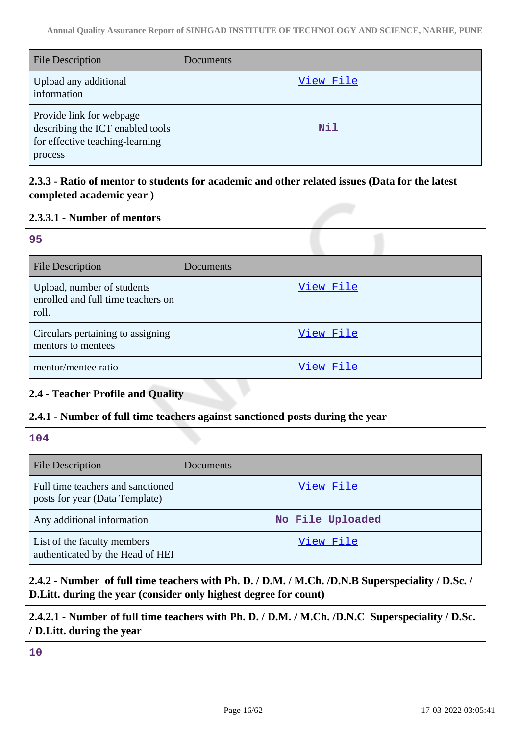| File Description | Documents |
|---|---|
| Upload any additional information | View File |
| Provide link for webpage describing the ICT enabled tools for effective teaching-learning process | Nil |

**2.3.3 - Ratio of mentor to students for academic and other related issues (Data for the latest completed academic year )**

**2.3.3.1 - Number of mentors**

95

| File Description | Documents |
|---|---|
| Upload, number of students enrolled and full time teachers on roll. | View File |
| Circulars pertaining to assigning mentors to mentees | View File |
| mentor/mentee ratio | View File |

**2.4 - Teacher Profile and Quality**

**2.4.1 - Number of full time teachers against sanctioned posts during the year**

104

| File Description | Documents |
|---|---|
| Full time teachers and sanctioned posts for year (Data Template) | View File |
| Any additional information | No File Uploaded |
| List of the faculty members authenticated by the Head of HEI | View File |

**2.4.2 - Number of full time teachers with Ph. D. / D.M. / M.Ch. /D.N.B Superspeciality / D.Sc. / D.Litt. during the year (consider only highest degree for count)**

**2.4.2.1 - Number of full time teachers with Ph. D. / D.M. / M.Ch. /D.N.C Superspeciality / D.Sc. / D.Litt. during the year**

10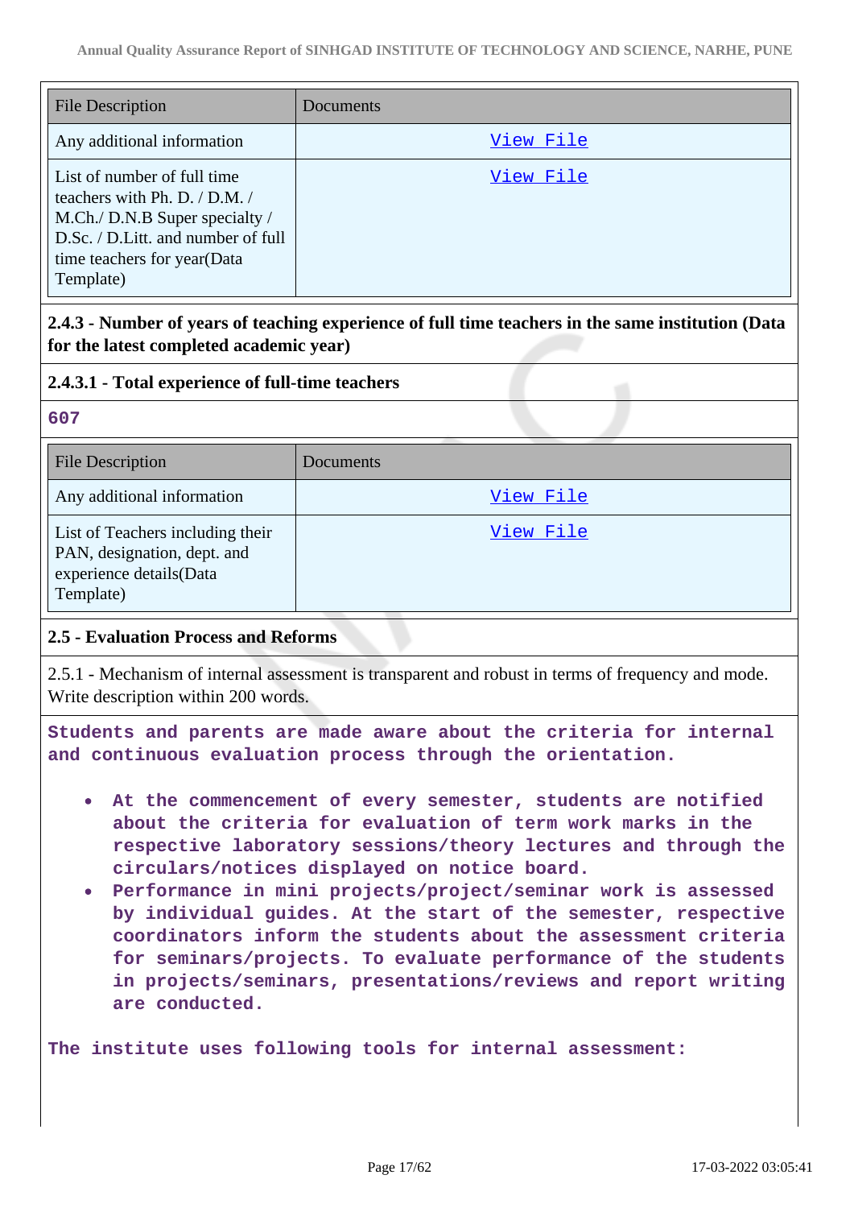| File Description | Documents |
| --- | --- |
| Any additional information | View File |
| List of number of full time teachers with Ph. D. / D.M. / M.Ch./ D.N.B Super specialty / D.Sc. / D.Litt. and number of full time teachers for year(Data Template) | View File |

**2.4.3 - Number of years of teaching experience of full time teachers in the same institution (Data for the latest completed academic year)**

**2.4.3.1 - Total experience of full-time teachers**

**607**

| File Description | Documents |
| --- | --- |
| Any additional information | View File |
| List of Teachers including their PAN, designation, dept. and experience details(Data Template) | View File |

**2.5 - Evaluation Process and Reforms**

2.5.1 - Mechanism of internal assessment is transparent and robust in terms of frequency and mode. Write description within 200 words.

**Students and parents are made aware about the criteria for internal and continuous evaluation process through the orientation.**

- **At the commencement of every semester, students are notified about the criteria for evaluation of term work marks in the respective laboratory sessions/theory lectures and through the circulars/notices displayed on notice board.**
- **Performance in mini projects/project/seminar work is assessed by individual guides. At the start of the semester, respective coordinators inform the students about the assessment criteria for seminars/projects. To evaluate performance of the students in projects/seminars, presentations/reviews and report writing are conducted.**

**The institute uses following tools for internal assessment:**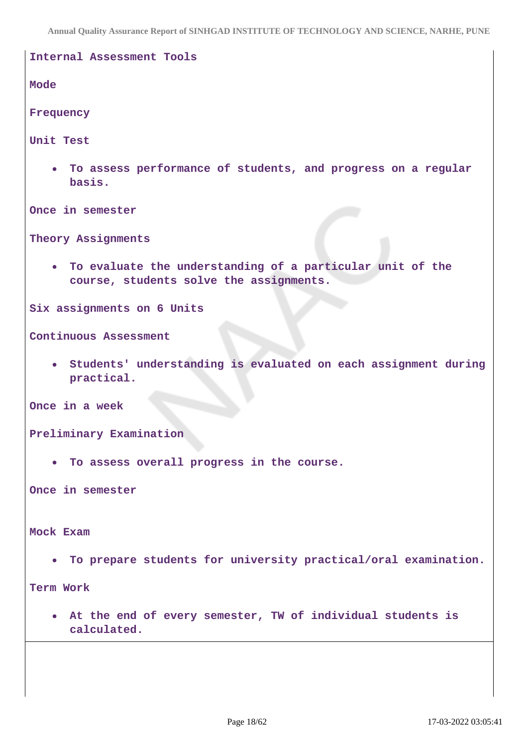**Internal Assessment Tools**

**Mode**

**Frequency**

**Unit Test**

- **To assess performance of students, and progress on a regular basis.**

**Once in semester**

**Theory Assignments**

- **To evaluate the understanding of a particular unit of the course, students solve the assignments.**

**Six assignments on 6 Units**

**Continuous Assessment**

- **Students' understanding is evaluated on each assignment during practical.**

**Once in a week**

**Preliminary Examination**

- **To assess overall progress in the course.**

**Once in semester**

**Mock Exam**

- **To prepare students for university practical/oral examination.**

**Term Work**

- **At the end of every semester, TW of individual students is calculated.**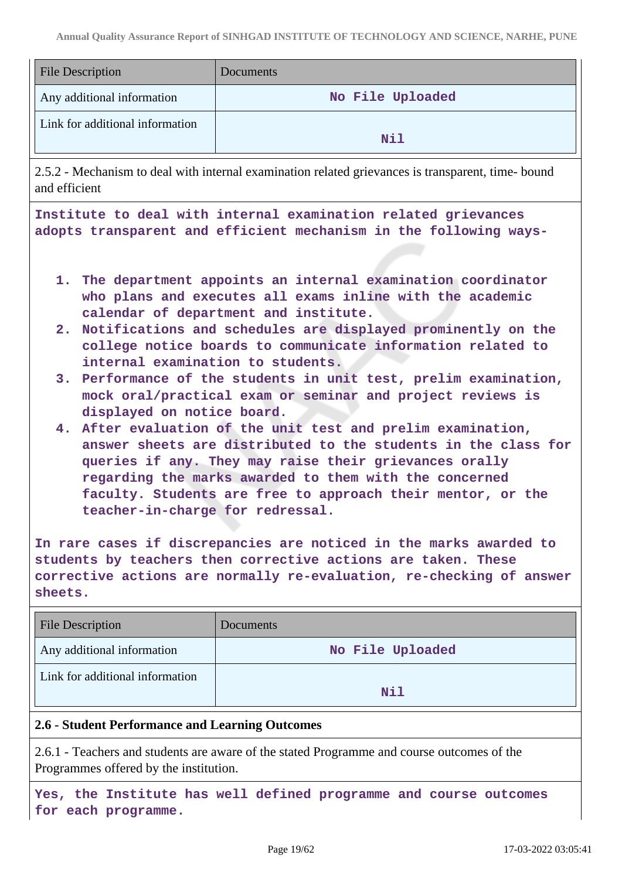| File Description | Documents |
|---|---|
| Any additional information | No File Uploaded |
| Link for additional information | Nil |

2.5.2 - Mechanism to deal with internal examination related grievances is transparent, time- bound and efficient

Institute to deal with internal examination related grievances adopts transparent and efficient mechanism in the following ways-

1. The department appoints an internal examination coordinator who plans and executes all exams inline with the academic calendar of department and institute.
2. Notifications and schedules are displayed prominently on the college notice boards to communicate information related to internal examination to students.
3. Performance of the students in unit test, prelim examination, mock oral/practical exam or seminar and project reviews is displayed on notice board.
4. After evaluation of the unit test and prelim examination, answer sheets are distributed to the students in the class for queries if any. They may raise their grievances orally regarding the marks awarded to them with the concerned faculty. Students are free to approach their mentor, or the teacher-in-charge for redressal.

In rare cases if discrepancies are noticed in the marks awarded to students by teachers then corrective actions are taken. These corrective actions are normally re-evaluation, re-checking of answer sheets.

| File Description | Documents |
|---|---|
| Any additional information | No File Uploaded |
| Link for additional information | Nil |

**2.6 - Student Performance and Learning Outcomes**

2.6.1 - Teachers and students are aware of the stated Programme and course outcomes of the Programmes offered by the institution.

Yes, the Institute has well defined programme and course outcomes for each programme.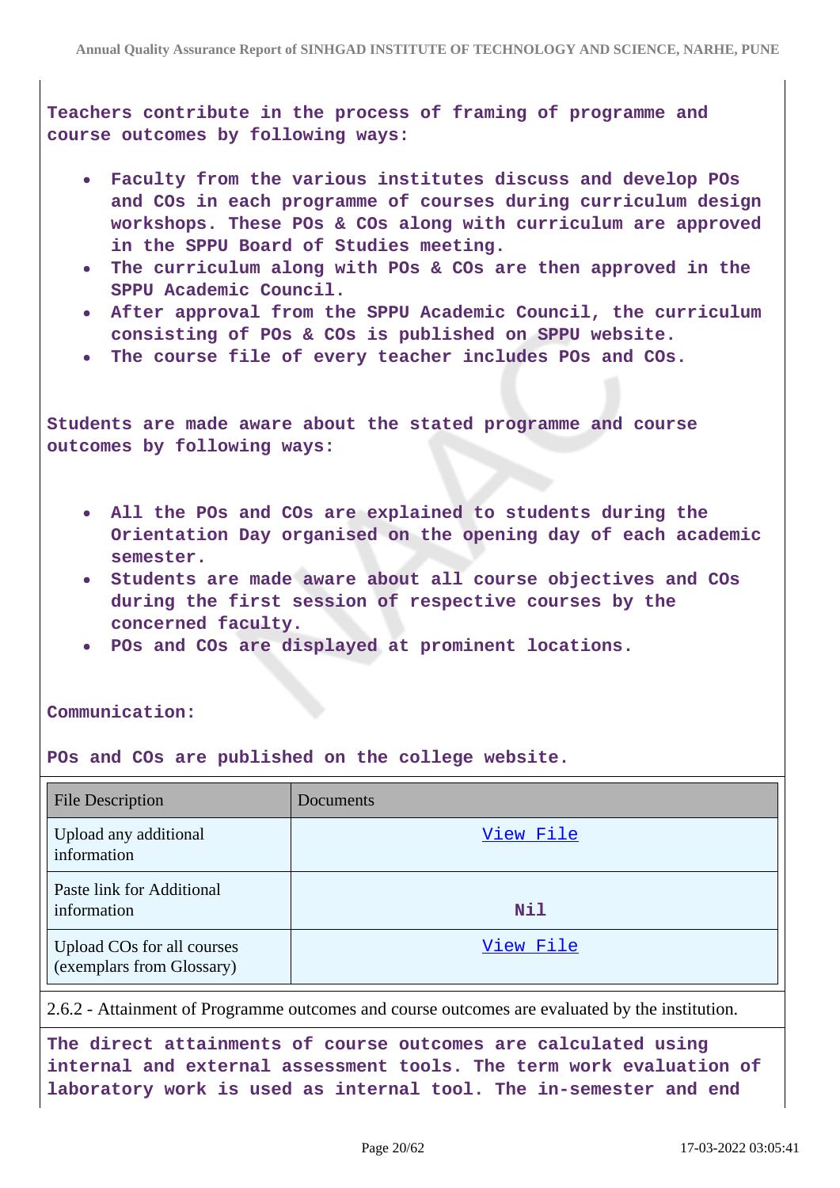**Teachers contribute in the process of framing of programme and course outcomes by following ways:**

- **Faculty from the various institutes discuss and develop POs and COs in each programme of courses during curriculum design workshops. These POs & COs along with curriculum are approved in the SPPU Board of Studies meeting.**
- **The curriculum along with POs & COs are then approved in the SPPU Academic Council.**
- **After approval from the SPPU Academic Council, the curriculum consisting of POs & COs is published on SPPU website.**
- **The course file of every teacher includes POs and COs.**

**Students are made aware about the stated programme and course outcomes by following ways:**

- **All the POs and COs are explained to students during the Orientation Day organised on the opening day of each academic semester.**
- **Students are made aware about all course objectives and COs during the first session of respective courses by the concerned faculty.**
- **POs and COs are displayed at prominent locations.**

**Communication:**

**POs and COs are published on the college website.**

| File Description | Documents |
| --- | --- |
| Upload any additional information | View File |
| Paste link for Additional information | **Nil** |
| Upload COs for all courses (exemplars from Glossary) | View File |

2.6.2 - Attainment of Programme outcomes and course outcomes are evaluated by the institution.

**The direct attainments of course outcomes are calculated using internal and external assessment tools. The term work evaluation of laboratory work is used as internal tool. The in-semester and end**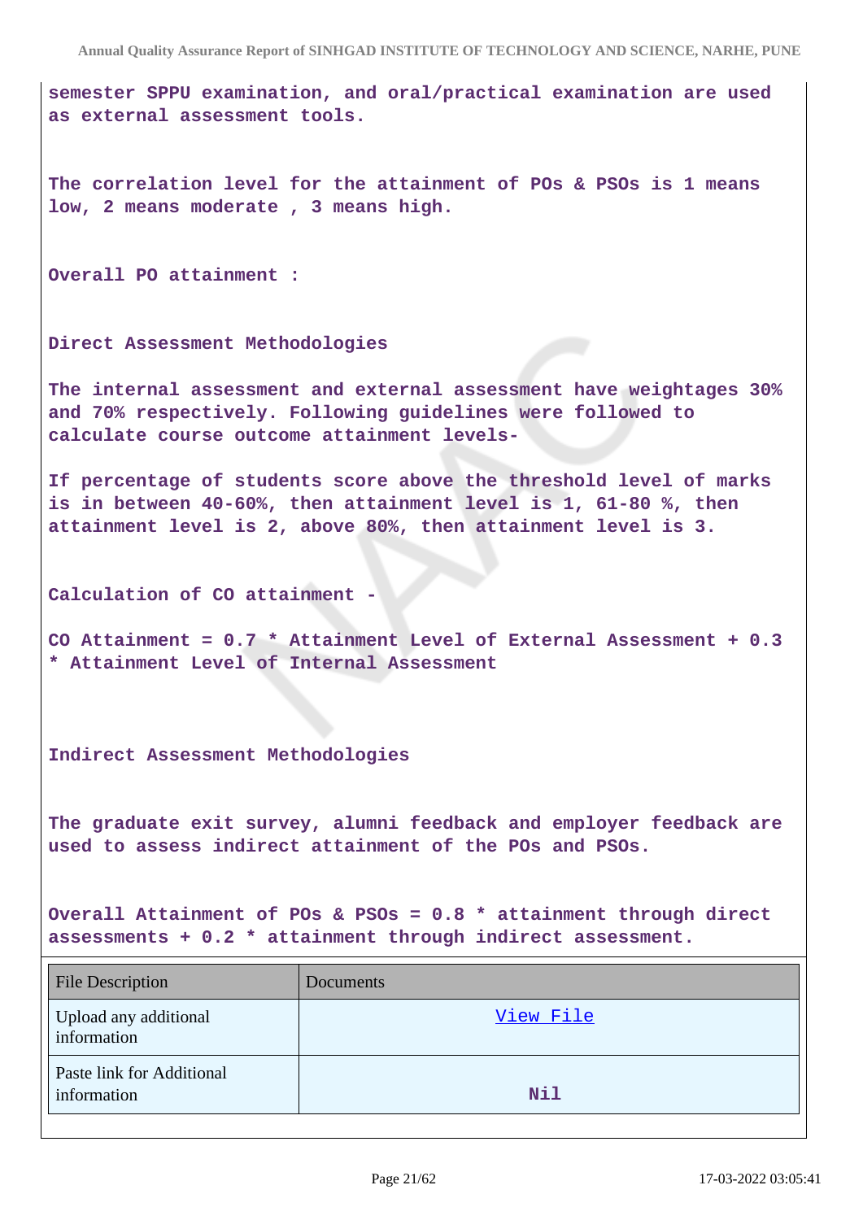semester SPPU examination, and oral/practical examination are used as external assessment tools.

The correlation level for the attainment of POs & PSOs is 1 means low, 2 means moderate , 3 means high.

Overall PO attainment :

Direct Assessment Methodologies

The internal assessment and external assessment have weightages 30% and 70% respectively. Following guidelines were followed to calculate course outcome attainment levels-

If percentage of students score above the threshold level of marks is in between 40-60%, then attainment level is 1, 61-80 %, then attainment level is 2, above 80%, then attainment level is 3.

Calculation of CO attainment -

CO Attainment = 0.7 * Attainment Level of External Assessment + 0.3 * Attainment Level of Internal Assessment

Indirect Assessment Methodologies

The graduate exit survey, alumni feedback and employer feedback are used to assess indirect attainment of the POs and PSOs.

Overall Attainment of POs & PSOs = 0.8 * attainment through direct assessments + 0.2 * attainment through indirect assessment.

| File Description | Documents |
| --- | --- |
| Upload any additional information | View File |
| Paste link for Additional information | Nil |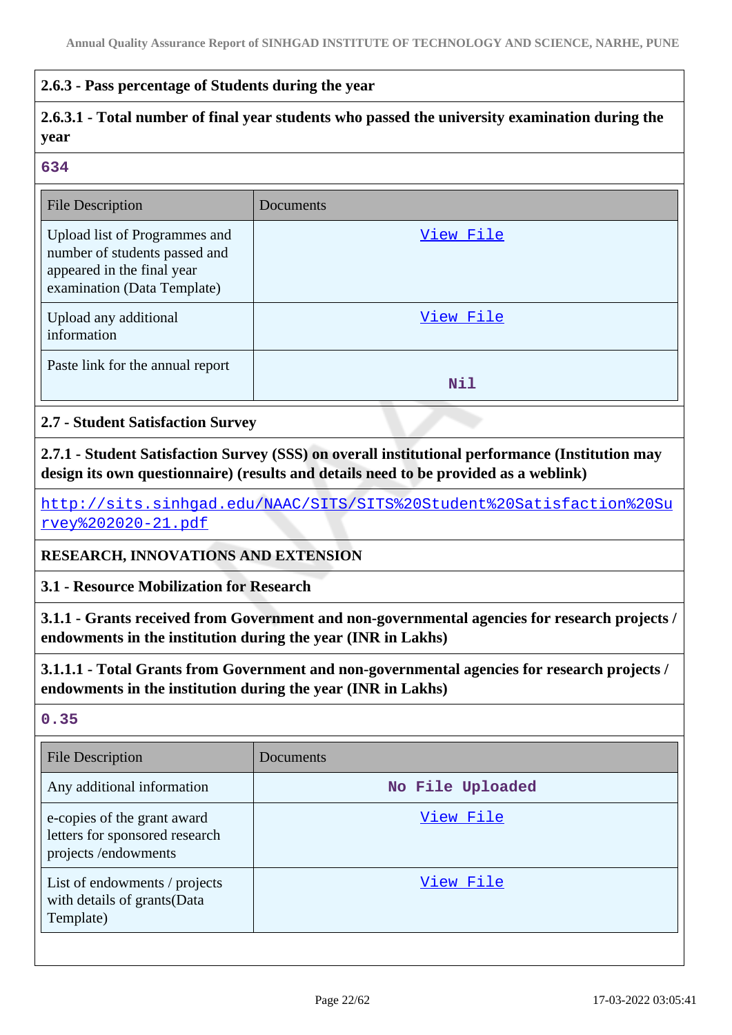### 2.6.3 - Pass percentage of Students during the year

**2.6.3.1 - Total number of final year students who passed the university examination during the year**

634

| File Description | Documents |
|---|---|
| Upload list of Programmes and number of students passed and appeared in the final year examination (Data Template) | View File |
| Upload any additional information | View File |
| Paste link for the annual report | Nil |

### 2.7 - Student Satisfaction Survey

**2.7.1 - Student Satisfaction Survey (SSS) on overall institutional performance (Institution may design its own questionnaire) (results and details need to be provided as a weblink)**

http://sits.sinhgad.edu/NAAC/SITS/SITS%20Student%20Satisfaction%20Survey%202020-21.pdf

## RESEARCH, INNOVATIONS AND EXTENSION

### 3.1 - Resource Mobilization for Research

**3.1.1 - Grants received from Government and non-governmental agencies for research projects / endowments in the institution during the year (INR in Lakhs)**

**3.1.1.1 - Total Grants from Government and non-governmental agencies for research projects / endowments in the institution during the year (INR in Lakhs)**

0.35

| File Description | Documents |
|---|---|
| Any additional information | No File Uploaded |
| e-copies of the grant award letters for sponsored research projects /endowments | View File |
| List of endowments / projects with details of grants(Data Template) | View File |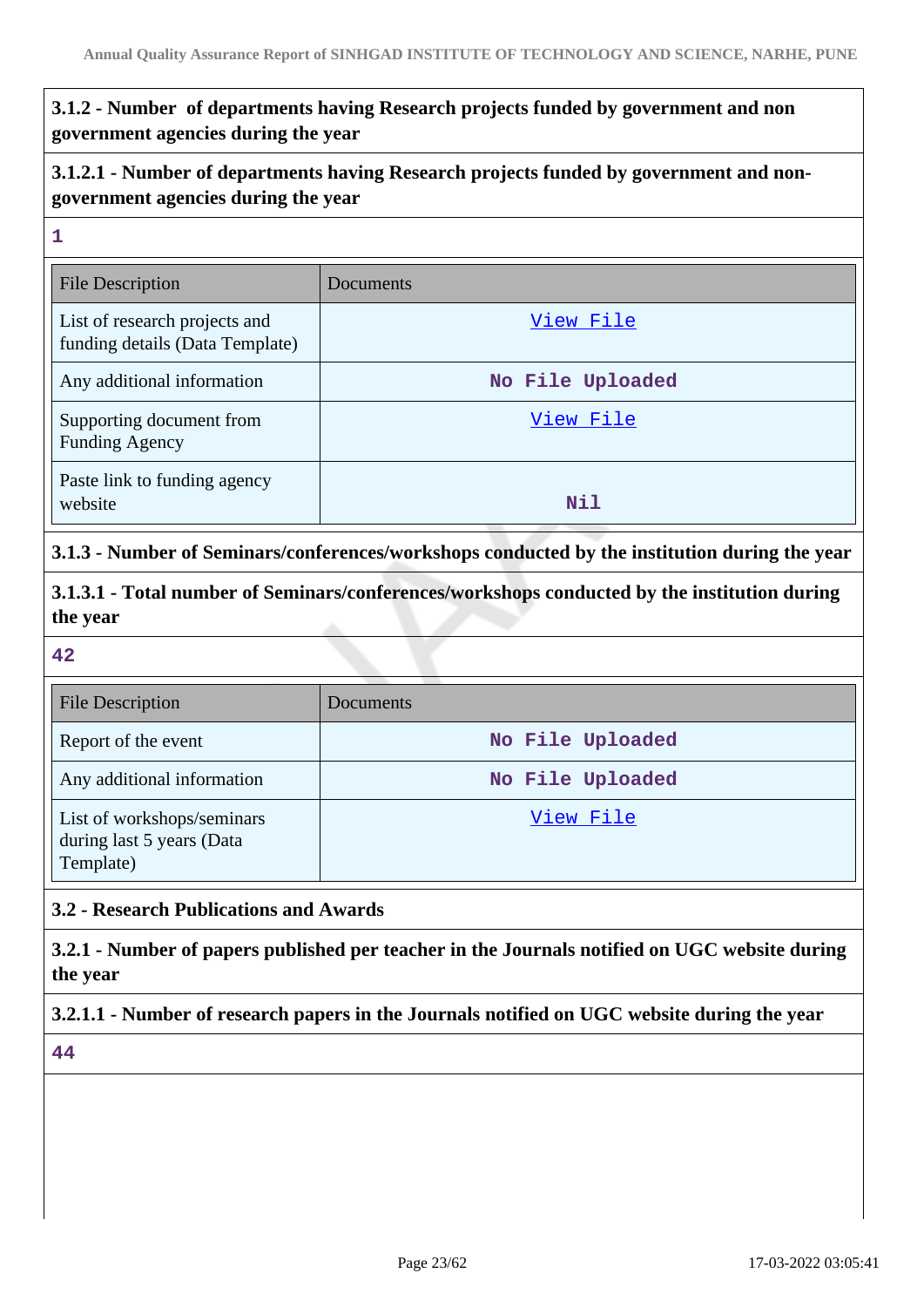### 3.1.2 - Number of departments having Research projects funded by government and non government agencies during the year

### 3.1.2.1 - Number of departments having Research projects funded by government and non-government agencies during the year

1

| File Description | Documents |
|---|---|
| List of research projects and funding details (Data Template) | View File |
| Any additional information | No File Uploaded |
| Supporting document from Funding Agency | View File |
| Paste link to funding agency website | Nil |

### 3.1.3 - Number of Seminars/conferences/workshops conducted by the institution during the year

### 3.1.3.1 - Total number of Seminars/conferences/workshops conducted by the institution during the year

42

| File Description | Documents |
|---|---|
| Report of the event | No File Uploaded |
| Any additional information | No File Uploaded |
| List of workshops/seminars during last 5 years (Data Template) | View File |

### 3.2 - Research Publications and Awards

### 3.2.1 - Number of papers published per teacher in the Journals notified on UGC website during the year

### 3.2.1.1 - Number of research papers in the Journals notified on UGC website during the year

44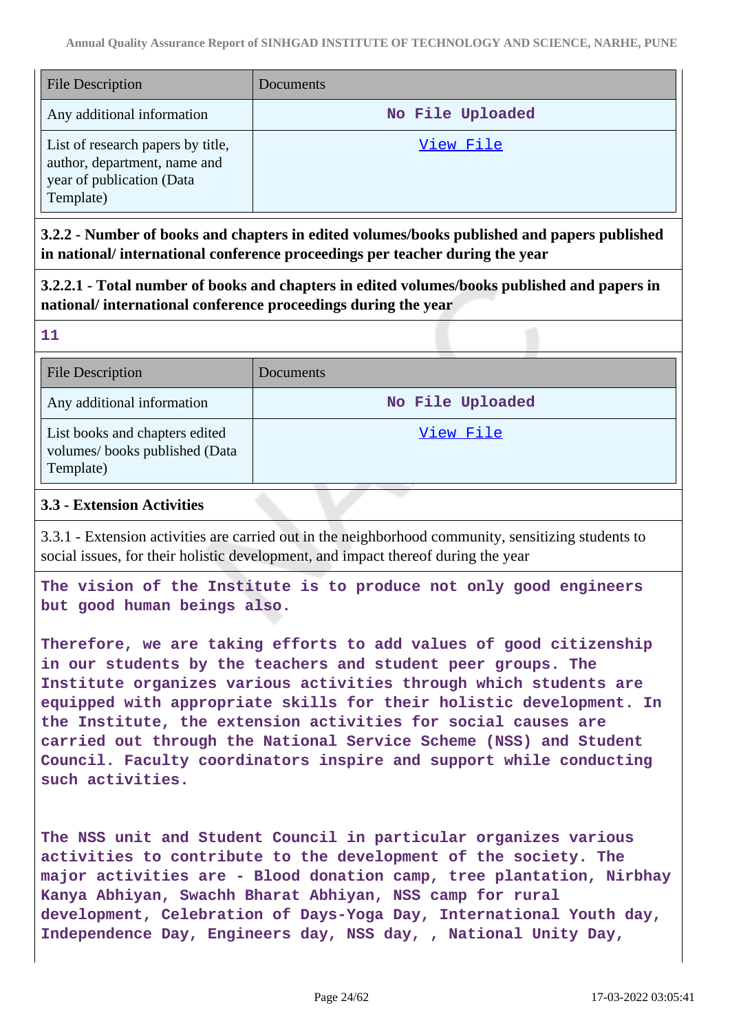| File Description | Documents |
| --- | --- |
| Any additional information | No File Uploaded |
| List of research papers by title, author, department, name and year of publication (Data Template) | View File |

**3.2.2 - Number of books and chapters in edited volumes/books published and papers published in national/ international conference proceedings per teacher during the year**

**3.2.2.1 - Total number of books and chapters in edited volumes/books published and papers in national/ international conference proceedings during the year**

**11**

| File Description | Documents |
| --- | --- |
| Any additional information | No File Uploaded |
| List books and chapters edited volumes/ books published (Data Template) | View File |

**3.3 - Extension Activities**

3.3.1 - Extension activities are carried out in the neighborhood community, sensitizing students to social issues, for their holistic development, and impact thereof during the year

**The vision of the Institute is to produce not only good engineers but good human beings also.**

**Therefore, we are taking efforts to add values of good citizenship in our students by the teachers and student peer groups. The Institute organizes various activities through which students are equipped with appropriate skills for their holistic development. In the Institute, the extension activities for social causes are carried out through the National Service Scheme (NSS) and Student Council. Faculty coordinators inspire and support while conducting such activities.**

**The NSS unit and Student Council in particular organizes various activities to contribute to the development of the society. The major activities are - Blood donation camp, tree plantation, Nirbhay Kanya Abhiyan, Swachh Bharat Abhiyan, NSS camp for rural development, Celebration of Days-Yoga Day, International Youth day, Independence Day, Engineers day, NSS day, , National Unity Day,**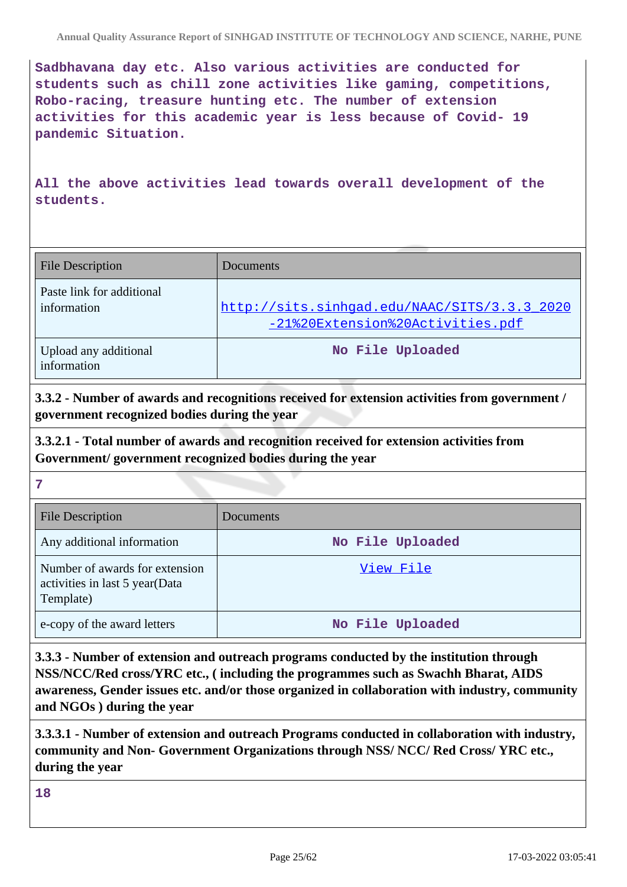Sadbhavana day etc. Also various activities are conducted for students such as chill zone activities like gaming, competitions, Robo-racing, treasure hunting etc. The number of extension activities for this academic year is less because of Covid- 19 pandemic Situation.

All the above activities lead towards overall development of the students.

| File Description | Documents |
| --- | --- |
| Paste link for additional information | http://sits.sinhgad.edu/NAAC/SITS/3.3.3_2020-21%20Extension%20Activities.pdf |
| Upload any additional information | No File Uploaded |

**3.3.2 - Number of awards and recognitions received for extension activities from government / government recognized bodies during the year**

**3.3.2.1 - Total number of awards and recognition received for extension activities from Government/ government recognized bodies during the year**

7

| File Description | Documents |
| --- | --- |
| Any additional information | No File Uploaded |
| Number of awards for extension activities in last 5 year(Data Template) | View File |
| e-copy of the award letters | No File Uploaded |

**3.3.3 - Number of extension and outreach programs conducted by the institution through NSS/NCC/Red cross/YRC etc., ( including the programmes such as Swachh Bharat, AIDS awareness, Gender issues etc. and/or those organized in collaboration with industry, community and NGOs ) during the year**

**3.3.3.1 - Number of extension and outreach Programs conducted in collaboration with industry, community and Non- Government Organizations through NSS/ NCC/ Red Cross/ YRC etc., during the year**

18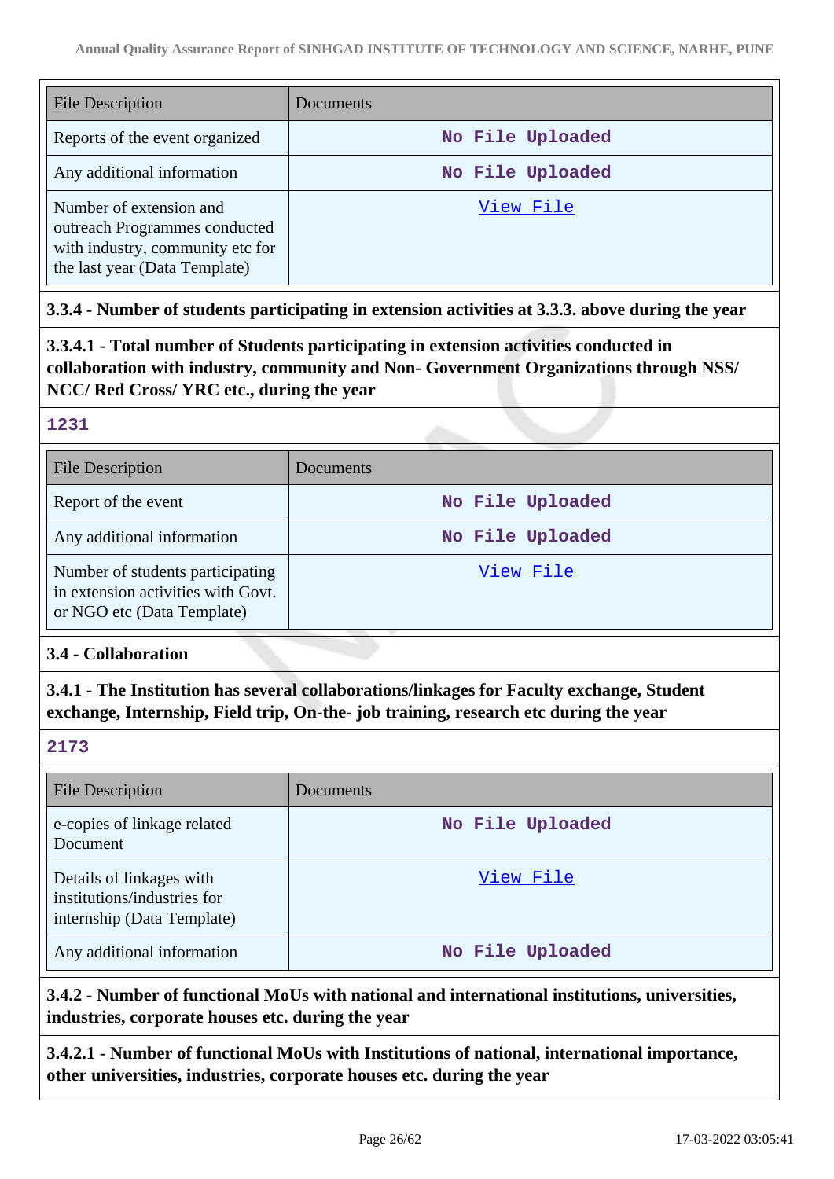| File Description | Documents |
| --- | --- |
| Reports of the event organized | No File Uploaded |
| Any additional information | No File Uploaded |
| Number of extension and outreach Programmes conducted with industry, community etc for the last year (Data Template) | View File |

**3.3.4 - Number of students participating in extension activities at 3.3.3. above during the year**

**3.3.4.1 - Total number of Students participating in extension activities conducted in collaboration with industry, community and Non- Government Organizations through NSS/ NCC/ Red Cross/ YRC etc., during the year**

1231

| File Description | Documents |
| --- | --- |
| Report of the event | No File Uploaded |
| Any additional information | No File Uploaded |
| Number of students participating in extension activities with Govt. or NGO etc (Data Template) | View File |

**3.4 - Collaboration**

**3.4.1 - The Institution has several collaborations/linkages for Faculty exchange, Student exchange, Internship, Field trip, On-the- job training, research etc during the year**

2173

| File Description | Documents |
| --- | --- |
| e-copies of linkage related Document | No File Uploaded |
| Details of linkages with institutions/industries for internship (Data Template) | View File |
| Any additional information | No File Uploaded |

**3.4.2 - Number of functional MoUs with national and international institutions, universities, industries, corporate houses etc. during the year**

**3.4.2.1 - Number of functional MoUs with Institutions of national, international importance, other universities, industries, corporate houses etc. during the year**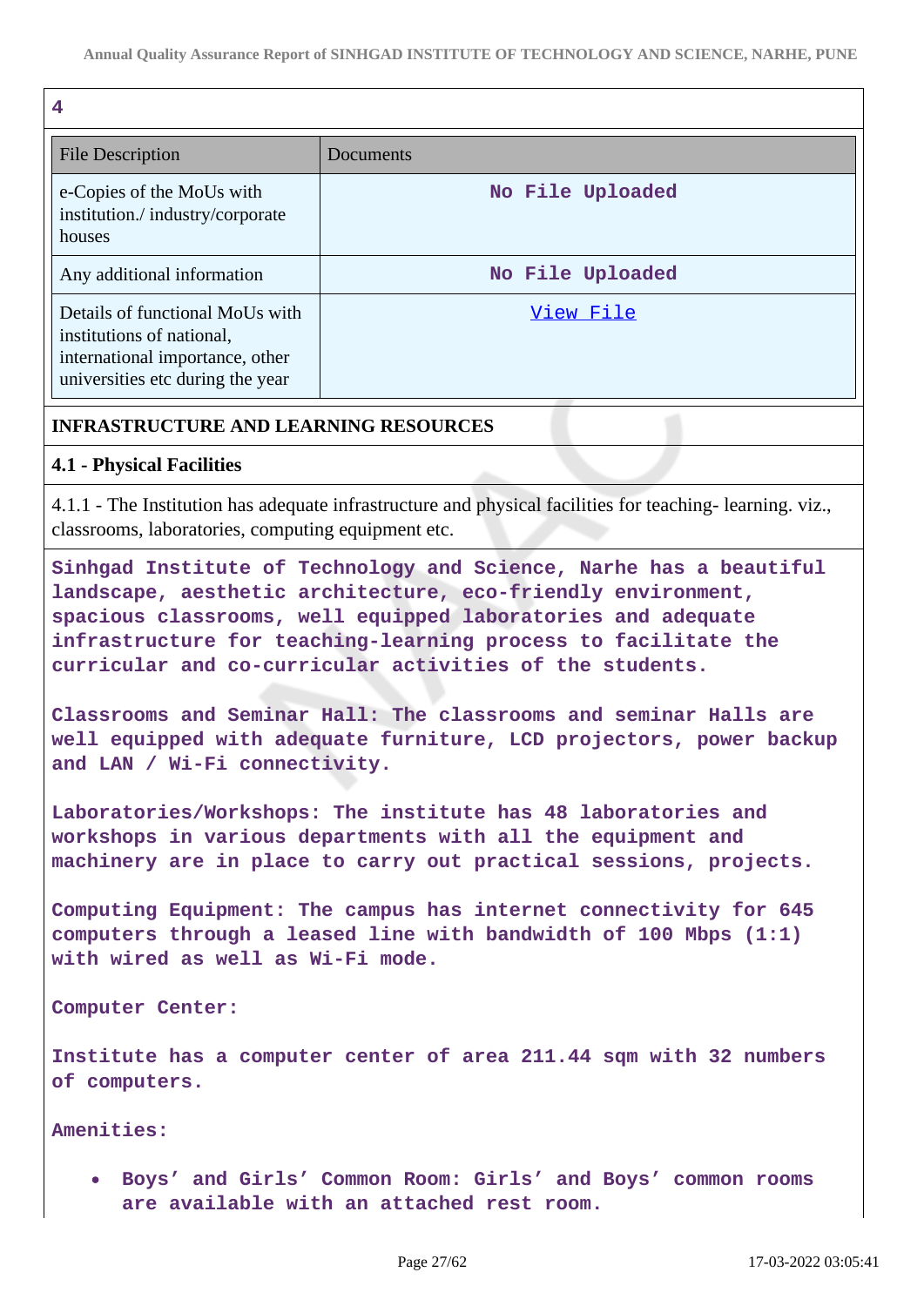4

| File Description | Documents |
|---|---|
| e-Copies of the MoUs with institution./ industry/corporate houses | No File Uploaded |
| Any additional information | No File Uploaded |
| Details of functional MoUs with institutions of national, international importance, other universities etc during the year | View File |

**INFRASTRUCTURE AND LEARNING RESOURCES**

**4.1 - Physical Facilities**

4.1.1 - The Institution has adequate infrastructure and physical facilities for teaching- learning. viz., classrooms, laboratories, computing equipment etc.

Sinhgad Institute of Technology and Science, Narhe has a beautiful landscape, aesthetic architecture, eco-friendly environment, spacious classrooms, well equipped laboratories and adequate infrastructure for teaching-learning process to facilitate the curricular and co-curricular activities of the students.

Classrooms and Seminar Hall: The classrooms and seminar Halls are well equipped with adequate furniture, LCD projectors, power backup and LAN / Wi-Fi connectivity.

Laboratories/Workshops: The institute has 48 laboratories and workshops in various departments with all the equipment and machinery are in place to carry out practical sessions, projects.

Computing Equipment: The campus has internet connectivity for 645 computers through a leased line with bandwidth of 100 Mbps (1:1) with wired as well as Wi-Fi mode.

Computer Center:

Institute has a computer center of area 211.44 sqm with 32 numbers of computers.

Amenities:

- Boys' and Girls' Common Room: Girls' and Boys' common rooms are available with an attached rest room.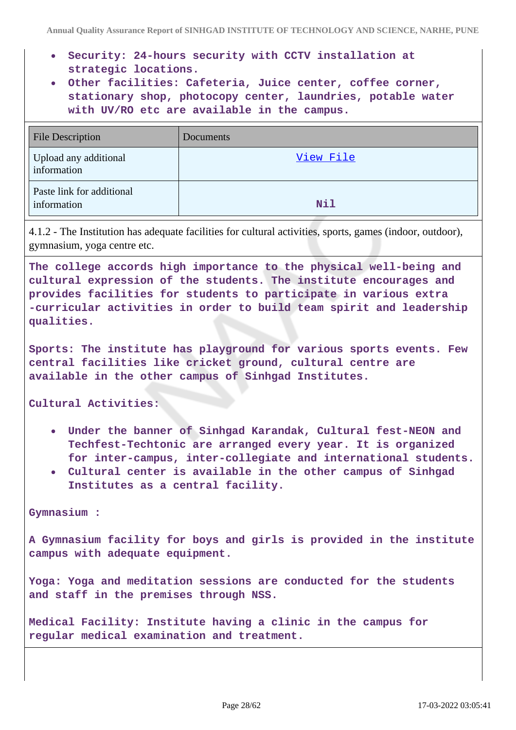- **Security: 24-hours security with CCTV installation at strategic locations.**
- **Other facilities: Cafeteria, Juice center, coffee corner, stationary shop, photocopy center, laundries, potable water with UV/RO etc are available in the campus.**

| File Description | Documents |
|---|---|
| Upload any additional information | View File |
| Paste link for additional information | Nil |

4.1.2 - The Institution has adequate facilities for cultural activities, sports, games (indoor, outdoor), gymnasium, yoga centre etc.

**The college accords high importance to the physical well-being and cultural expression of the students. The institute encourages and provides facilities for students to participate in various extra -curricular activities in order to build team spirit and leadership qualities.**

**Sports: The institute has playground for various sports events. Few central facilities like cricket ground, cultural centre are available in the other campus of Sinhgad Institutes.**

**Cultural Activities:**

- **Under the banner of Sinhgad Karandak, Cultural fest-NEON and Techfest-Techtonic are arranged every year. It is organized for inter-campus, inter-collegiate and international students.**
- **Cultural center is available in the other campus of Sinhgad Institutes as a central facility.**

**Gymnasium :**

**A Gymnasium facility for boys and girls is provided in the institute campus with adequate equipment.**

**Yoga: Yoga and meditation sessions are conducted for the students and staff in the premises through NSS.**

**Medical Facility: Institute having a clinic in the campus for regular medical examination and treatment.**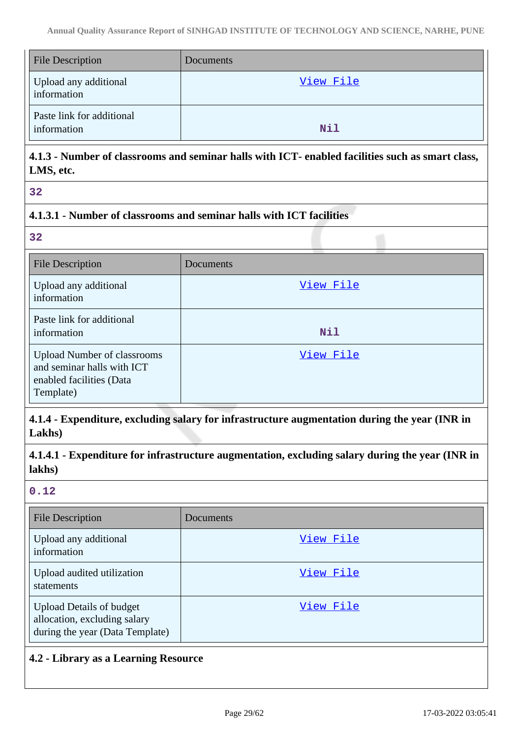| File Description | Documents |
|---|---|
| Upload any additional information | View File |
| Paste link for additional information | Nil |

**4.1.3 - Number of classrooms and seminar halls with ICT- enabled facilities such as smart class, LMS, etc.**

32

**4.1.3.1 - Number of classrooms and seminar halls with ICT facilities**

32

| File Description | Documents |
|---|---|
| Upload any additional information | View File |
| Paste link for additional information | Nil |
| Upload Number of classrooms and seminar halls with ICT enabled facilities (Data Template) | View File |

**4.1.4 - Expenditure, excluding salary for infrastructure augmentation during the year (INR in Lakhs)**

**4.1.4.1 - Expenditure for infrastructure augmentation, excluding salary during the year (INR in lakhs)**

0.12

| File Description | Documents |
|---|---|
| Upload any additional information | View File |
| Upload audited utilization statements | View File |
| Upload Details of budget allocation, excluding salary during the year (Data Template) | View File |

**4.2 - Library as a Learning Resource**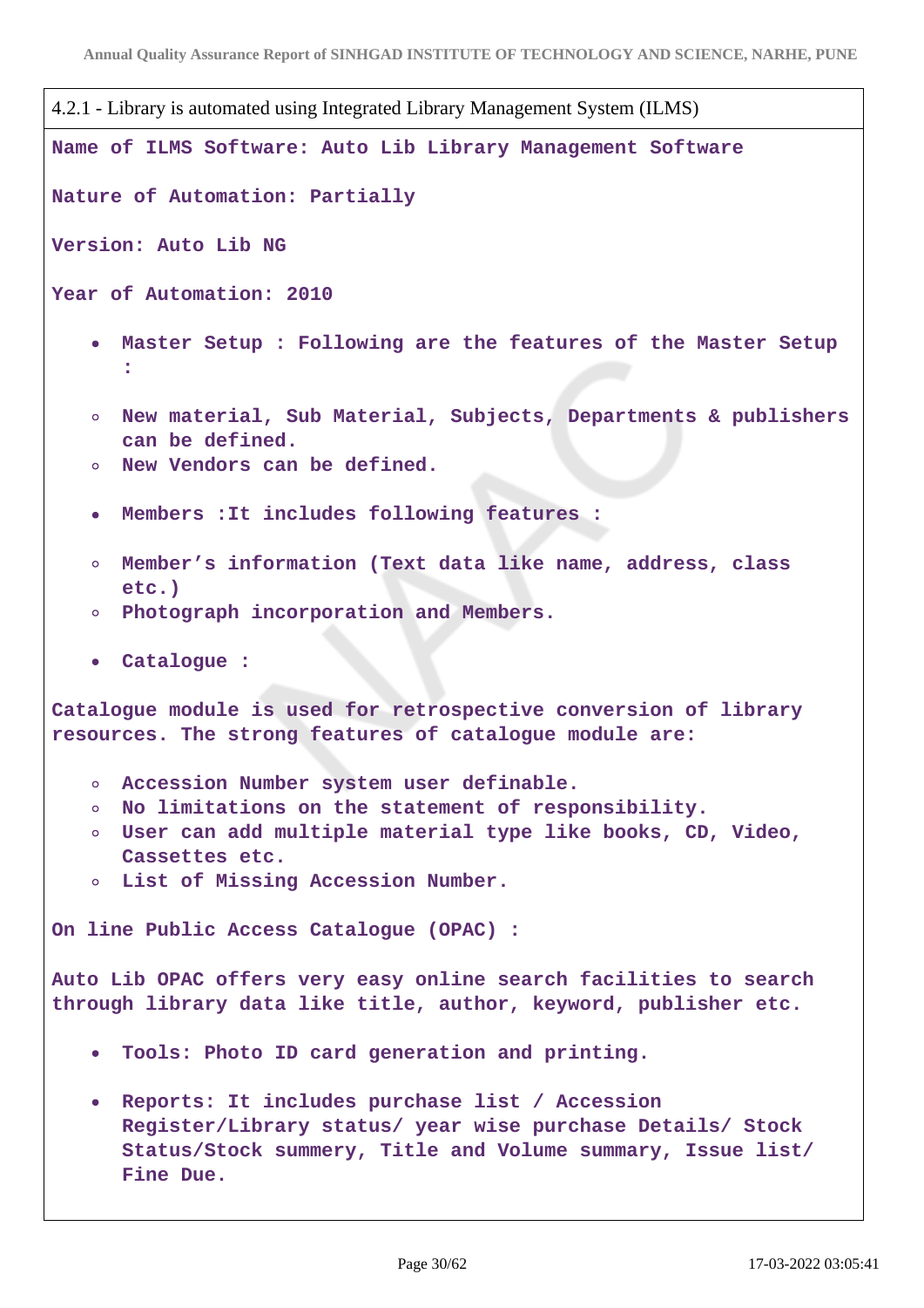4.2.1 - Library is automated using Integrated Library Management System (ILMS)

**Name of ILMS Software: Auto Lib Library Management Software**

**Nature of Automation: Partially**

**Version: Auto Lib NG**

**Year of Automation: 2010**

- **Master Setup : Following are the features of the Master Setup :**
    - **New material, Sub Material, Subjects, Departments & publishers can be defined.**
    - **New Vendors can be defined.**
- **Members :It includes following features :**
    - **Member's information (Text data like name, address, class etc.)**
    - **Photograph incorporation and Members.**
- **Catalogue :**

**Catalogue module is used for retrospective conversion of library resources. The strong features of catalogue module are:**

- **Accession Number system user definable.**
- **No limitations on the statement of responsibility.**
- **User can add multiple material type like books, CD, Video, Cassettes etc.**
- **List of Missing Accession Number.**

**On line Public Access Catalogue (OPAC) :**

**Auto Lib OPAC offers very easy online search facilities to search through library data like title, author, keyword, publisher etc.**

- **Tools: Photo ID card generation and printing.**
- **Reports: It includes purchase list / Accession Register/Library status/ year wise purchase Details/ Stock Status/Stock summery, Title and Volume summary, Issue list/ Fine Due.**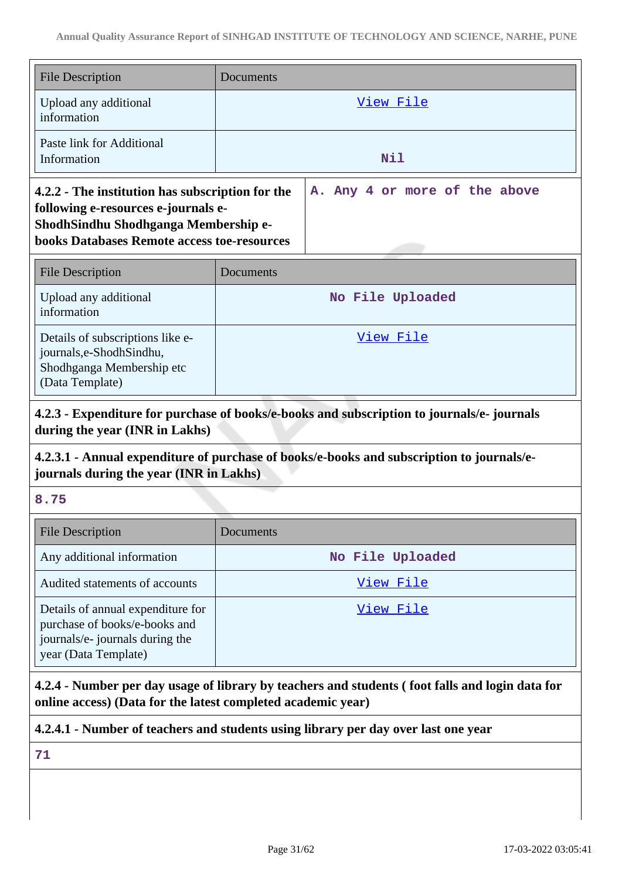| File Description | Documents |
| --- | --- |
| Upload any additional information | View File |
| Paste link for Additional Information | Nil |

| 4.2.2 - The institution has subscription for the following e-resources e-journals e-ShodhSindhu Shodhganga Membership e-books Databases Remote access toe-resources | A. Any 4 or more of the above |
| --- | --- |

| File Description | Documents |
| --- | --- |
| Upload any additional information | No File Uploaded |
| Details of subscriptions like e-journals,e-ShodhSindhu, Shodhganga Membership etc (Data Template) | View File |

**4.2.3 - Expenditure for purchase of books/e-books and subscription to journals/e- journals during the year (INR in Lakhs)**

**4.2.3.1 - Annual expenditure of purchase of books/e-books and subscription to journals/e-journals during the year (INR in Lakhs)**

8.75

| File Description | Documents |
| --- | --- |
| Any additional information | No File Uploaded |
| Audited statements of accounts | View File |
| Details of annual expenditure for purchase of books/e-books and journals/e- journals during the year (Data Template) | View File |

**4.2.4 - Number per day usage of library by teachers and students ( foot falls and login data for online access) (Data for the latest completed academic year)**

**4.2.4.1 - Number of teachers and students using library per day over last one year**

71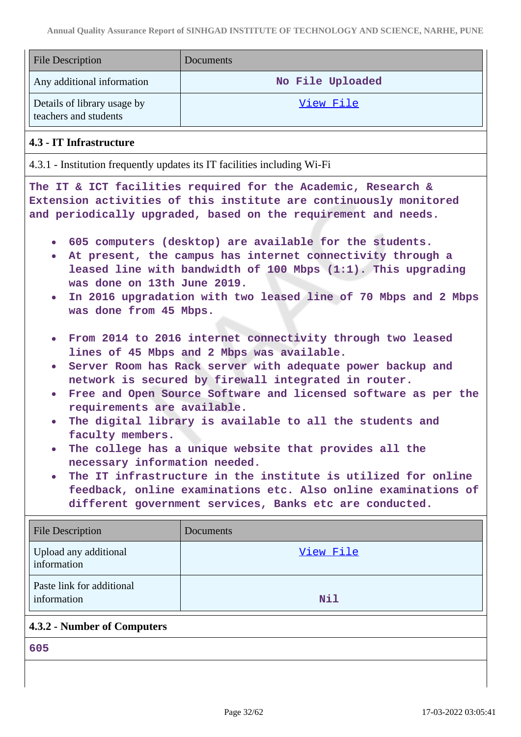| File Description | Documents |
|---|---|
| Any additional information | No File Uploaded |
| Details of library usage by teachers and students | View File |

### 4.3 - IT Infrastructure

4.3.1 - Institution frequently updates its IT facilities including Wi-Fi

The IT & ICT facilities required for the Academic, Research & Extension activities of this institute are continuously monitored and periodically upgraded, based on the requirement and needs.

- 605 computers (desktop) are available for the students.
- At present, the campus has internet connectivity through a leased line with bandwidth of 100 Mbps (1:1). This upgrading was done on 13th June 2019.
- In 2016 upgradation with two leased line of 70 Mbps and 2 Mbps was done from 45 Mbps.

- From 2014 to 2016 internet connectivity through two leased lines of 45 Mbps and 2 Mbps was available.
- Server Room has Rack server with adequate power backup and network is secured by firewall integrated in router.
- Free and Open Source Software and licensed software as per the requirements are available.
- The digital library is available to all the students and faculty members.
- The college has a unique website that provides all the necessary information needed.
- The IT infrastructure in the institute is utilized for online feedback, online examinations etc. Also online examinations of different government services, Banks etc are conducted.

| File Description | Documents |
|---|---|
| Upload any additional information | View File |
| Paste link for additional information | Nil |

### 4.3.2 - Number of Computers

605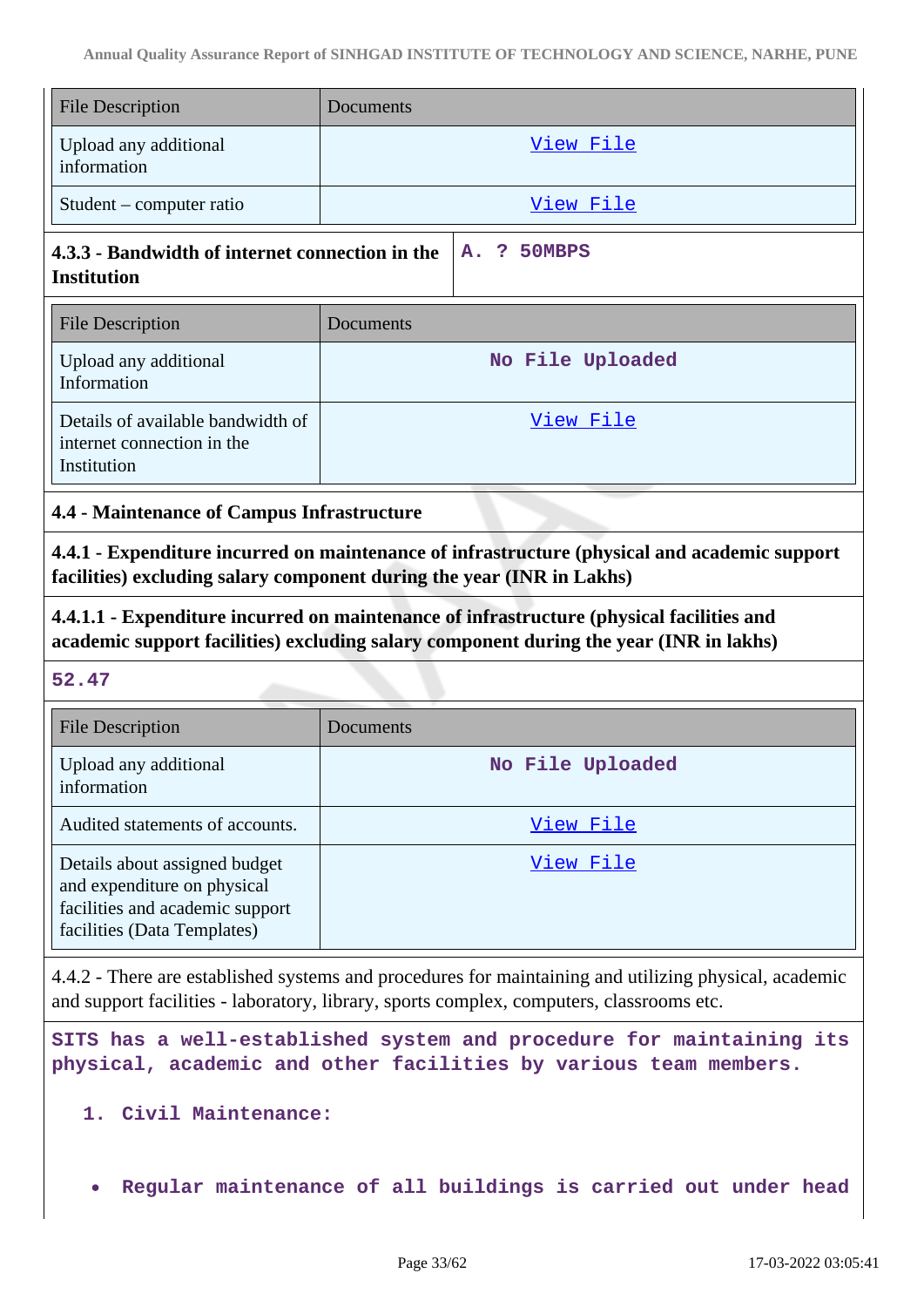| File Description | Documents |
|---|---|
| Upload any additional information | View File |
| Student – computer ratio | View File |

**4.3.3 - Bandwidth of internet connection in the Institution**

A. ? 50MBPS

| File Description | Documents |
|---|---|
| Upload any additional Information | No File Uploaded |
| Details of available bandwidth of internet connection in the Institution | View File |

**4.4 - Maintenance of Campus Infrastructure**

**4.4.1 - Expenditure incurred on maintenance of infrastructure (physical and academic support facilities) excluding salary component during the year (INR in Lakhs)**

**4.4.1.1 - Expenditure incurred on maintenance of infrastructure (physical facilities and academic support facilities) excluding salary component during the year (INR in lakhs)**

52.47

| File Description | Documents |
|---|---|
| Upload any additional information | No File Uploaded |
| Audited statements of accounts. | View File |
| Details about assigned budget and expenditure on physical facilities and academic support facilities (Data Templates) | View File |

4.4.2 - There are established systems and procedures for maintaining and utilizing physical, academic and support facilities - laboratory, library, sports complex, computers, classrooms etc.

SITS has a well-established system and procedure for maintaining its physical, academic and other facilities by various team members.

1. Civil Maintenance:

- Regular maintenance of all buildings is carried out under head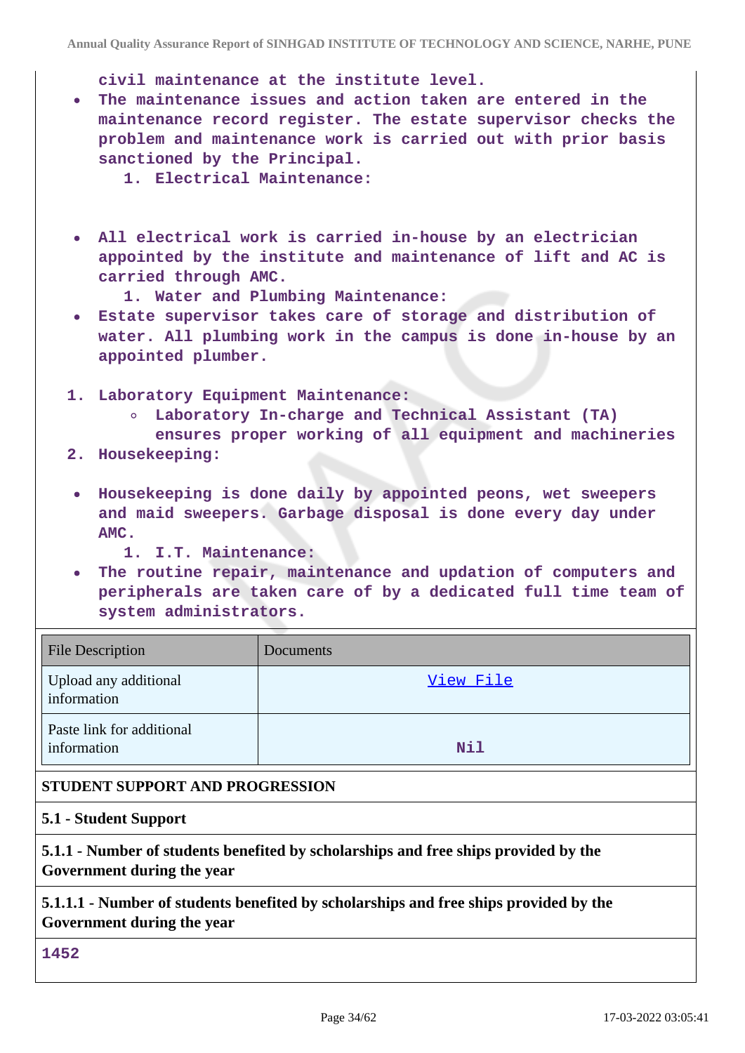civil maintenance at the institute level.

- The maintenance issues and action taken are entered in the maintenance record register. The estate supervisor checks the problem and maintenance work is carried out with prior basis sanctioned by the Principal.
  1. Electrical Maintenance:

- All electrical work is carried in-house by an electrician appointed by the institute and maintenance of lift and AC is carried through AMC.
  1. Water and Plumbing Maintenance:
- Estate supervisor takes care of storage and distribution of water. All plumbing work in the campus is done in-house by an appointed plumber.

1. Laboratory Equipment Maintenance:
   - Laboratory In-charge and Technical Assistant (TA) ensures proper working of all equipment and machineries
2. Housekeeping:

- Housekeeping is done daily by appointed peons, wet sweepers and maid sweepers. Garbage disposal is done every day under AMC.
  1. I.T. Maintenance:
- The routine repair, maintenance and updation of computers and peripherals are taken care of by a dedicated full time team of system administrators.

| File Description | Documents |
|---|---|
| Upload any additional information | View File |
| Paste link for additional information | Nil |

**STUDENT SUPPORT AND PROGRESSION**

**5.1 - Student Support**

**5.1.1 - Number of students benefited by scholarships and free ships provided by the Government during the year**

**5.1.1.1 - Number of students benefited by scholarships and free ships provided by the Government during the year**

1452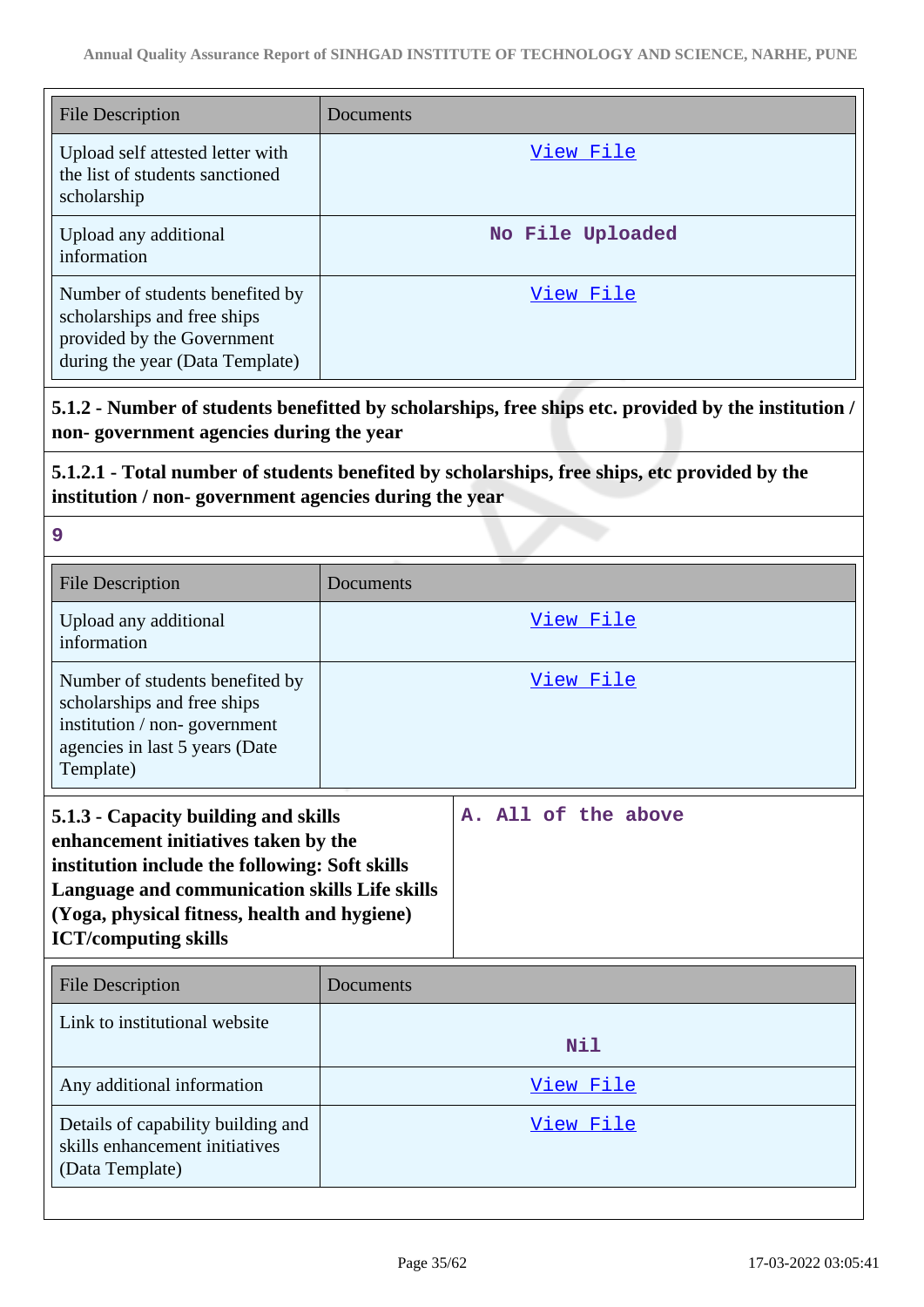| File Description | Documents |
|---|---|
| Upload self attested letter with the list of students sanctioned scholarship | View File |
| Upload any additional information | No File Uploaded |
| Number of students benefited by scholarships and free ships provided by the Government during the year (Data Template) | View File |

**5.1.2 - Number of students benefitted by scholarships, free ships etc. provided by the institution / non- government agencies during the year**

**5.1.2.1 - Total number of students benefited by scholarships, free ships, etc provided by the institution / non- government agencies during the year**

**9**

| File Description | Documents |
|---|---|
| Upload any additional information | View File |
| Number of students benefited by scholarships and free ships institution / non- government agencies in last 5 years (Date Template) | View File |

| **5.1.3 - Capacity building and skills enhancement initiatives taken by the institution include the following: Soft skills Language and communication skills Life skills (Yoga, physical fitness, health and hygiene) ICT/computing skills** | **A. All of the above** |
|---|---|

| File Description | Documents |
|---|---|
| Link to institutional website | Nil |
| Any additional information | View File |
| Details of capability building and skills enhancement initiatives (Data Template) | View File |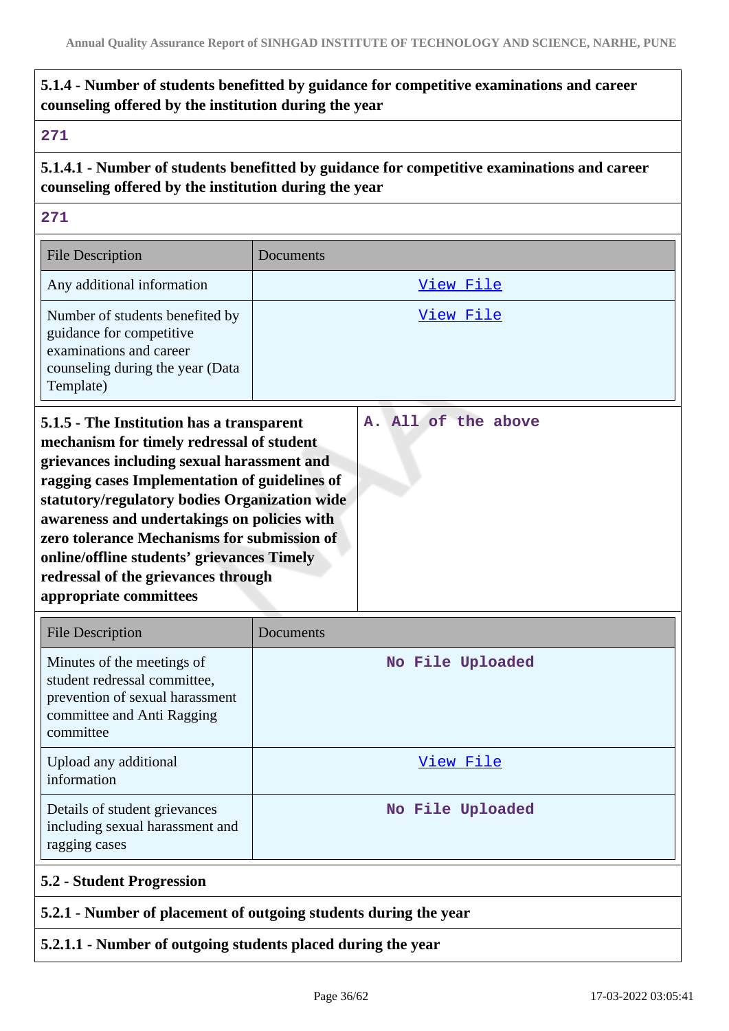**5.1.4 - Number of students benefitted by guidance for competitive examinations and career counseling offered by the institution during the year**

271

**5.1.4.1 - Number of students benefitted by guidance for competitive examinations and career counseling offered by the institution during the year**

271

| File Description | Documents |
| --- | --- |
| Any additional information | View File |
| Number of students benefited by guidance for competitive examinations and career counseling during the year (Data Template) | View File |

| **5.1.5 - The Institution has a transparent mechanism for timely redressal of student grievances including sexual harassment and ragging cases Implementation of guidelines of statutory/regulatory bodies Organization wide awareness and undertakings on policies with zero tolerance Mechanisms for submission of online/offline students' grievances Timely redressal of the grievances through appropriate committees** | A. All of the above |
| --- | --- |

| File Description | Documents |
| --- | --- |
| Minutes of the meetings of student redressal committee, prevention of sexual harassment committee and Anti Ragging committee | No File Uploaded |
| Upload any additional information | View File |
| Details of student grievances including sexual harassment and ragging cases | No File Uploaded |

**5.2 - Student Progression**

**5.2.1 - Number of placement of outgoing students during the year**

**5.2.1.1 - Number of outgoing students placed during the year**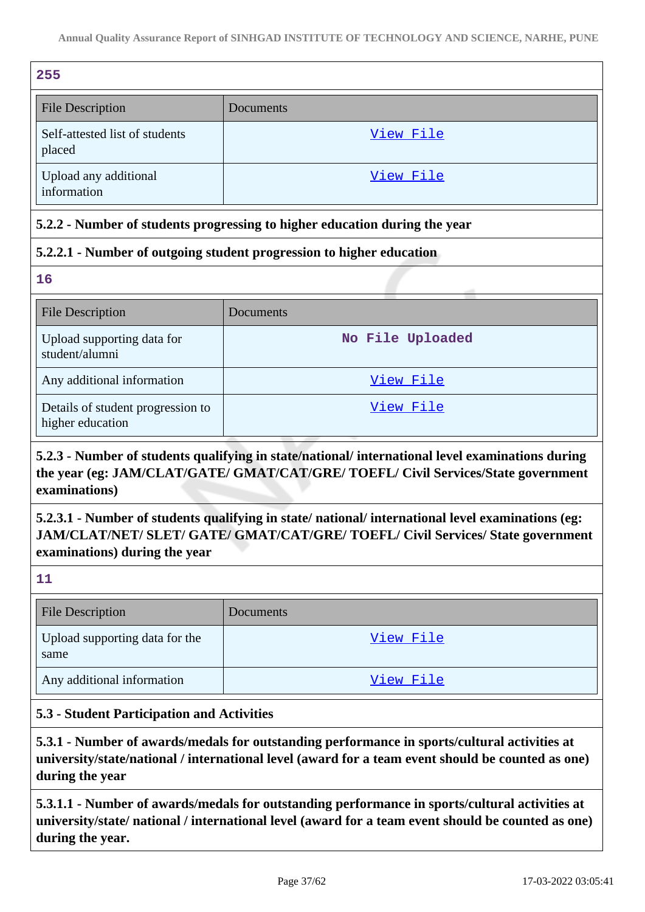**255**

| File Description | Documents |
|---|---|
| Self-attested list of students placed | View File |
| Upload any additional information | View File |

**5.2.2 - Number of students progressing to higher education during the year**

**5.2.2.1 - Number of outgoing student progression to higher education**

**16**

| File Description | Documents |
|---|---|
| Upload supporting data for student/alumni | No File Uploaded |
| Any additional information | View File |
| Details of student progression to higher education | View File |

**5.2.3 - Number of students qualifying in state/national/ international level examinations during the year (eg: JAM/CLAT/GATE/ GMAT/CAT/GRE/ TOEFL/ Civil Services/State government examinations)**

**5.2.3.1 - Number of students qualifying in state/ national/ international level examinations (eg: JAM/CLAT/NET/ SLET/ GATE/ GMAT/CAT/GRE/ TOEFL/ Civil Services/ State government examinations) during the year**

**11**

| File Description | Documents |
|---|---|
| Upload supporting data for the same | View File |
| Any additional information | View File |

**5.3 - Student Participation and Activities**

**5.3.1 - Number of awards/medals for outstanding performance in sports/cultural activities at university/state/national / international level (award for a team event should be counted as one) during the year**

**5.3.1.1 - Number of awards/medals for outstanding performance in sports/cultural activities at university/state/ national / international level (award for a team event should be counted as one) during the year.**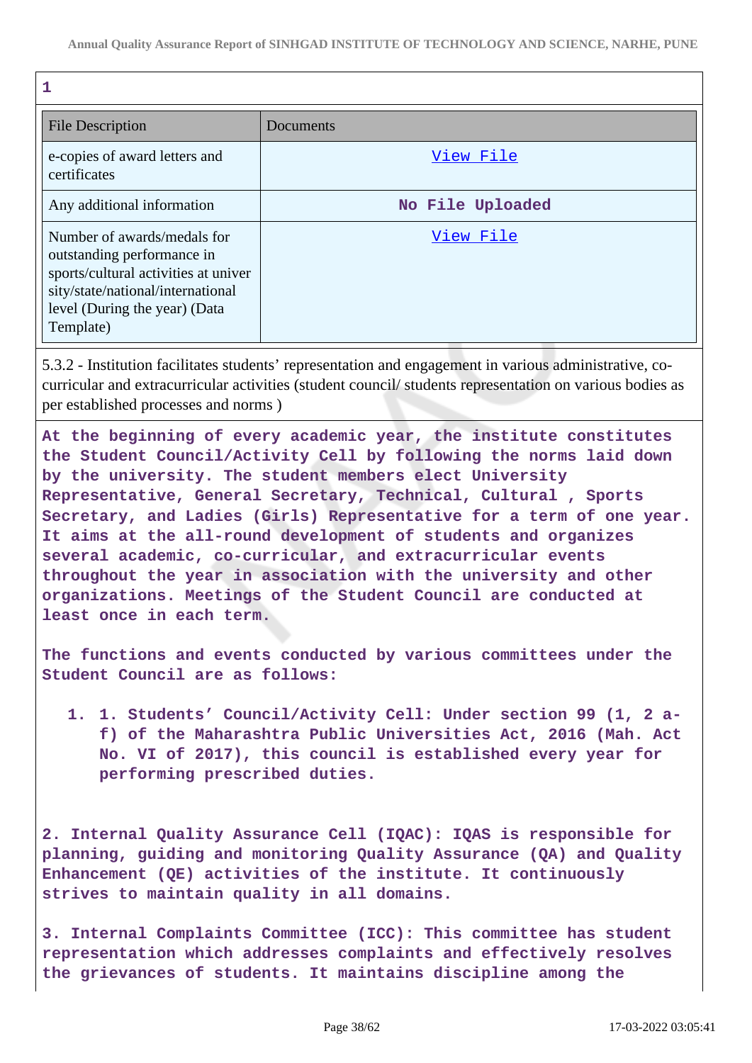1

| File Description | Documents |
| --- | --- |
| e-copies of award letters and certificates | View File |
| Any additional information | No File Uploaded |
| Number of awards/medals for outstanding performance in sports/cultural activities at university/state/national/international level (During the year) (Data Template) | View File |

5.3.2 - Institution facilitates students' representation and engagement in various administrative, co-curricular and extracurricular activities (student council/ students representation on various bodies as per established processes and norms )

**At the beginning of every academic year, the institute constitutes the Student Council/Activity Cell by following the norms laid down by the university. The student members elect University Representative, General Secretary, Technical, Cultural , Sports Secretary, and Ladies (Girls) Representative for a term of one year. It aims at the all-round development of students and organizes several academic, co-curricular, and extracurricular events throughout the year in association with the university and other organizations. Meetings of the Student Council are conducted at least once in each term.**

**The functions and events conducted by various committees under the Student Council are as follows:**

1. **1. Students' Council/Activity Cell: Under section 99 (1, 2 a-f) of the Maharashtra Public Universities Act, 2016 (Mah. Act No. VI of 2017), this council is established every year for performing prescribed duties.**

**2. Internal Quality Assurance Cell (IQAC): IQAS is responsible for planning, guiding and monitoring Quality Assurance (QA) and Quality Enhancement (QE) activities of the institute. It continuously strives to maintain quality in all domains.**

**3. Internal Complaints Committee (ICC): This committee has student representation which addresses complaints and effectively resolves the grievances of students. It maintains discipline among the**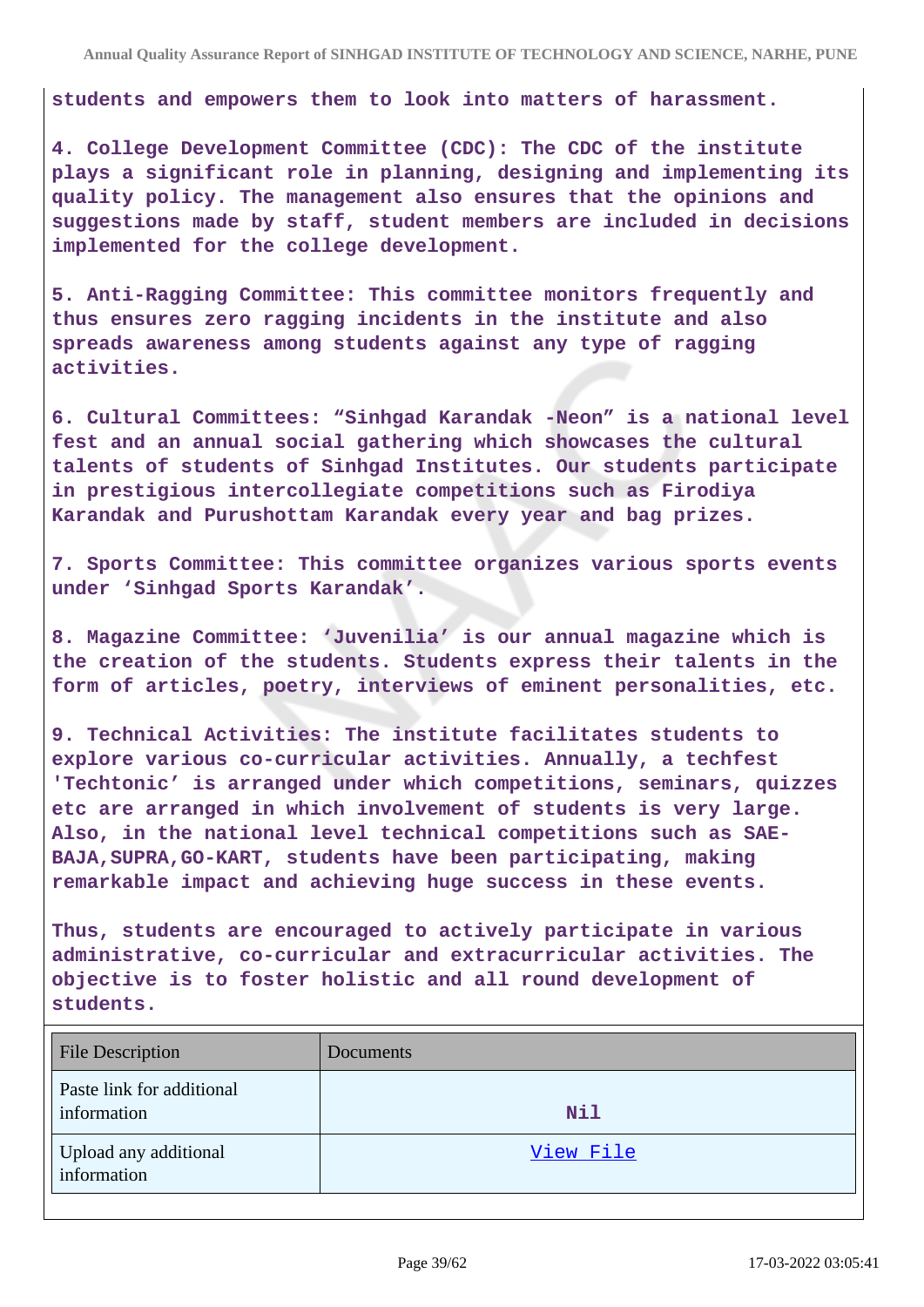students and empowers them to look into matters of harassment.

4. College Development Committee (CDC): The CDC of the institute plays a significant role in planning, designing and implementing its quality policy. The management also ensures that the opinions and suggestions made by staff, student members are included in decisions implemented for the college development.

5. Anti-Ragging Committee: This committee monitors frequently and thus ensures zero ragging incidents in the institute and also spreads awareness among students against any type of ragging activities.

6. Cultural Committees: “Sinhgad Karandak -Neon” is a national level fest and an annual social gathering which showcases the cultural talents of students of Sinhgad Institutes. Our students participate in prestigious intercollegiate competitions such as Firodiya Karandak and Purushottam Karandak every year and bag prizes.

7. Sports Committee: This committee organizes various sports events under ‘Sinhgad Sports Karandak’.

8. Magazine Committee: ‘Juvenilia’ is our annual magazine which is the creation of the students. Students express their talents in the form of articles, poetry, interviews of eminent personalities, etc.

9. Technical Activities: The institute facilitates students to explore various co-curricular activities. Annually, a techfest 'Techtonic’ is arranged under which competitions, seminars, quizzes etc are arranged in which involvement of students is very large. Also, in the national level technical competitions such as SAE-BAJA,SUPRA,GO-KART, students have been participating, making remarkable impact and achieving huge success in these events.

Thus, students are encouraged to actively participate in various administrative, co-curricular and extracurricular activities. The objective is to foster holistic and all round development of students.

| File Description | Documents |
| --- | --- |
| Paste link for additional information | Nil |
| Upload any additional information | View File |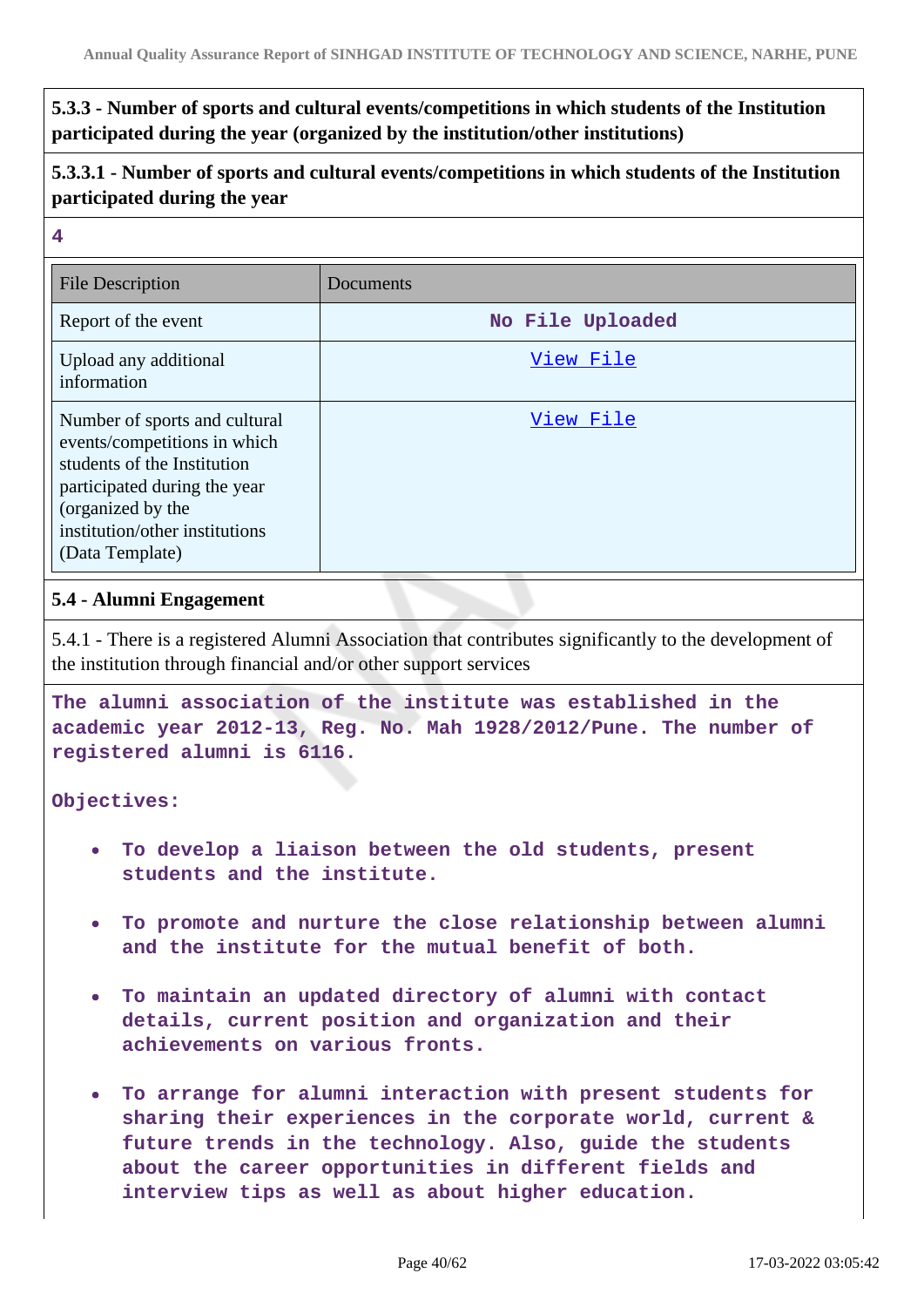**5.3.3 - Number of sports and cultural events/competitions in which students of the Institution participated during the year (organized by the institution/other institutions)**

**5.3.3.1 - Number of sports and cultural events/competitions in which students of the Institution participated during the year**

**4**

| File Description | Documents |
| --- | --- |
| Report of the event | No File Uploaded |
| Upload any additional information | View File |
| Number of sports and cultural events/competitions in which students of the Institution participated during the year (organized by the institution/other institutions (Data Template) | View File |

**5.4 - Alumni Engagement**

5.4.1 - There is a registered Alumni Association that contributes significantly to the development of the institution through financial and/or other support services

**The alumni association of the institute was established in the academic year 2012-13, Reg. No. Mah 1928/2012/Pune. The number of registered alumni is 6116.**

**Objectives:**

- **To develop a liaison between the old students, present students and the institute.**
- **To promote and nurture the close relationship between alumni and the institute for the mutual benefit of both.**
- **To maintain an updated directory of alumni with contact details, current position and organization and their achievements on various fronts.**
- **To arrange for alumni interaction with present students for sharing their experiences in the corporate world, current & future trends in the technology. Also, guide the students about the career opportunities in different fields and interview tips as well as about higher education.**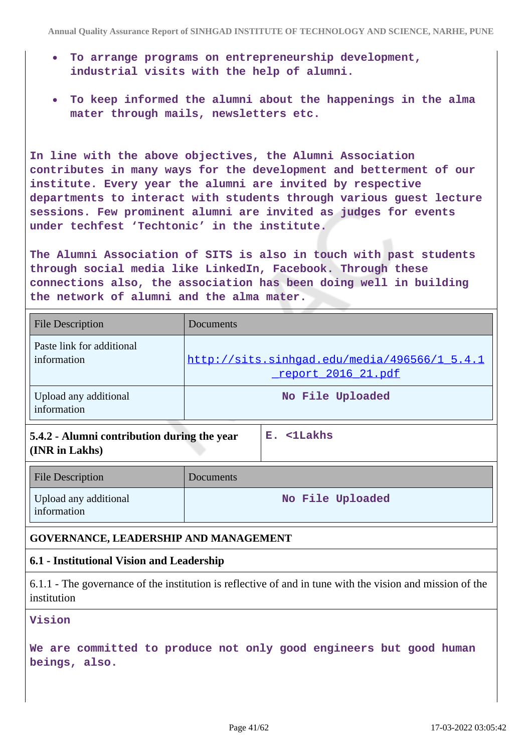- To arrange programs on entrepreneurship development, industrial visits with the help of alumni.
- To keep informed the alumni about the happenings in the alma mater through mails, newsletters etc.

In line with the above objectives, the Alumni Association contributes in many ways for the development and betterment of our institute. Every year the alumni are invited by respective departments to interact with students through various guest lecture sessions. Few prominent alumni are invited as judges for events under techfest 'Techtonic' in the institute.

The Alumni Association of SITS is also in touch with past students through social media like LinkedIn, Facebook. Through these connections also, the association has been doing well in building the network of alumni and the alma mater.

| File Description | Documents |
|---|---|
| Paste link for additional information | http://sits.sinhgad.edu/media/496566/1_5.4.1_report_2016_21.pdf |
| Upload any additional information | No File Uploaded |

| **5.4.2 - Alumni contribution during the year (INR in Lakhs)** | E. <1Lakhs |
|---|---|

| File Description | Documents |
|---|---|
| Upload any additional information | No File Uploaded |

## GOVERNANCE, LEADERSHIP AND MANAGEMENT

### 6.1 - Institutional Vision and Leadership

6.1.1 - The governance of the institution is reflective of and in tune with the vision and mission of the institution

Vision

We are committed to produce not only good engineers but good human beings, also.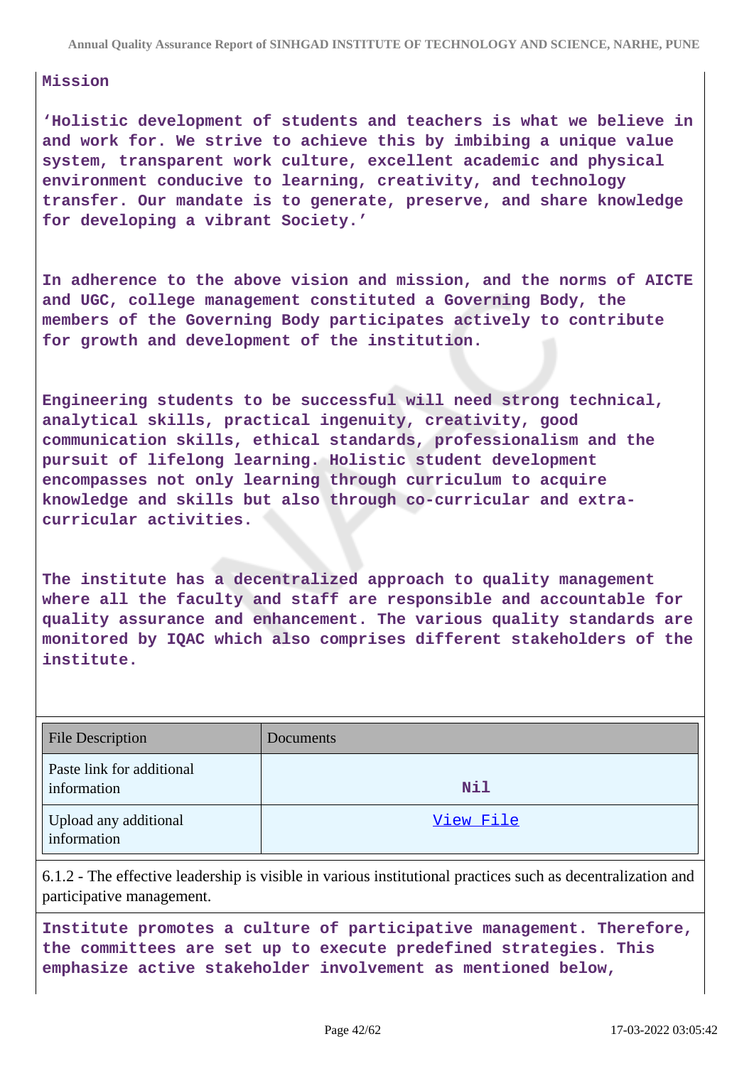**Mission**

**'Holistic development of students and teachers is what we believe in and work for. We strive to achieve this by imbibing a unique value system, transparent work culture, excellent academic and physical environment conducive to learning, creativity, and technology transfer. Our mandate is to generate, preserve, and share knowledge for developing a vibrant Society.'**

**In adherence to the above vision and mission, and the norms of AICTE and UGC, college management constituted a Governing Body, the members of the Governing Body participates actively to contribute for growth and development of the institution.**

**Engineering students to be successful will need strong technical, analytical skills, practical ingenuity, creativity, good communication skills, ethical standards, professionalism and the pursuit of lifelong learning. Holistic student development encompasses not only learning through curriculum to acquire knowledge and skills but also through co-curricular and extra-curricular activities.**

**The institute has a decentralized approach to quality management where all the faculty and staff are responsible and accountable for quality assurance and enhancement. The various quality standards are monitored by IQAC which also comprises different stakeholders of the institute.**

| File Description | Documents |
|---|---|
| Paste link for additional information | Nil |
| Upload any additional information | View File |

6.1.2 - The effective leadership is visible in various institutional practices such as decentralization and participative management.

**Institute promotes a culture of participative management. Therefore, the committees are set up to execute predefined strategies. This emphasize active stakeholder involvement as mentioned below,**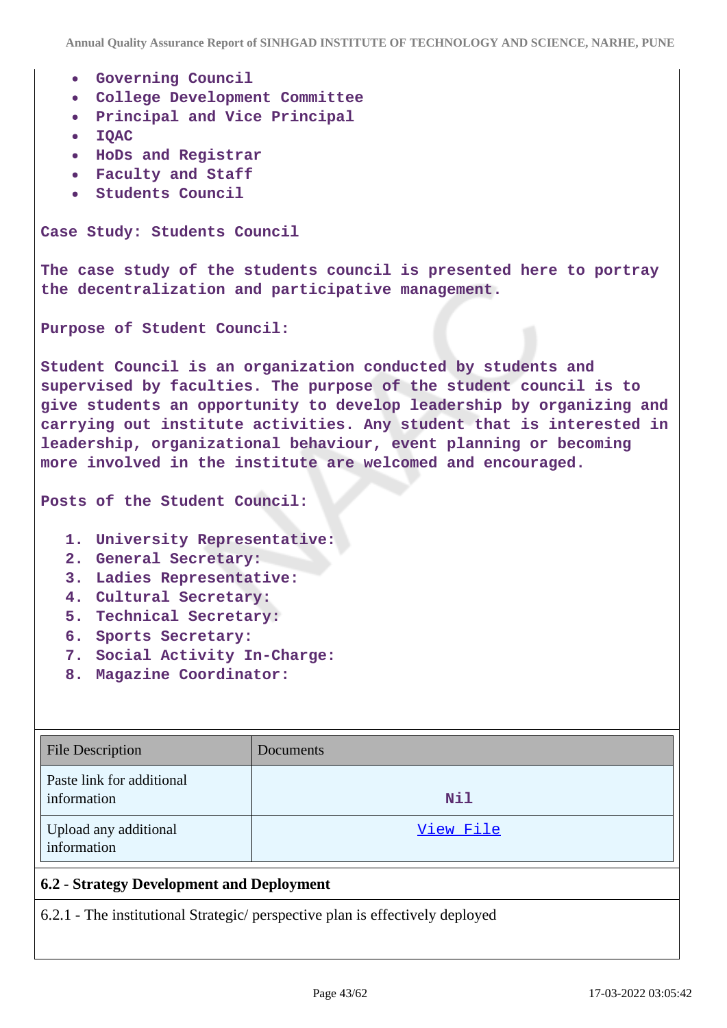- Governing Council
- College Development Committee
- Principal and Vice Principal
- IQAC
- HoDs and Registrar
- Faculty and Staff
- Students Council

Case Study: Students Council

The case study of the students council is presented here to portray the decentralization and participative management.

Purpose of Student Council:

Student Council is an organization conducted by students and supervised by faculties. The purpose of the student council is to give students an opportunity to develop leadership by organizing and carrying out institute activities. Any student that is interested in leadership, organizational behaviour, event planning or becoming more involved in the institute are welcomed and encouraged.

Posts of the Student Council:

1. University Representative:
2. General Secretary:
3. Ladies Representative:
4. Cultural Secretary:
5. Technical Secretary:
6. Sports Secretary:
7. Social Activity In-Charge:
8. Magazine Coordinator:

| File Description | Documents |
|---|---|
| Paste link for additional information | Nil |
| Upload any additional information | View File |

**6.2 - Strategy Development and Deployment**

6.2.1 - The institutional Strategic/ perspective plan is effectively deployed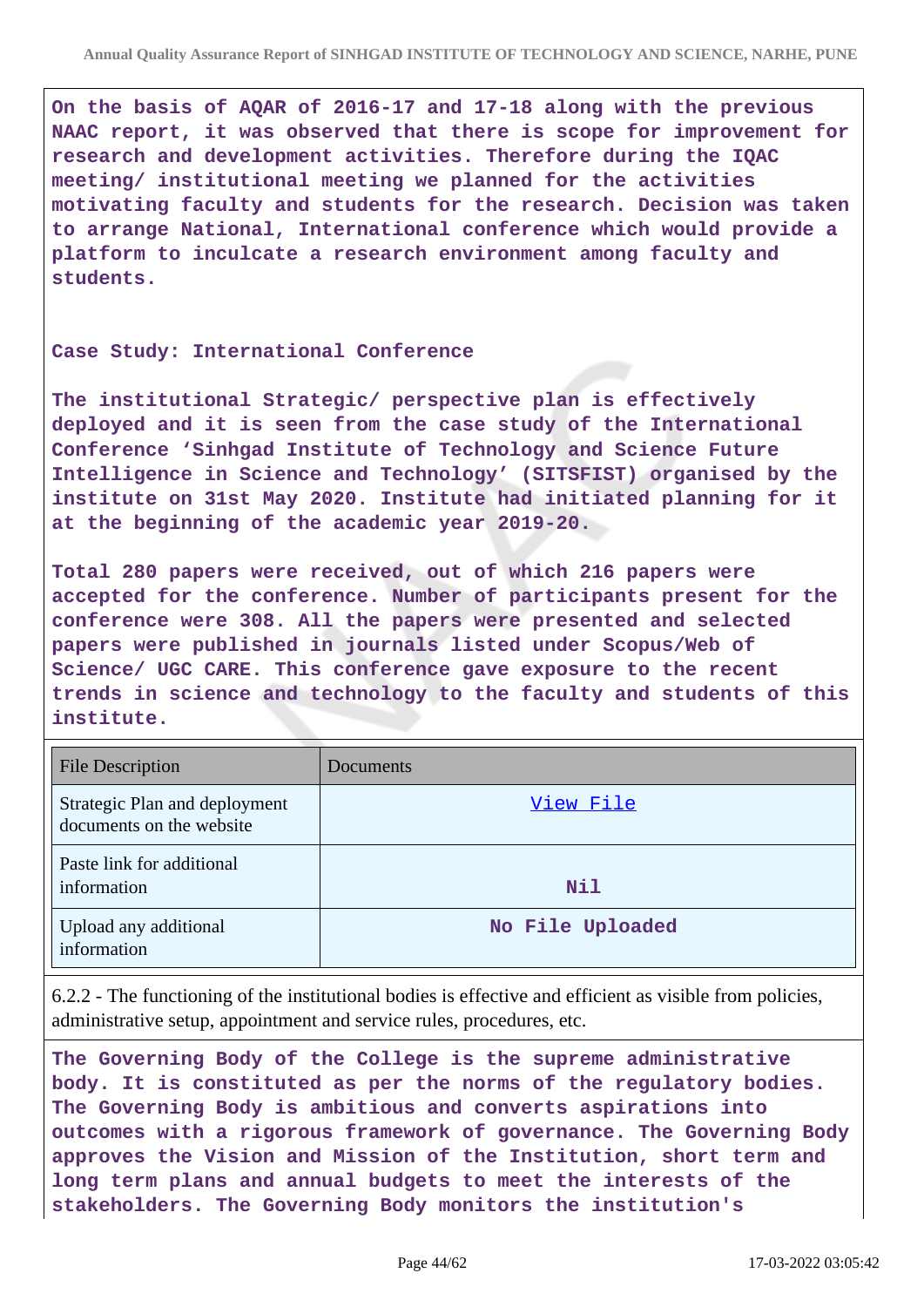**On the basis of AQAR of 2016-17 and 17-18 along with the previous NAAC report, it was observed that there is scope for improvement for research and development activities. Therefore during the IQAC meeting/ institutional meeting we planned for the activities motivating faculty and students for the research. Decision was taken to arrange National, International conference which would provide a platform to inculcate a research environment among faculty and students.**

**Case Study: International Conference**

**The institutional Strategic/ perspective plan is effectively deployed and it is seen from the case study of the International Conference 'Sinhgad Institute of Technology and Science Future Intelligence in Science and Technology' (SITSFIST) organised by the institute on 31st May 2020. Institute had initiated planning for it at the beginning of the academic year 2019-20.**

**Total 280 papers were received, out of which 216 papers were accepted for the conference. Number of participants present for the conference were 308. All the papers were presented and selected papers were published in journals listed under Scopus/Web of Science/ UGC CARE. This conference gave exposure to the recent trends in science and technology to the faculty and students of this institute.**

| File Description | Documents |
|---|---|
| Strategic Plan and deployment documents on the website | View File |
| Paste link for additional information | Nil |
| Upload any additional information | No File Uploaded |

6.2.2 - The functioning of the institutional bodies is effective and efficient as visible from policies, administrative setup, appointment and service rules, procedures, etc.

**The Governing Body of the College is the supreme administrative body. It is constituted as per the norms of the regulatory bodies. The Governing Body is ambitious and converts aspirations into outcomes with a rigorous framework of governance. The Governing Body approves the Vision and Mission of the Institution, short term and long term plans and annual budgets to meet the interests of the stakeholders. The Governing Body monitors the institution's**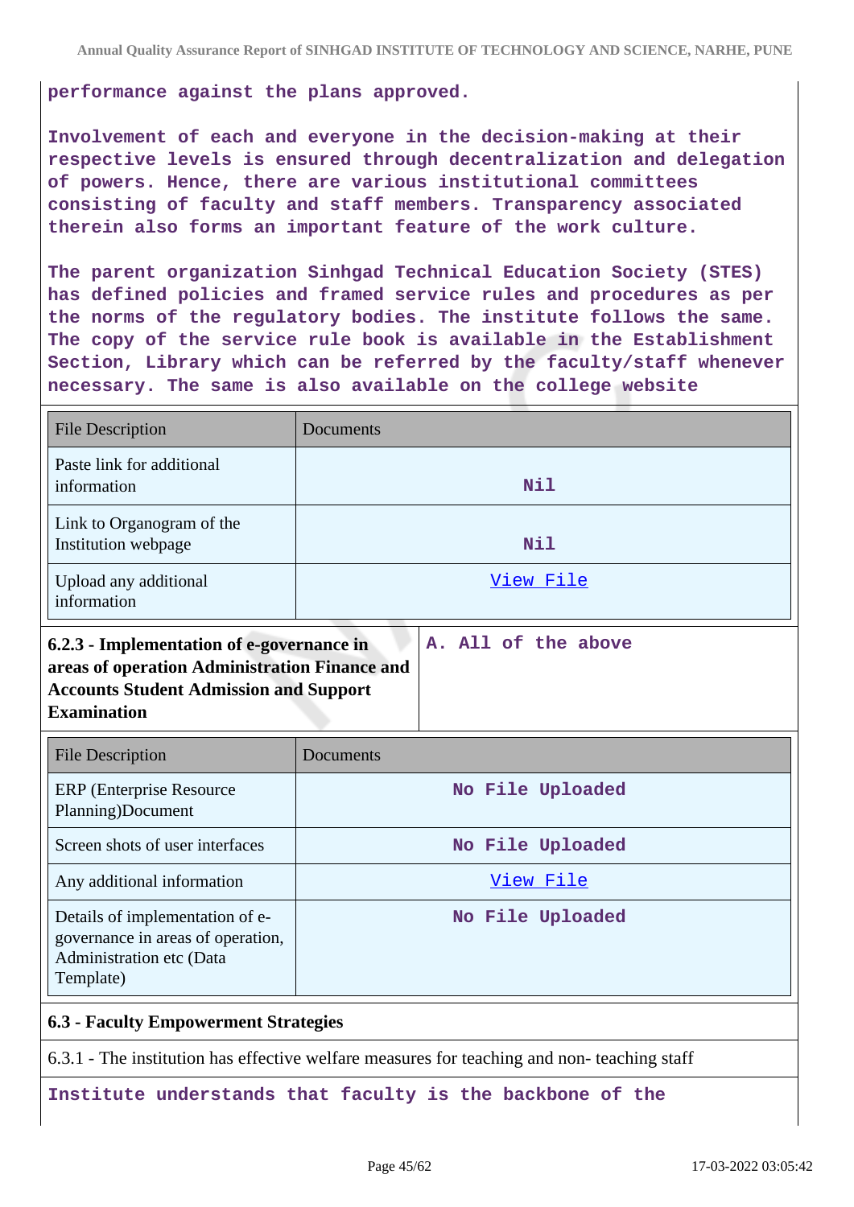**performance against the plans approved.**

**Involvement of each and everyone in the decision-making at their respective levels is ensured through decentralization and delegation of powers. Hence, there are various institutional committees consisting of faculty and staff members. Transparency associated therein also forms an important feature of the work culture.**

**The parent organization Sinhgad Technical Education Society (STES) has defined policies and framed service rules and procedures as per the norms of the regulatory bodies. The institute follows the same. The copy of the service rule book is available in the Establishment Section, Library which can be referred by the faculty/staff whenever necessary. The same is also available on the college website**

| File Description | Documents |
|---|---|
| Paste link for additional information | Nil |
| Link to Organogram of the Institution webpage | Nil |
| Upload any additional information | View File |

| 6.2.3 - Implementation of e-governance in areas of operation Administration Finance and Accounts Student Admission and Support Examination | A. All of the above |
|---|---|

| File Description | Documents |
|---|---|
| ERP (Enterprise Resource Planning)Document | No File Uploaded |
| Screen shots of user interfaces | No File Uploaded |
| Any additional information | View File |
| Details of implementation of e-governance in areas of operation, Administration etc (Data Template) | No File Uploaded |

### 6.3 - Faculty Empowerment Strategies

6.3.1 - The institution has effective welfare measures for teaching and non- teaching staff

**Institute understands that faculty is the backbone of the**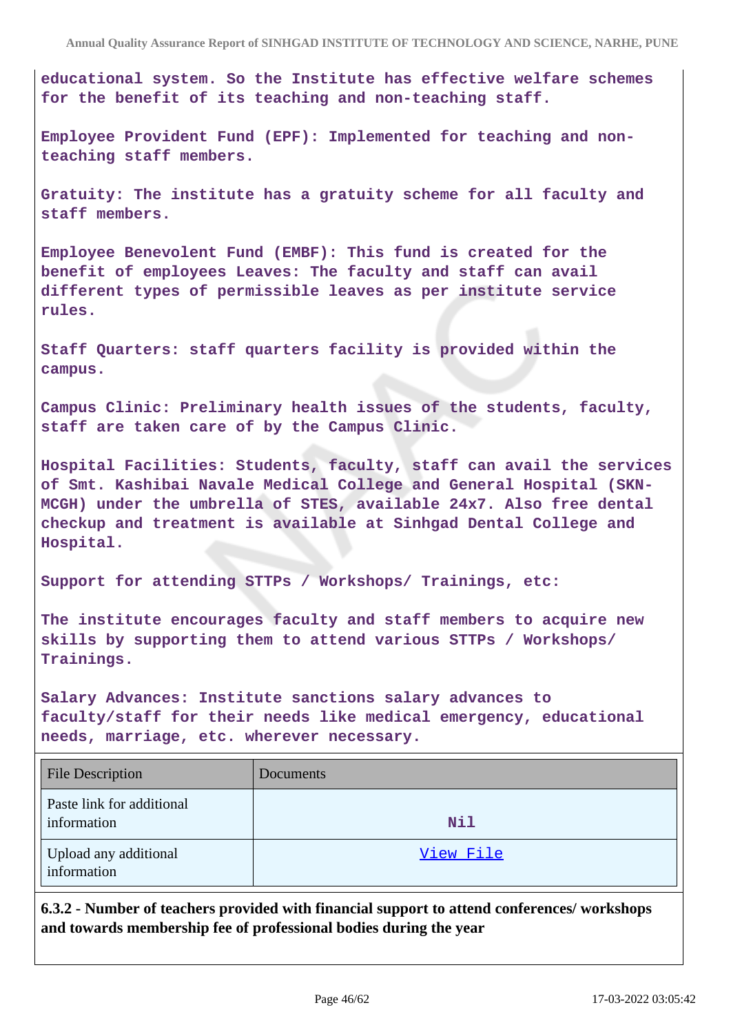educational system. So the Institute has effective welfare schemes for the benefit of its teaching and non-teaching staff.

Employee Provident Fund (EPF): Implemented for teaching and non-teaching staff members.

Gratuity: The institute has a gratuity scheme for all faculty and staff members.

Employee Benevolent Fund (EMBF): This fund is created for the benefit of employees Leaves: The faculty and staff can avail different types of permissible leaves as per institute service rules.

Staff Quarters: staff quarters facility is provided within the campus.

Campus Clinic: Preliminary health issues of the students, faculty, staff are taken care of by the Campus Clinic.

Hospital Facilities: Students, faculty, staff can avail the services of Smt. Kashibai Navale Medical College and General Hospital (SKN-MCGH) under the umbrella of STES, available 24x7. Also free dental checkup and treatment is available at Sinhgad Dental College and Hospital.

Support for attending STTPs / Workshops/ Trainings, etc:

The institute encourages faculty and staff members to acquire new skills by supporting them to attend various STTPs / Workshops/ Trainings.

Salary Advances: Institute sanctions salary advances to faculty/staff for their needs like medical emergency, educational needs, marriage, etc. wherever necessary.

| File Description | Documents |
| --- | --- |
| Paste link for additional information | Nil |
| Upload any additional information | View File |

**6.3.2 - Number of teachers provided with financial support to attend conferences/ workshops and towards membership fee of professional bodies during the year**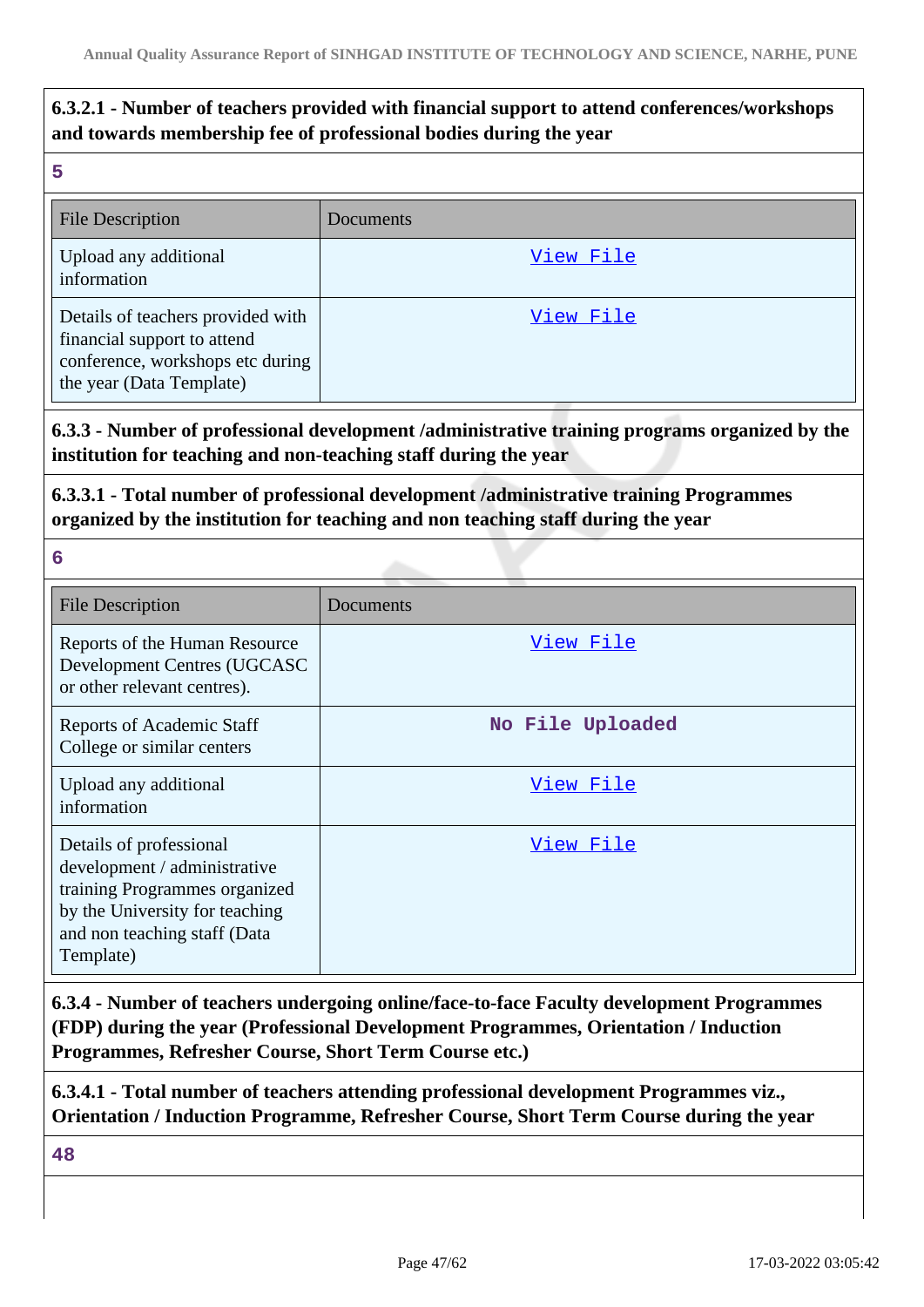**6.3.2.1 - Number of teachers provided with financial support to attend conferences/workshops and towards membership fee of professional bodies during the year**

**5**

| File Description | Documents |
|---|---|
| Upload any additional information | View File |
| Details of teachers provided with financial support to attend conference, workshops etc during the year (Data Template) | View File |

**6.3.3 - Number of professional development /administrative training programs organized by the institution for teaching and non-teaching staff during the year**

**6.3.3.1 - Total number of professional development /administrative training Programmes organized by the institution for teaching and non teaching staff during the year**

**6**

| File Description | Documents |
|---|---|
| Reports of the Human Resource Development Centres (UGCASC or other relevant centres). | View File |
| Reports of Academic Staff College or similar centers | No File Uploaded |
| Upload any additional information | View File |
| Details of professional development / administrative training Programmes organized by the University for teaching and non teaching staff (Data Template) | View File |

**6.3.4 - Number of teachers undergoing online/face-to-face Faculty development Programmes (FDP) during the year (Professional Development Programmes, Orientation / Induction Programmes, Refresher Course, Short Term Course etc.)**

**6.3.4.1 - Total number of teachers attending professional development Programmes viz., Orientation / Induction Programme, Refresher Course, Short Term Course during the year**

**48**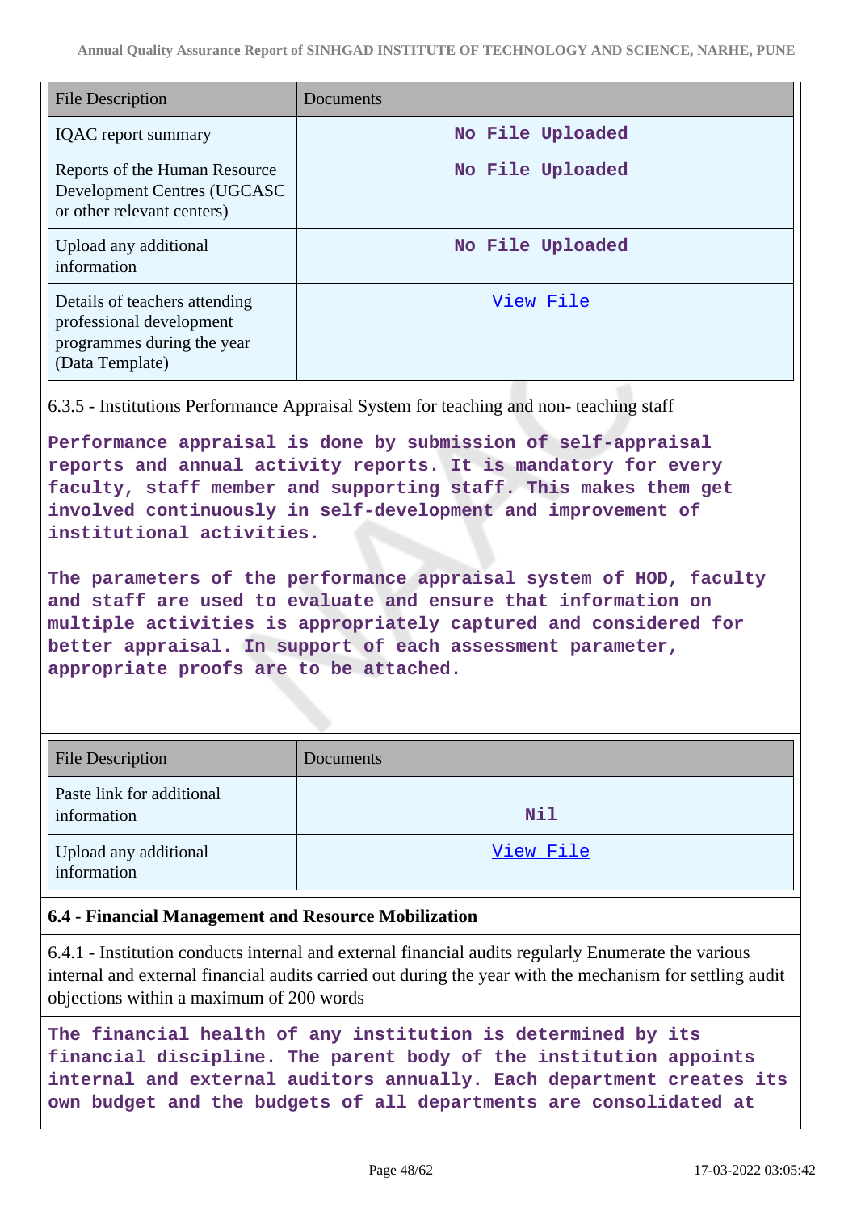| File Description | Documents |
| --- | --- |
| IQAC report summary | No File Uploaded |
| Reports of the Human Resource Development Centres (UGCASC or other relevant centers) | No File Uploaded |
| Upload any additional information | No File Uploaded |
| Details of teachers attending professional development programmes during the year (Data Template) | View File |

6.3.5 - Institutions Performance Appraisal System for teaching and non- teaching staff

**Performance appraisal is done by submission of self-appraisal reports and annual activity reports. It is mandatory for every faculty, staff member and supporting staff. This makes them get involved continuously in self-development and improvement of institutional activities.**

**The parameters of the performance appraisal system of HOD, faculty and staff are used to evaluate and ensure that information on multiple activities is appropriately captured and considered for better appraisal. In support of each assessment parameter, appropriate proofs are to be attached.**

| File Description | Documents |
| --- | --- |
| Paste link for additional information | Nil |
| Upload any additional information | View File |

**6.4 - Financial Management and Resource Mobilization**

6.4.1 - Institution conducts internal and external financial audits regularly Enumerate the various internal and external financial audits carried out during the year with the mechanism for settling audit objections within a maximum of 200 words

**The financial health of any institution is determined by its financial discipline. The parent body of the institution appoints internal and external auditors annually. Each department creates its own budget and the budgets of all departments are consolidated at**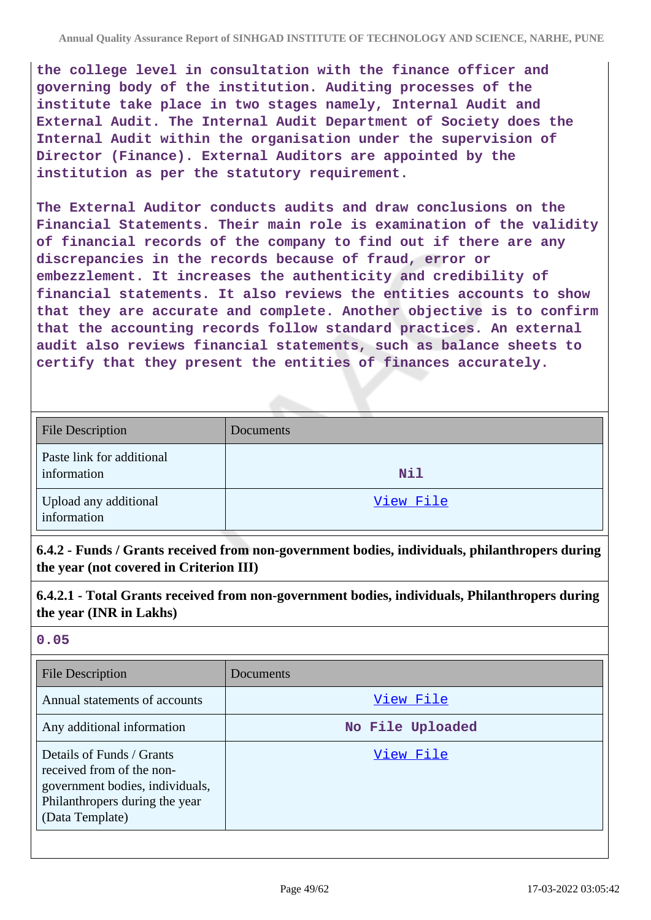the college level in consultation with the finance officer and governing body of the institution. Auditing processes of the institute take place in two stages namely, Internal Audit and External Audit. The Internal Audit Department of Society does the Internal Audit within the organisation under the supervision of Director (Finance). External Auditors are appointed by the institution as per the statutory requirement.

The External Auditor conducts audits and draw conclusions on the Financial Statements. Their main role is examination of the validity of financial records of the company to find out if there are any discrepancies in the records because of fraud, error or embezzlement. It increases the authenticity and credibility of financial statements. It also reviews the entities accounts to show that they are accurate and complete. Another objective is to confirm that the accounting records follow standard practices. An external audit also reviews financial statements, such as balance sheets to certify that they present the entities of finances accurately.

| File Description | Documents |
|---|---|
| Paste link for additional information | Nil |
| Upload any additional information | View File |

**6.4.2 - Funds / Grants received from non-government bodies, individuals, philanthropers during the year (not covered in Criterion III)**

**6.4.2.1 - Total Grants received from non-government bodies, individuals, Philanthropers during the year (INR in Lakhs)**

0.05

| File Description | Documents |
|---|---|
| Annual statements of accounts | View File |
| Any additional information | No File Uploaded |
| Details of Funds / Grants received from of the non-government bodies, individuals, Philanthropers during the year (Data Template) | View File |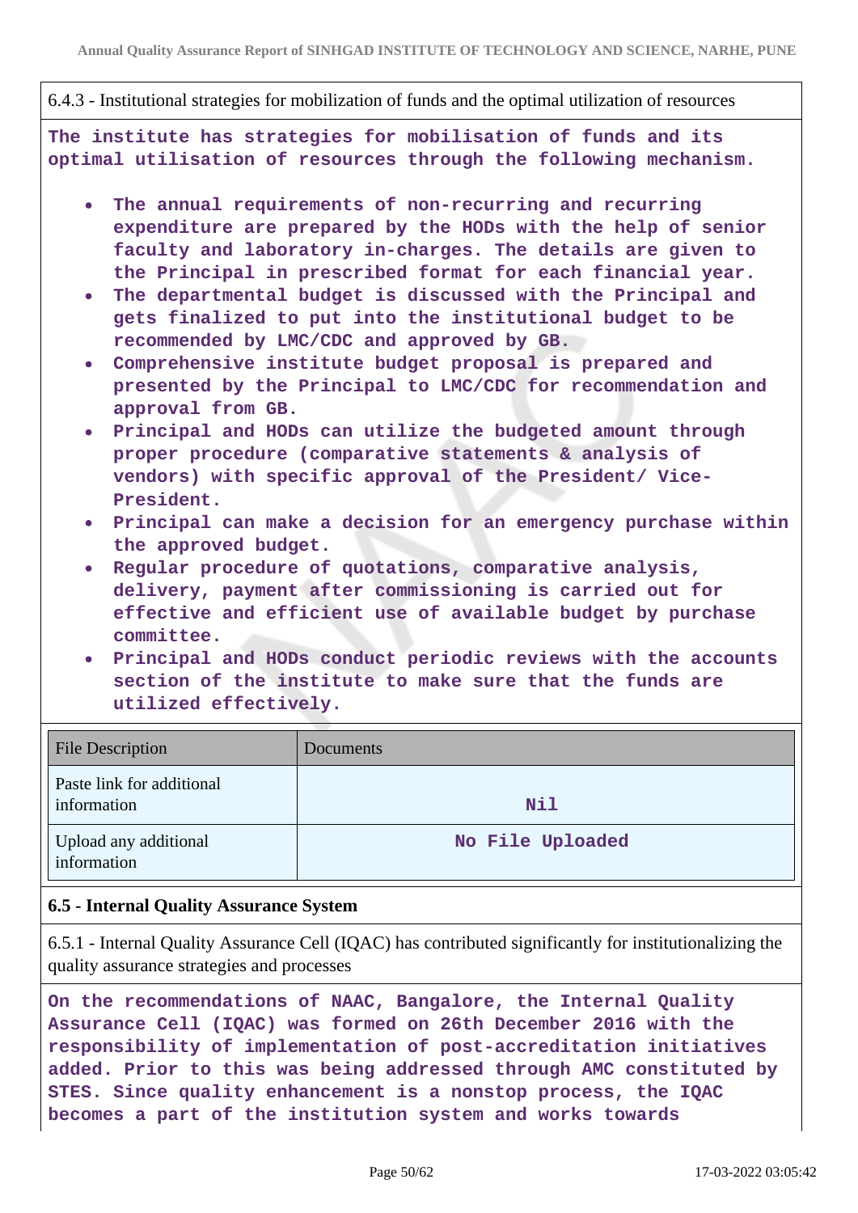6.4.3 - Institutional strategies for mobilization of funds and the optimal utilization of resources

**The institute has strategies for mobilisation of funds and its optimal utilisation of resources through the following mechanism.**

- **The annual requirements of non-recurring and recurring expenditure are prepared by the HODs with the help of senior faculty and laboratory in-charges. The details are given to the Principal in prescribed format for each financial year.**
- **The departmental budget is discussed with the Principal and gets finalized to put into the institutional budget to be recommended by LMC/CDC and approved by GB.**
- **Comprehensive institute budget proposal is prepared and presented by the Principal to LMC/CDC for recommendation and approval from GB.**
- **Principal and HODs can utilize the budgeted amount through proper procedure (comparative statements & analysis of vendors) with specific approval of the President/ Vice-President.**
- **Principal can make a decision for an emergency purchase within the approved budget.**
- **Regular procedure of quotations, comparative analysis, delivery, payment after commissioning is carried out for effective and efficient use of available budget by purchase committee.**
- **Principal and HODs conduct periodic reviews with the accounts section of the institute to make sure that the funds are utilized effectively.**

| File Description | Documents |
|---|---|
| Paste link for additional information | Nil |
| Upload any additional information | No File Uploaded |

## 6.5 - Internal Quality Assurance System

6.5.1 - Internal Quality Assurance Cell (IQAC) has contributed significantly for institutionalizing the quality assurance strategies and processes

**On the recommendations of NAAC, Bangalore, the Internal Quality Assurance Cell (IQAC) was formed on 26th December 2016 with the responsibility of implementation of post-accreditation initiatives added. Prior to this was being addressed through AMC constituted by STES. Since quality enhancement is a nonstop process, the IQAC becomes a part of the institution system and works towards**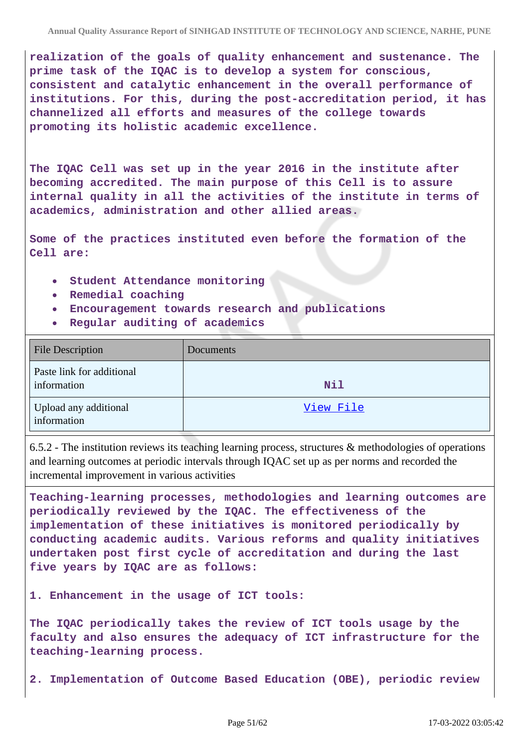**realization of the goals of quality enhancement and sustenance. The prime task of the IQAC is to develop a system for conscious, consistent and catalytic enhancement in the overall performance of institutions. For this, during the post-accreditation period, it has channelized all efforts and measures of the college towards promoting its holistic academic excellence.**

**The IQAC Cell was set up in the year 2016 in the institute after becoming accredited. The main purpose of this Cell is to assure internal quality in all the activities of the institute in terms of academics, administration and other allied areas.**

**Some of the practices instituted even before the formation of the Cell are:**

- **Student Attendance monitoring**
- **Remedial coaching**
- **Encouragement towards research and publications**
- **Regular auditing of academics**

| File Description | Documents |
|---|---|
| Paste link for additional information | Nil |
| Upload any additional information | View File |

6.5.2 - The institution reviews its teaching learning process, structures & methodologies of operations and learning outcomes at periodic intervals through IQAC set up as per norms and recorded the incremental improvement in various activities

**Teaching-learning processes, methodologies and learning outcomes are periodically reviewed by the IQAC. The effectiveness of the implementation of these initiatives is monitored periodically by conducting academic audits. Various reforms and quality initiatives undertaken post first cycle of accreditation and during the last five years by IQAC are as follows:**

**1. Enhancement in the usage of ICT tools:**

**The IQAC periodically takes the review of ICT tools usage by the faculty and also ensures the adequacy of ICT infrastructure for the teaching-learning process.**

**2. Implementation of Outcome Based Education (OBE), periodic review**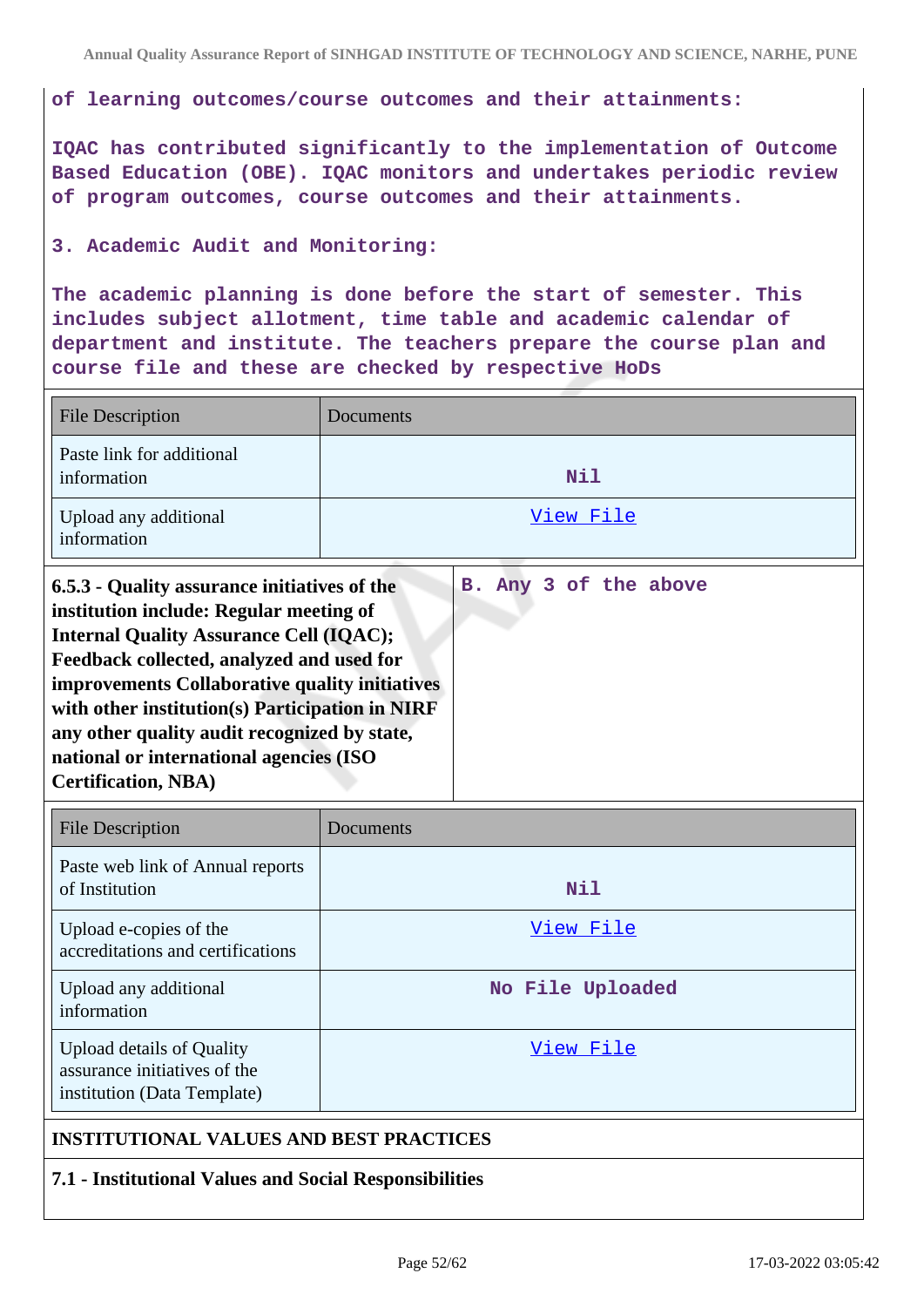**of learning outcomes/course outcomes and their attainments:**

**IQAC has contributed significantly to the implementation of Outcome Based Education (OBE). IQAC monitors and undertakes periodic review of program outcomes, course outcomes and their attainments.**

**3. Academic Audit and Monitoring:**

**The academic planning is done before the start of semester. This includes subject allotment, time table and academic calendar of department and institute. The teachers prepare the course plan and course file and these are checked by respective HoDs**

| File Description | Documents |
|---|---|
| Paste link for additional information | Nil |
| Upload any additional information | View File |

| **6.5.3 - Quality assurance initiatives of the institution include: Regular meeting of Internal Quality Assurance Cell (IQAC); Feedback collected, analyzed and used for improvements Collaborative quality initiatives with other institution(s) Participation in NIRF any other quality audit recognized by state, national or international agencies (ISO Certification, NBA)** | **B. Any 3 of the above** |
|---|---|

| File Description | Documents |
|---|---|
| Paste web link of Annual reports of Institution | Nil |
| Upload e-copies of the accreditations and certifications | View File |
| Upload any additional information | No File Uploaded |
| Upload details of Quality assurance initiatives of the institution (Data Template) | View File |

**INSTITUTIONAL VALUES AND BEST PRACTICES**

**7.1 - Institutional Values and Social Responsibilities**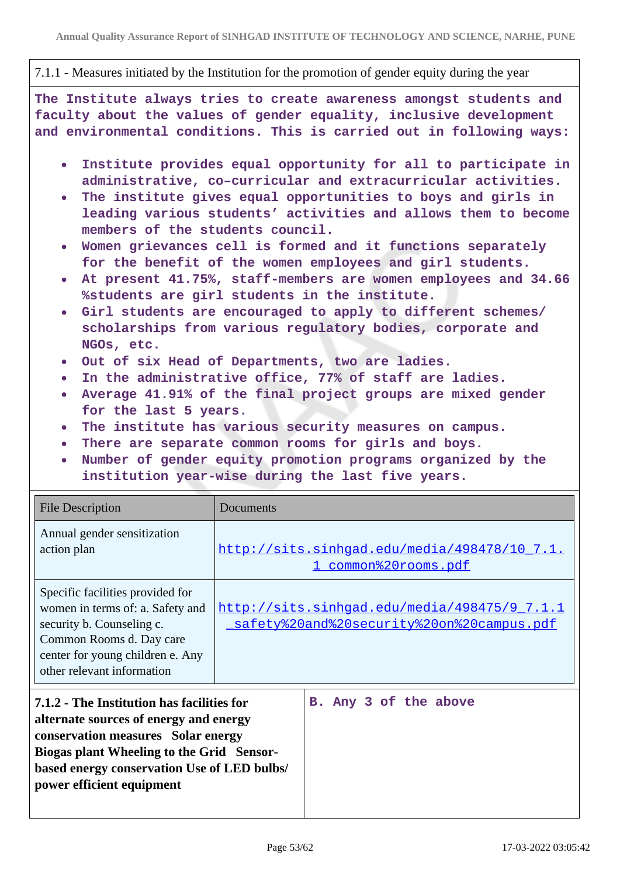| 7.1.1 - Measures initiated by the Institution for the promotion of gender equity during the year |
|---|

The Institute always tries to create awareness amongst students and faculty about the values of gender equality, inclusive development and environmental conditions. This is carried out in following ways:

- Institute provides equal opportunity for all to participate in administrative, co–curricular and extracurricular activities.
- The institute gives equal opportunities to boys and girls in leading various students' activities and allows them to become members of the students council.
- Women grievances cell is formed and it functions separately for the benefit of the women employees and girl students.
- At present 41.75%, staff-members are women employees and 34.66 %students are girl students in the institute.
- Girl students are encouraged to apply to different schemes/ scholarships from various regulatory bodies, corporate and NGOs, etc.
- Out of six Head of Departments, two are ladies.
- In the administrative office, 77% of staff are ladies.
- Average 41.91% of the final project groups are mixed gender for the last 5 years.
- The institute has various security measures on campus.
- There are separate common rooms for girls and boys.
- Number of gender equity promotion programs organized by the institution year-wise during the last five years.

| File Description | Documents |
|---|---|
| Annual gender sensitization action plan | http://sits.sinhgad.edu/media/498478/10_7.1.1_common%20rooms.pdf |
| Specific facilities provided for women in terms of: a. Safety and security b. Counseling c. Common Rooms d. Day care center for young children e. Any other relevant information | http://sits.sinhgad.edu/media/498475/9_7.1.1_safety%20and%20security%20on%20campus.pdf |

| **7.1.2 - The Institution has facilities for alternate sources of energy and energy conservation measures Solar energy Biogas plant Wheeling to the Grid Sensor-based energy conservation Use of LED bulbs/ power efficient equipment** | B. Any 3 of the above |
|---|---|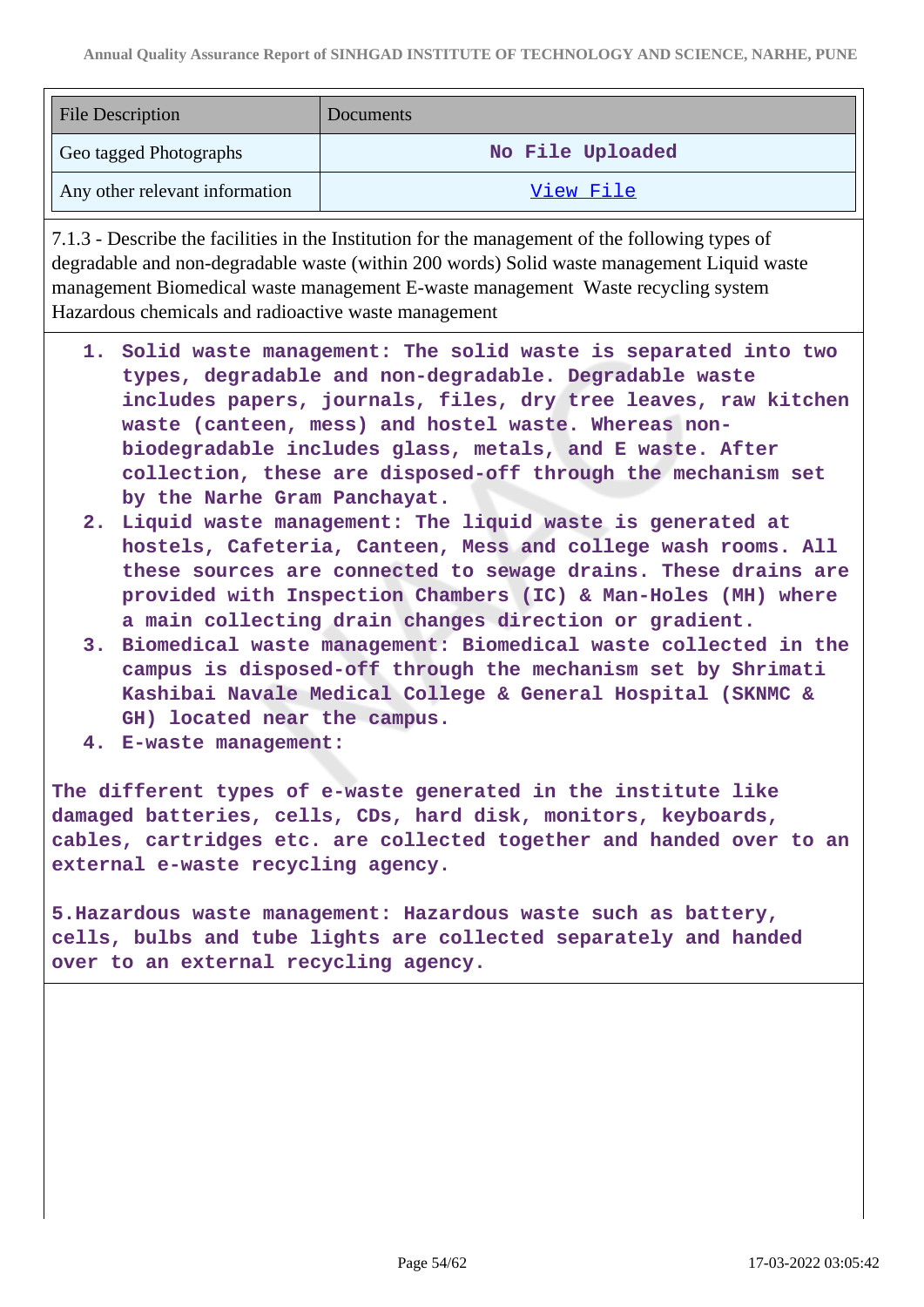| File Description | Documents |
|---|---|
| Geo tagged Photographs | No File Uploaded |
| Any other relevant information | View File |

7.1.3 - Describe the facilities in the Institution for the management of the following types of degradable and non-degradable waste (within 200 words) Solid waste management Liquid waste management Biomedical waste management E-waste management Waste recycling system Hazardous chemicals and radioactive waste management

1. **Solid waste management: The solid waste is separated into two types, degradable and non-degradable. Degradable waste includes papers, journals, files, dry tree leaves, raw kitchen waste (canteen, mess) and hostel waste. Whereas non-biodegradable includes glass, metals, and E waste. After collection, these are disposed-off through the mechanism set by the Narhe Gram Panchayat.**
2. **Liquid waste management: The liquid waste is generated at hostels, Cafeteria, Canteen, Mess and college wash rooms. All these sources are connected to sewage drains. These drains are provided with Inspection Chambers (IC) & Man-Holes (MH) where a main collecting drain changes direction or gradient.**
3. **Biomedical waste management: Biomedical waste collected in the campus is disposed-off through the mechanism set by Shrimati Kashibai Navale Medical College & General Hospital (SKNMC & GH) located near the campus.**
4. **E-waste management:**

**The different types of e-waste generated in the institute like damaged batteries, cells, CDs, hard disk, monitors, keyboards, cables, cartridges etc. are collected together and handed over to an external e-waste recycling agency.**

**5.Hazardous waste management: Hazardous waste such as battery, cells, bulbs and tube lights are collected separately and handed over to an external recycling agency.**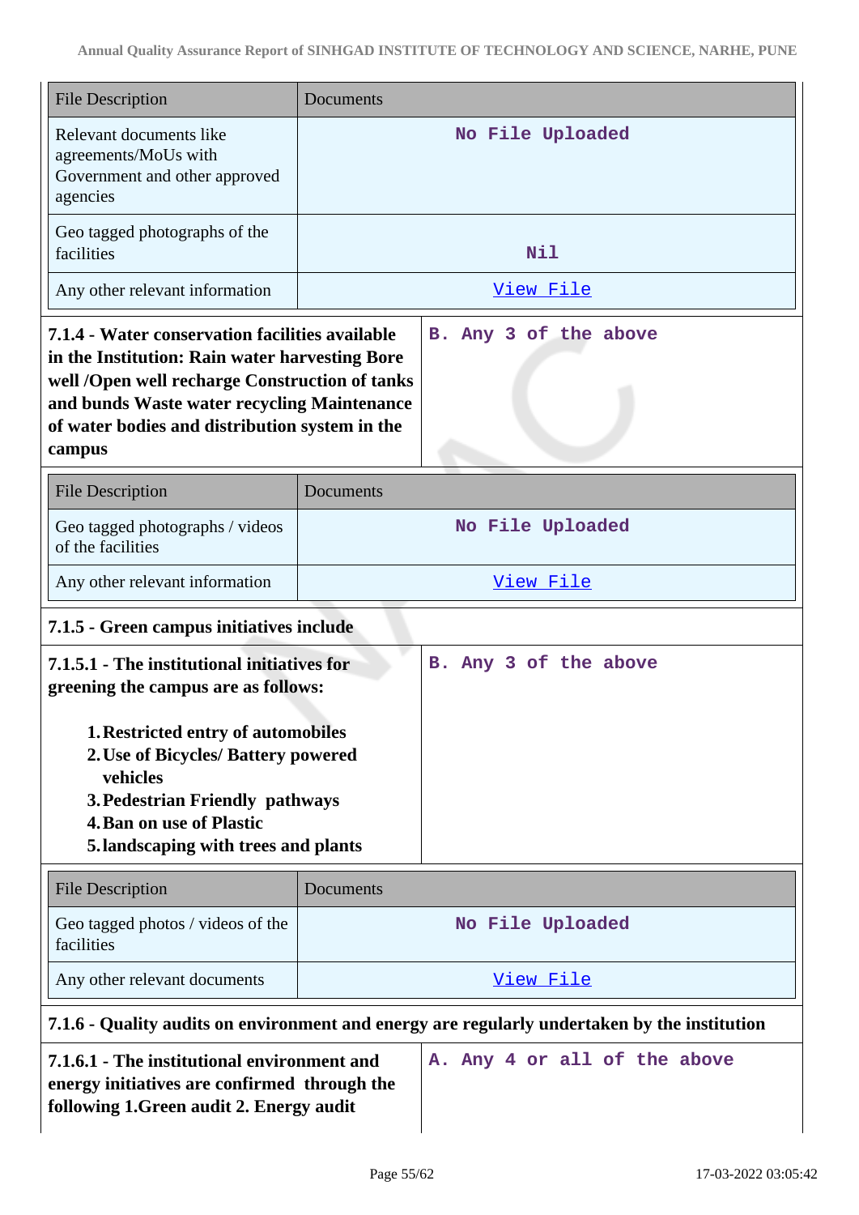| File Description | Documents |
|---|---|
| Relevant documents like agreements/MoUs with Government and other approved agencies | No File Uploaded |
| Geo tagged photographs of the facilities | Nil |
| Any other relevant information | View File |

| **7.1.4 - Water conservation facilities available in the Institution: Rain water harvesting Bore well /Open well recharge Construction of tanks and bunds Waste water recycling Maintenance of water bodies and distribution system in the campus** | B. Any 3 of the above |
|---|---|

| File Description | Documents |
|---|---|
| Geo tagged photographs / videos of the facilities | No File Uploaded |
| Any other relevant information | View File |

**7.1.5 - Green campus initiatives include**

| **7.1.5.1 - The institutional initiatives for greening the campus are as follows:**<br><br>1. **Restricted entry of automobiles**<br>2. **Use of Bicycles/ Battery powered vehicles**<br>3. **Pedestrian Friendly pathways**<br>4. **Ban on use of Plastic**<br>5. **landscaping with trees and plants** | B. Any 3 of the above |
|---|---|

| File Description | Documents |
|---|---|
| Geo tagged photos / videos of the facilities | No File Uploaded |
| Any other relevant documents | View File |

**7.1.6 - Quality audits on environment and energy are regularly undertaken by the institution**

| **7.1.6.1 - The institutional environment and energy initiatives are confirmed through the following 1.Green audit 2. Energy audit** | A. Any 4 or all of the above |
|---|---|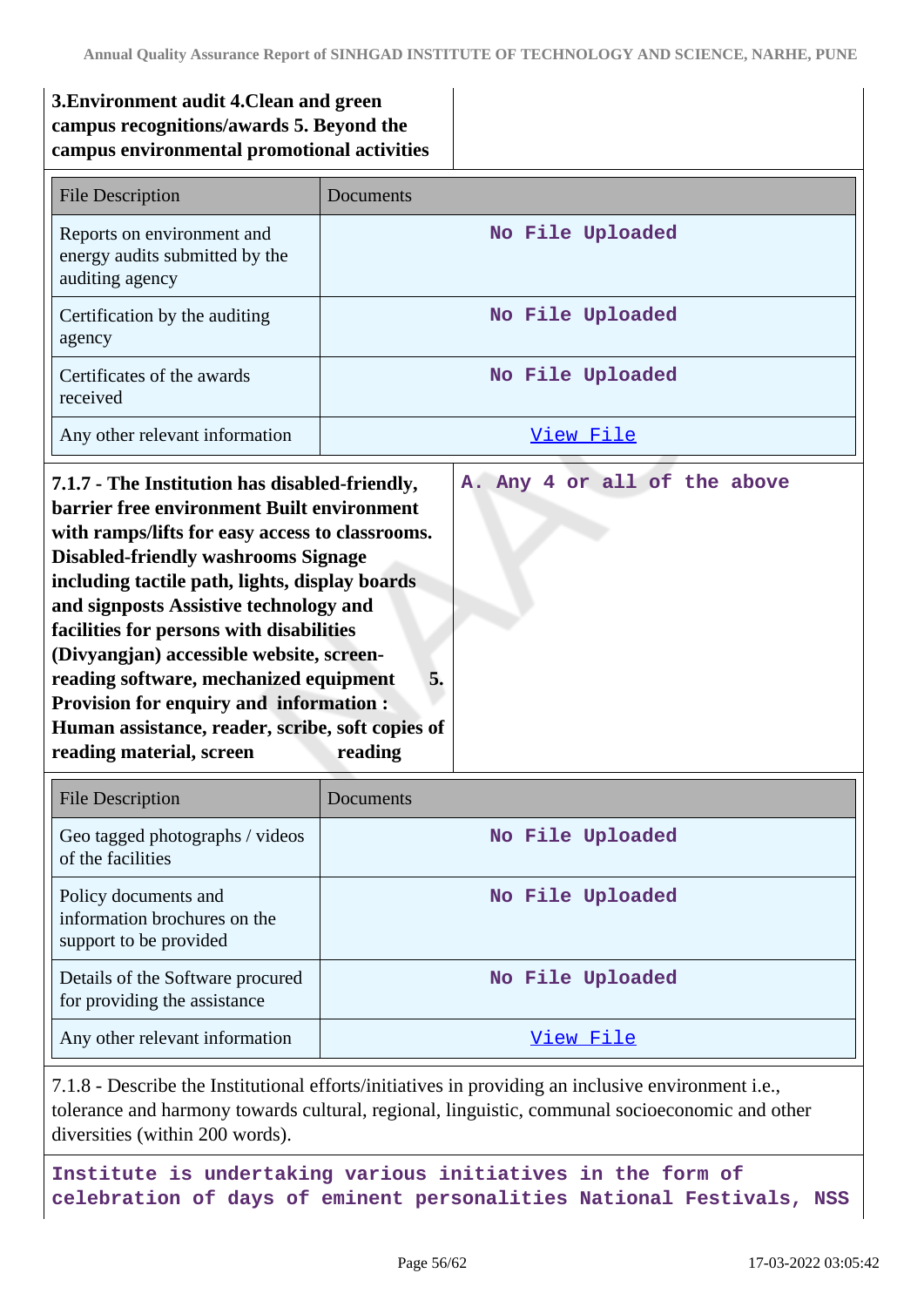**3.Environment audit 4.Clean and green campus recognitions/awards 5. Beyond the campus environmental promotional activities**

| File Description | Documents |
|---|---|
| Reports on environment and energy audits submitted by the auditing agency | No File Uploaded |
| Certification by the auditing agency | No File Uploaded |
| Certificates of the awards received | No File Uploaded |
| Any other relevant information | View File |

| **7.1.7 - The Institution has disabled-friendly, barrier free environment Built environment with ramps/lifts for easy access to classrooms. Disabled-friendly washrooms Signage including tactile path, lights, display boards and signposts Assistive technology and facilities for persons with disabilities (Divyangjan) accessible website, screen-reading software, mechanized equipment 5. Provision for enquiry and information : Human assistance, reader, scribe, soft copies of reading material, screen reading** | A. Any 4 or all of the above |
|---|---|

| File Description | Documents |
|---|---|
| Geo tagged photographs / videos of the facilities | No File Uploaded |
| Policy documents and information brochures on the support to be provided | No File Uploaded |
| Details of the Software procured for providing the assistance | No File Uploaded |
| Any other relevant information | View File |

7.1.8 - Describe the Institutional efforts/initiatives in providing an inclusive environment i.e., tolerance and harmony towards cultural, regional, linguistic, communal socioeconomic and other diversities (within 200 words).

Institute is undertaking various initiatives in the form of celebration of days of eminent personalities National Festivals, NSS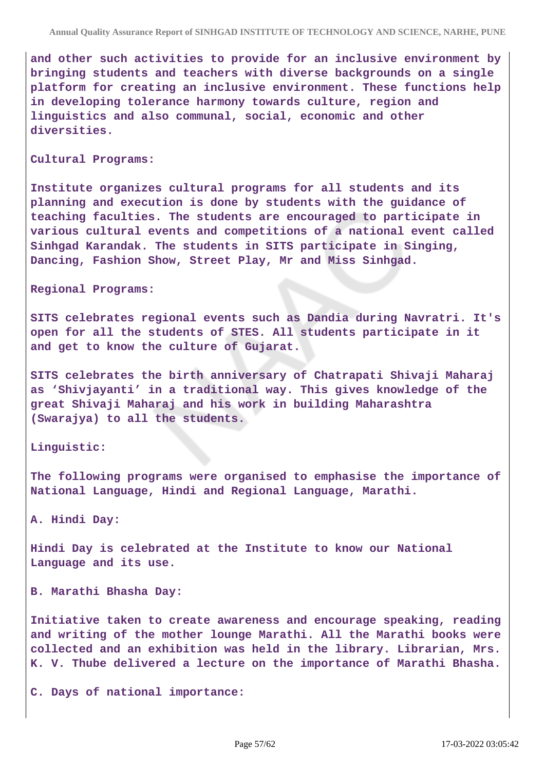and other such activities to provide for an inclusive environment by bringing students and teachers with diverse backgrounds on a single platform for creating an inclusive environment. These functions help in developing tolerance harmony towards culture, region and linguistics and also communal, social, economic and other diversities.

Cultural Programs:

Institute organizes cultural programs for all students and its planning and execution is done by students with the guidance of teaching faculties. The students are encouraged to participate in various cultural events and competitions of a national event called Sinhgad Karandak. The students in SITS participate in Singing, Dancing, Fashion Show, Street Play, Mr and Miss Sinhgad.

Regional Programs:

SITS celebrates regional events such as Dandia during Navratri. It's open for all the students of STES. All students participate in it and get to know the culture of Gujarat.

SITS celebrates the birth anniversary of Chatrapati Shivaji Maharaj as 'Shivjayanti' in a traditional way. This gives knowledge of the great Shivaji Maharaj and his work in building Maharashtra (Swarajya) to all the students.

Linguistic:

The following programs were organised to emphasise the importance of National Language, Hindi and Regional Language, Marathi.

A. Hindi Day:

Hindi Day is celebrated at the Institute to know our National Language and its use.

B. Marathi Bhasha Day:

Initiative taken to create awareness and encourage speaking, reading and writing of the mother lounge Marathi. All the Marathi books were collected and an exhibition was held in the library. Librarian, Mrs. K. V. Thube delivered a lecture on the importance of Marathi Bhasha.

C. Days of national importance: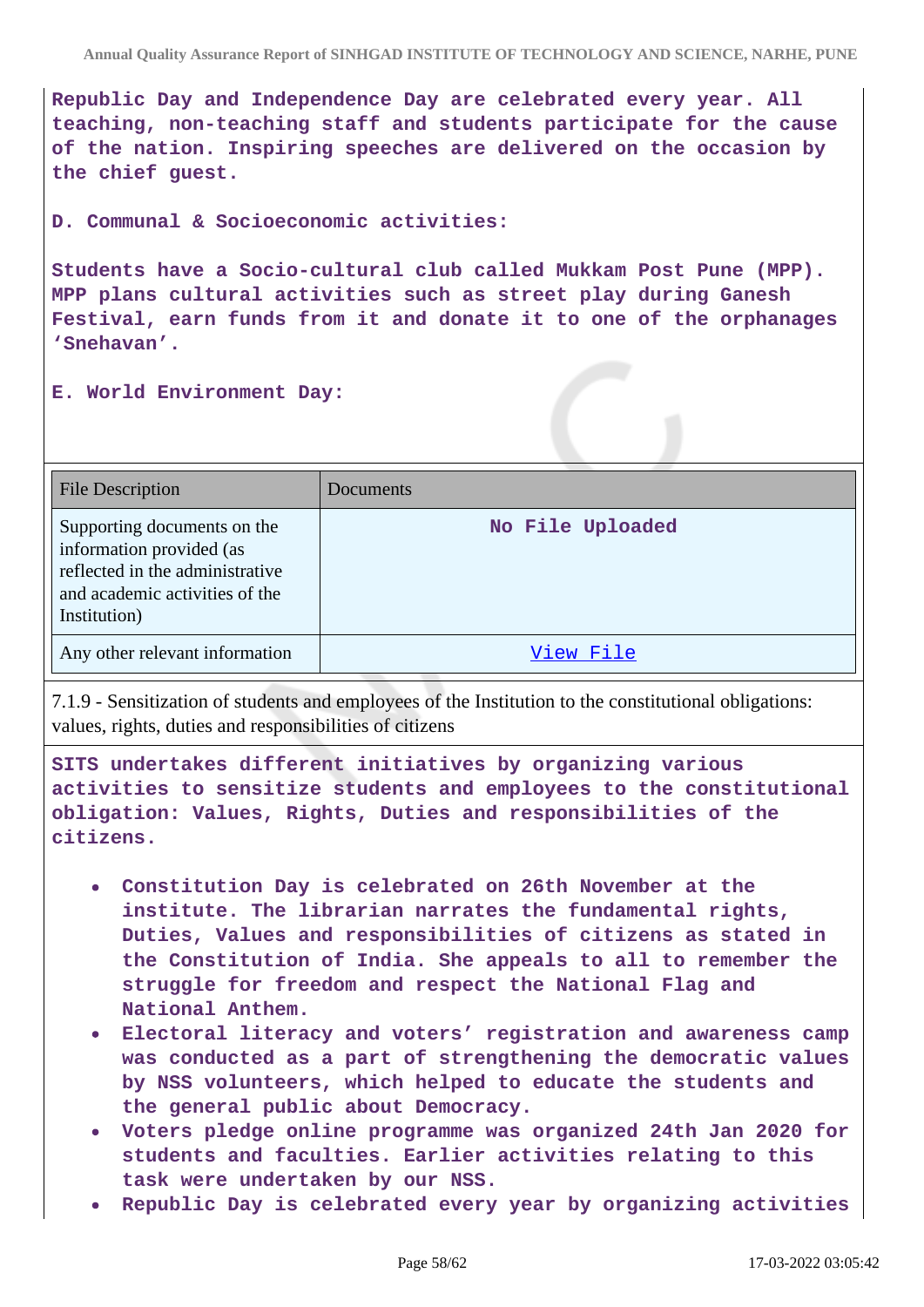**Republic Day and Independence Day are celebrated every year. All teaching, non-teaching staff and students participate for the cause of the nation. Inspiring speeches are delivered on the occasion by the chief guest.**

**D. Communal & Socioeconomic activities:**

**Students have a Socio-cultural club called Mukkam Post Pune (MPP). MPP plans cultural activities such as street play during Ganesh Festival, earn funds from it and donate it to one of the orphanages 'Snehavan'.**

**E. World Environment Day:**

| File Description | Documents |
|---|---|
| Supporting documents on the information provided (as reflected in the administrative and academic activities of the Institution) | No File Uploaded |
| Any other relevant information | View File |

7.1.9 - Sensitization of students and employees of the Institution to the constitutional obligations: values, rights, duties and responsibilities of citizens

**SITS undertakes different initiatives by organizing various activities to sensitize students and employees to the constitutional obligation: Values, Rights, Duties and responsibilities of the citizens.**

- **Constitution Day is celebrated on 26th November at the institute. The librarian narrates the fundamental rights, Duties, Values and responsibilities of citizens as stated in the Constitution of India. She appeals to all to remember the struggle for freedom and respect the National Flag and National Anthem.**
- **Electoral literacy and voters' registration and awareness camp was conducted as a part of strengthening the democratic values by NSS volunteers, which helped to educate the students and the general public about Democracy.**
- **Voters pledge online programme was organized 24th Jan 2020 for students and faculties. Earlier activities relating to this task were undertaken by our NSS.**
- **Republic Day is celebrated every year by organizing activities**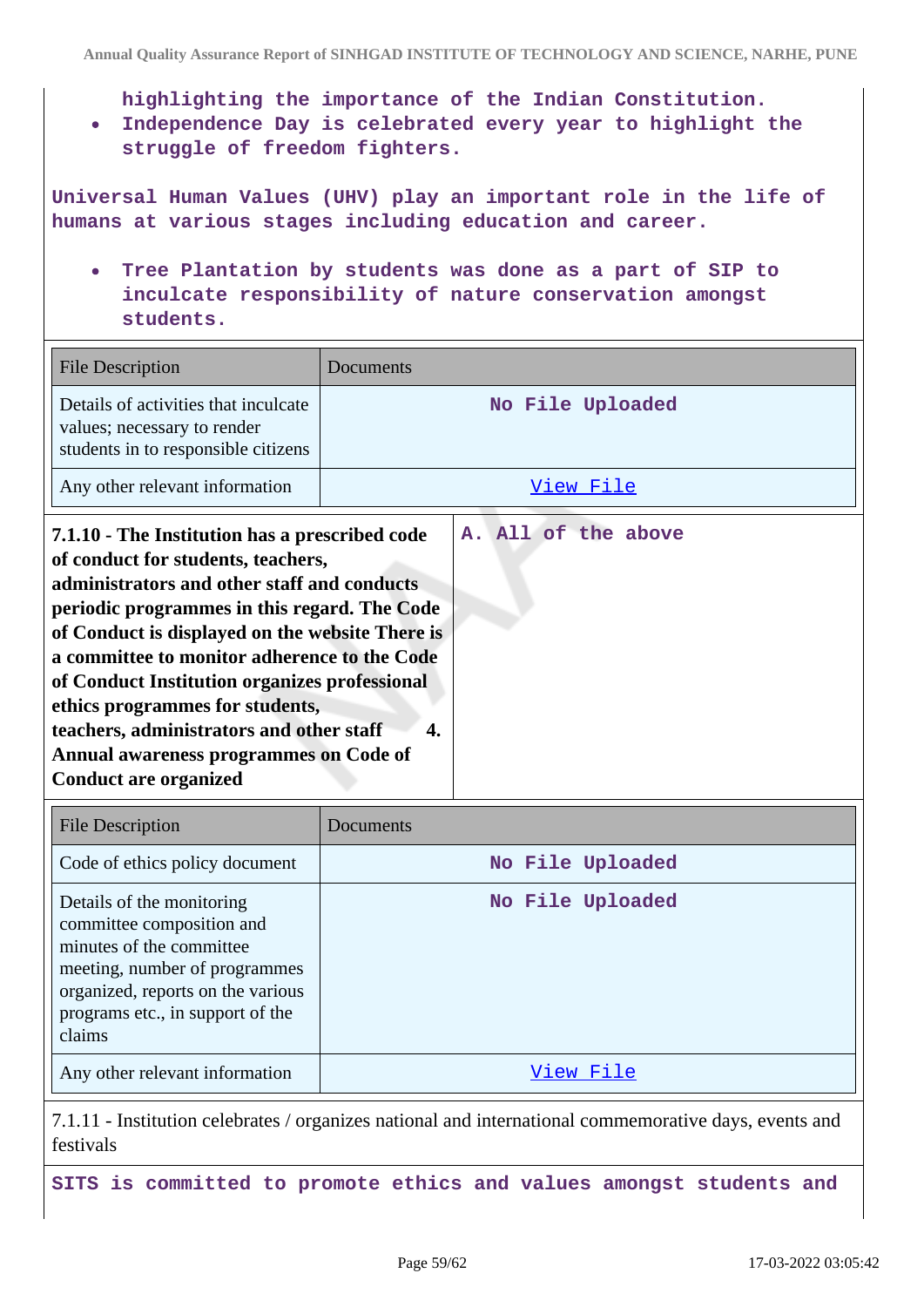highlighting the importance of the Indian Constitution.
- Independence Day is celebrated every year to highlight the struggle of freedom fighters.

Universal Human Values (UHV) play an important role in the life of humans at various stages including education and career.

- Tree Plantation by students was done as a part of SIP to inculcate responsibility of nature conservation amongst students.

| File Description | Documents |
|---|---|
| Details of activities that inculcate values; necessary to render students in to responsible citizens | No File Uploaded |
| Any other relevant information | View File |

| 7.1.10 - The Institution has a prescribed code of conduct for students, teachers, administrators and other staff and conducts periodic programmes in this regard. The Code of Conduct is displayed on the website There is a committee to monitor adherence to the Code of Conduct Institution organizes professional ethics programmes for students, teachers, administrators and other staff 4. Annual awareness programmes on Code of Conduct are organized | A. All of the above |
|---|---|

| File Description | Documents |
|---|---|
| Code of ethics policy document | No File Uploaded |
| Details of the monitoring committee composition and minutes of the committee meeting, number of programmes organized, reports on the various programs etc., in support of the claims | No File Uploaded |
| Any other relevant information | View File |

7.1.11 - Institution celebrates / organizes national and international commemorative days, events and festivals

SITS is committed to promote ethics and values amongst students and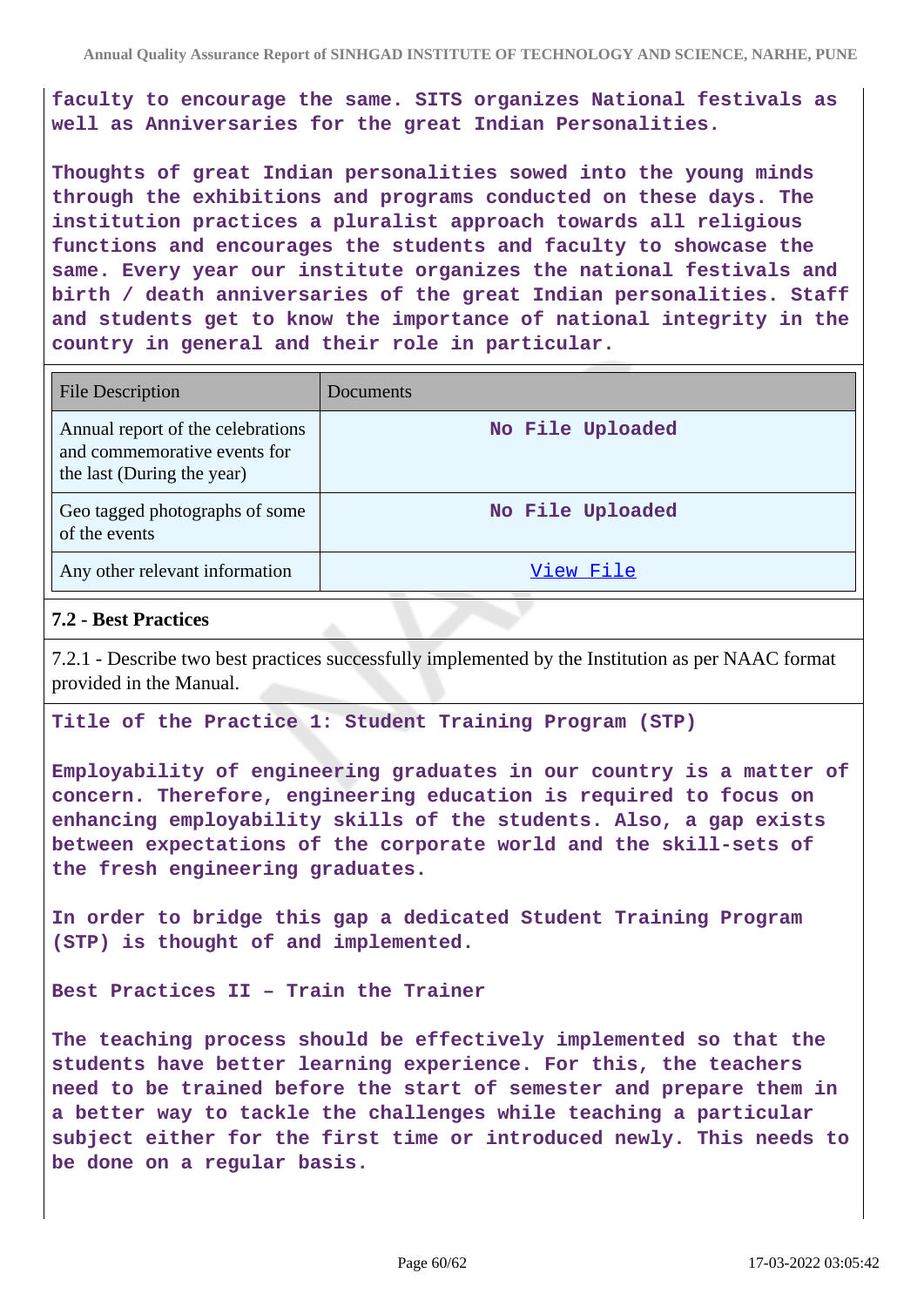**faculty to encourage the same. SITS organizes National festivals as well as Anniversaries for the great Indian Personalities.**

**Thoughts of great Indian personalities sowed into the young minds through the exhibitions and programs conducted on these days. The institution practices a pluralist approach towards all religious functions and encourages the students and faculty to showcase the same. Every year our institute organizes the national festivals and birth / death anniversaries of the great Indian personalities. Staff and students get to know the importance of national integrity in the country in general and their role in particular.**

| File Description | Documents |
| --- | --- |
| Annual report of the celebrations and commemorative events for the last (During the year) | No File Uploaded |
| Geo tagged photographs of some of the events | No File Uploaded |
| Any other relevant information | View File |

### 7.2 - Best Practices

7.2.1 - Describe two best practices successfully implemented by the Institution as per NAAC format provided in the Manual.

**Title of the Practice 1: Student Training Program (STP)**

**Employability of engineering graduates in our country is a matter of concern. Therefore, engineering education is required to focus on enhancing employability skills of the students. Also, a gap exists between expectations of the corporate world and the skill-sets of the fresh engineering graduates.**

**In order to bridge this gap a dedicated Student Training Program (STP) is thought of and implemented.**

**Best Practices II – Train the Trainer**

**The teaching process should be effectively implemented so that the students have better learning experience. For this, the teachers need to be trained before the start of semester and prepare them in a better way to tackle the challenges while teaching a particular subject either for the first time or introduced newly. This needs to be done on a regular basis.**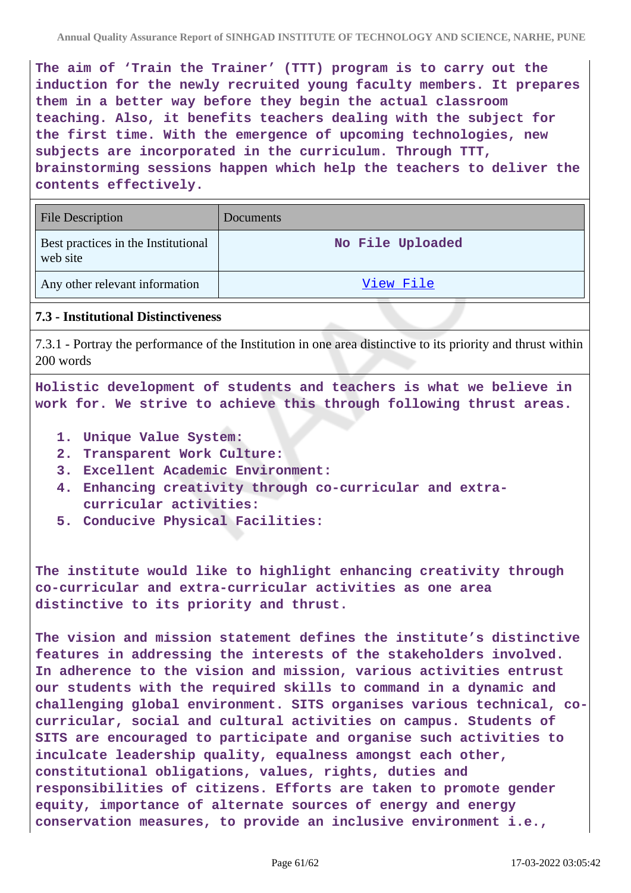**The aim of 'Train the Trainer' (TTT) program is to carry out the induction for the newly recruited young faculty members. It prepares them in a better way before they begin the actual classroom teaching. Also, it benefits teachers dealing with the subject for the first time. With the emergence of upcoming technologies, new subjects are incorporated in the curriculum. Through TTT, brainstorming sessions happen which help the teachers to deliver the contents effectively.**

| File Description | Documents |
|---|---|
| Best practices in the Institutional web site | No File Uploaded |
| Any other relevant information | View File |

### 7.3 - Institutional Distinctiveness

7.3.1 - Portray the performance of the Institution in one area distinctive to its priority and thrust within 200 words

**Holistic development of students and teachers is what we believe in work for. We strive to achieve this through following thrust areas.**

1. **Unique Value System:**
2. **Transparent Work Culture:**
3. **Excellent Academic Environment:**
4. **Enhancing creativity through co-curricular and extra-curricular activities:**
5. **Conducive Physical Facilities:**

**The institute would like to highlight enhancing creativity through co-curricular and extra-curricular activities as one area distinctive to its priority and thrust.**

**The vision and mission statement defines the institute's distinctive features in addressing the interests of the stakeholders involved. In adherence to the vision and mission, various activities entrust our students with the required skills to command in a dynamic and challenging global environment. SITS organises various technical, co-curricular, social and cultural activities on campus. Students of SITS are encouraged to participate and organise such activities to inculcate leadership quality, equalness amongst each other, constitutional obligations, values, rights, duties and responsibilities of citizens. Efforts are taken to promote gender equity, importance of alternate sources of energy and energy conservation measures, to provide an inclusive environment i.e.,**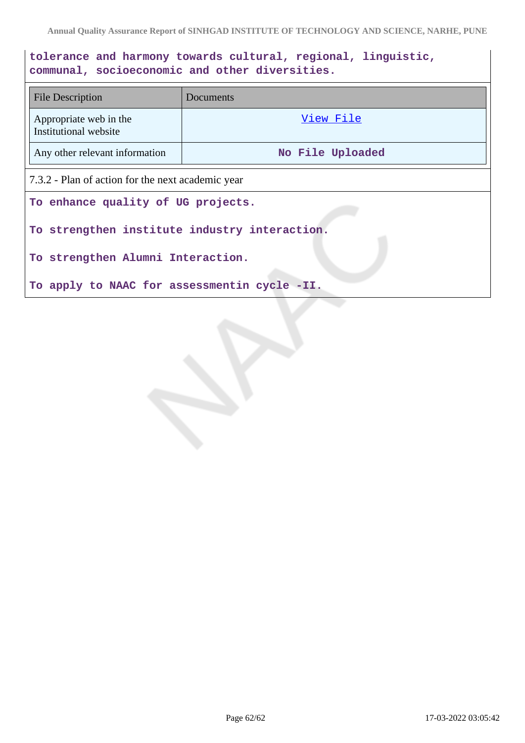tolerance and harmony towards cultural, regional, linguistic, communal, socioeconomic and other diversities.

| File Description | Documents |
| --- | --- |
| Appropriate web in the Institutional website | View File |
| Any other relevant information | No File Uploaded |

7.3.2 - Plan of action for the next academic year

To enhance quality of UG projects.

To strengthen institute industry interaction.

To strengthen Alumni Interaction.

To apply to NAAC for assessmentin cycle -II.